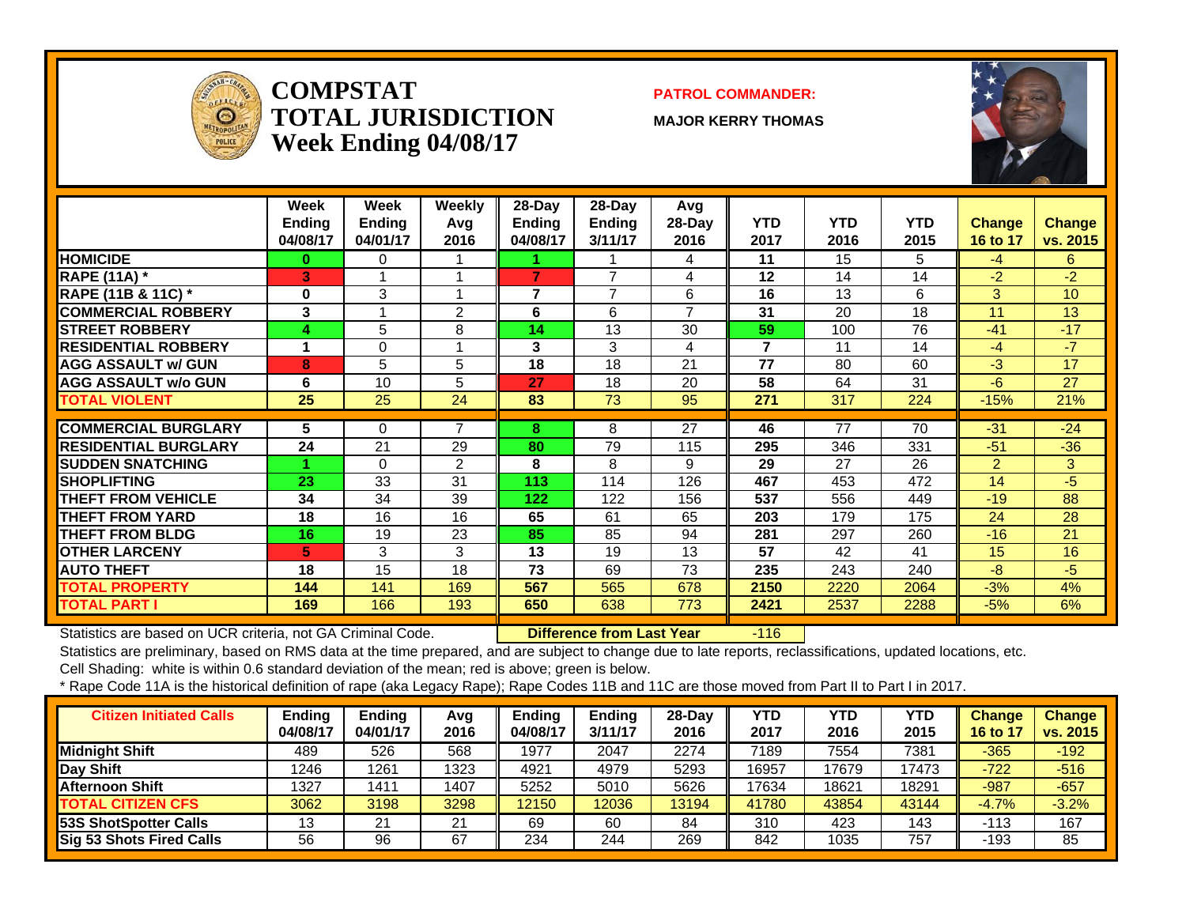# COMPSTAT TOTAL JURISDICTION Week Ending 04/08/17

**PATROL COMMANDER:**

**MAJOR KERRY THOMAS**

| | Week Ending 04/08/17 | Week Ending 04/01/17 | Weekly Avg 2016 | 28-Day Ending 04/08/17 | 28-Day Ending 3/11/17 | Avg 28-Day 2016 | YTD 2017 | YTD 2016 | YTD 2015 | Change 16 to 17 | Change vs. 2015 |
|---|---|---|---|---|---|---|---|---|---|---|---|
| HOMICIDE | 0 | 0 | 1 | 1 | 1 | 4 | 11 | 15 | 5 | -4 | 6 |
| RAPE (11A) * | 3 | 1 | 1 | 7 | 7 | 4 | 12 | 14 | 14 | -2 | -2 |
| RAPE (11B & 11C) * | 0 | 3 | 1 | 7 | 7 | 6 | 16 | 13 | 6 | 3 | 10 |
| COMMERCIAL ROBBERY | 3 | 1 | 2 | 6 | 6 | 7 | 31 | 20 | 18 | 11 | 13 |
| STREET ROBBERY | 4 | 5 | 8 | 14 | 13 | 30 | 59 | 100 | 76 | -41 | -17 |
| RESIDENTIAL ROBBERY | 1 | 0 | 1 | 3 | 3 | 4 | 7 | 11 | 14 | -4 | -7 |
| AGG ASSAULT w/ GUN | 8 | 5 | 5 | 18 | 18 | 21 | 77 | 80 | 60 | -3 | 17 |
| AGG ASSAULT w/o GUN | 6 | 10 | 5 | 27 | 18 | 20 | 58 | 64 | 31 | -6 | 27 |
| TOTAL VIOLENT | 25 | 25 | 24 | 83 | 73 | 95 | 271 | 317 | 224 | -15% | 21% |
| COMMERCIAL BURGLARY | 5 | 0 | 7 | 8 | 8 | 27 | 46 | 77 | 70 | -31 | -24 |
| RESIDENTIAL BURGLARY | 24 | 21 | 29 | 80 | 79 | 115 | 295 | 346 | 331 | -51 | -36 |
| SUDDEN SNATCHING | 1 | 0 | 2 | 8 | 8 | 9 | 29 | 27 | 26 | 2 | 3 |
| SHOPLIFTING | 23 | 33 | 31 | 113 | 114 | 126 | 467 | 453 | 472 | 14 | -5 |
| THEFT FROM VEHICLE | 34 | 34 | 39 | 122 | 122 | 156 | 537 | 556 | 449 | -19 | 88 |
| THEFT FROM YARD | 18 | 16 | 16 | 65 | 61 | 65 | 203 | 179 | 175 | 24 | 28 |
| THEFT FROM BLDG | 16 | 19 | 23 | 85 | 85 | 94 | 281 | 297 | 260 | -16 | 21 |
| OTHER LARCENY | 5 | 3 | 3 | 13 | 19 | 13 | 57 | 42 | 41 | 15 | 16 |
| AUTO THEFT | 18 | 15 | 18 | 73 | 69 | 73 | 235 | 243 | 240 | -8 | -5 |
| TOTAL PROPERTY | 144 | 141 | 169 | 567 | 565 | 678 | 2150 | 2220 | 2064 | -3% | 4% |
| TOTAL PART I | 169 | 166 | 193 | 650 | 638 | 773 | 2421 | 2537 | 2288 | -5% | 6% |

Statistics are based on UCR criteria, not GA Criminal Code. **Difference from Last Year** -116

Statistics are preliminary, based on RMS data at the time prepared, and are subject to change due to late reports, reclassifications, updated locations, etc.

Cell Shading: white is within 0.6 standard deviation of the mean; red is above; green is below.

* Rape Code 11A is the historical definition of rape (aka Legacy Rape); Rape Codes 11B and 11C are those moved from Part II to Part I in 2017.

| Citizen Initiated Calls | Ending 04/08/17 | Ending 04/01/17 | Avg 2016 | Ending 04/08/17 | Ending 3/11/17 | 28-Day 2016 | YTD 2017 | YTD 2016 | YTD 2015 | Change 16 to 17 | Change vs. 2015 |
|---|---|---|---|---|---|---|---|---|---|---|---|
| Midnight Shift | 489 | 526 | 568 | 1977 | 2047 | 2274 | 7189 | 7554 | 7381 | -365 | -192 |
| Day Shift | 1246 | 1261 | 1323 | 4921 | 4979 | 5293 | 16957 | 17679 | 17473 | -722 | -516 |
| Afternoon Shift | 1327 | 1411 | 1407 | 5252 | 5010 | 5626 | 17634 | 18621 | 18291 | -987 | -657 |
| TOTAL CITIZEN CFS | 3062 | 3198 | 3298 | 12150 | 12036 | 13194 | 41780 | 43854 | 43144 | -4.7% | -3.2% |
| 53S ShotSpotter Calls | 13 | 21 | 21 | 69 | 60 | 84 | 310 | 423 | 143 | -113 | 167 |
| Sig 53 Shots Fired Calls | 56 | 96 | 67 | 234 | 244 | 269 | 842 | 1035 | 757 | -193 | 85 |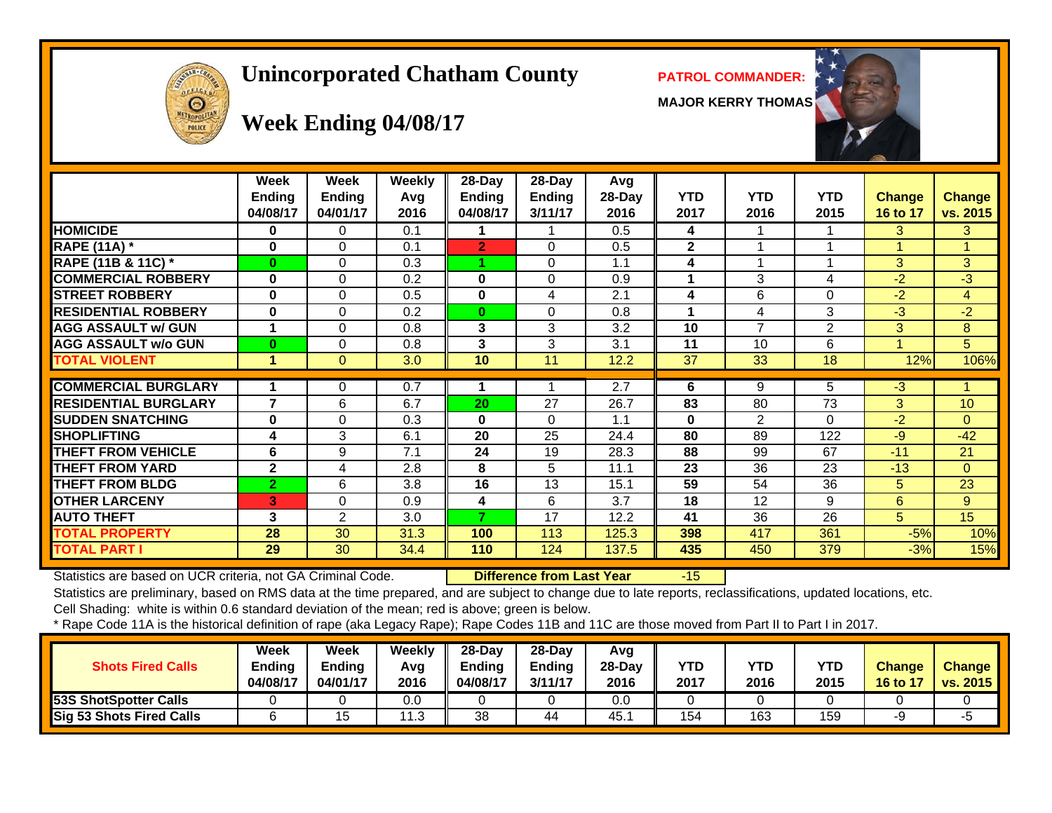# Unincorporated Chatham County

## Week Ending 04/08/17

**PATROL COMMANDER:**

**MAJOR KERRY THOMAS**

| | Week Ending 04/08/17 | Week Ending 04/01/17 | Weekly Avg 2016 | 28-Day Ending 04/08/17 | 28-Day Ending 3/11/17 | Avg 28-Day 2016 | YTD 2017 | YTD 2016 | YTD 2015 | Change 16 to 17 | Change vs. 2015 |
|---|---|---|---|---|---|---|---|---|---|---|---|
| HOMICIDE | 0 | 0 | 0.1 | 1 | 1 | 0.5 | 4 | 1 | 1 | 3 | 3 |
| RAPE (11A) * | 0 | 0 | 0.1 | 2 | 0 | 0.5 | 2 | 1 | 1 | 1 | 1 |
| RAPE (11B & 11C) * | 0 | 0 | 0.3 | 1 | 0 | 1.1 | 4 | 1 | 1 | 3 | 3 |
| COMMERCIAL ROBBERY | 0 | 0 | 0.2 | 0 | 0 | 0.9 | 1 | 3 | 4 | -2 | -3 |
| STREET ROBBERY | 0 | 0 | 0.5 | 0 | 4 | 2.1 | 4 | 6 | 0 | -2 | 4 |
| RESIDENTIAL ROBBERY | 0 | 0 | 0.2 | 0 | 0 | 0.8 | 1 | 4 | 3 | -3 | -2 |
| AGG ASSAULT w/ GUN | 1 | 0 | 0.8 | 3 | 3 | 3.2 | 10 | 7 | 2 | 3 | 8 |
| AGG ASSAULT w/o GUN | 0 | 0 | 0.8 | 3 | 3 | 3.1 | 11 | 10 | 6 | 1 | 5 |
| TOTAL VIOLENT | 1 | 0 | 3.0 | 10 | 11 | 12.2 | 37 | 33 | 18 | 12% | 106% |
| COMMERCIAL BURGLARY | 1 | 0 | 0.7 | 1 | 1 | 2.7 | 6 | 9 | 5 | -3 | 1 |
| RESIDENTIAL BURGLARY | 7 | 6 | 6.7 | 20 | 27 | 26.7 | 83 | 80 | 73 | 3 | 10 |
| SUDDEN SNATCHING | 0 | 0 | 0.3 | 0 | 0 | 1.1 | 0 | 2 | 0 | -2 | 0 |
| SHOPLIFTING | 4 | 3 | 6.1 | 20 | 25 | 24.4 | 80 | 89 | 122 | -9 | -42 |
| THEFT FROM VEHICLE | 6 | 9 | 7.1 | 24 | 19 | 28.3 | 88 | 99 | 67 | -11 | 21 |
| THEFT FROM YARD | 2 | 4 | 2.8 | 8 | 5 | 11.1 | 23 | 36 | 23 | -13 | 0 |
| THEFT FROM BLDG | 2 | 6 | 3.8 | 16 | 13 | 15.1 | 59 | 54 | 36 | 5 | 23 |
| OTHER LARCENY | 3 | 0 | 0.9 | 4 | 6 | 3.7 | 18 | 12 | 9 | 6 | 9 |
| AUTO THEFT | 3 | 2 | 3.0 | 7 | 17 | 12.2 | 41 | 36 | 26 | 5 | 15 |
| TOTAL PROPERTY | 28 | 30 | 31.3 | 100 | 113 | 125.3 | 398 | 417 | 361 | -5% | 10% |
| TOTAL PART I | 29 | 30 | 34.4 | 110 | 124 | 137.5 | 435 | 450 | 379 | -3% | 15% |

Statistics are based on UCR criteria, not GA Criminal Code. **Difference from Last Year** -15

Statistics are preliminary, based on RMS data at the time prepared, and are subject to change due to late reports, reclassifications, updated locations, etc.

Cell Shading: white is within 0.6 standard deviation of the mean; red is above; green is below.

* Rape Code 11A is the historical definition of rape (aka Legacy Rape); Rape Codes 11B and 11C are those moved from Part II to Part I in 2017.

| Shots Fired Calls | Week Ending 04/08/17 | Week Ending 04/01/17 | Weekly Avg 2016 | 28-Day Ending 04/08/17 | 28-Day Ending 3/11/17 | Avg 28-Day 2016 | YTD 2017 | YTD 2016 | YTD 2015 | Change 16 to 17 | Change vs. 2015 |
|---|---|---|---|---|---|---|---|---|---|---|---|
| 53S ShotSpotter Calls | 0 | 0 | 0.0 | 0 | 0 | 0.0 | 0 | 0 | 0 | 0 | 0 |
| Sig 53 Shots Fired Calls | 6 | 15 | 11.3 | 38 | 44 | 45.1 | 154 | 163 | 159 | -9 | -5 |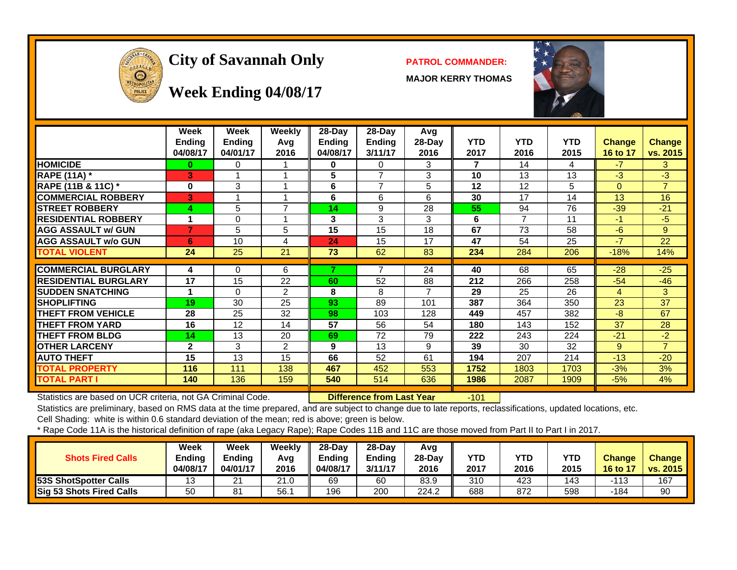# City of Savannah Only

## Week Ending 04/08/17

**PATROL COMMANDER:**

**MAJOR KERRY THOMAS**

| | Week Ending 04/08/17 | Week Ending 04/01/17 | Weekly Avg 2016 | 28-Day Ending 04/08/17 | 28-Day Ending 3/11/17 | Avg 28-Day 2016 | YTD 2017 | YTD 2016 | YTD 2015 | Change 16 to 17 | Change vs. 2015 |
|---|---|---|---|---|---|---|---|---|---|---|---|
| **HOMICIDE** | 0 | 0 | 1 | 0 | 0 | 3 | 7 | 14 | 4 | -7 | 3 |
| **RAPE (11A) *** | 3 | 1 | 1 | 5 | 7 | 3 | 10 | 13 | 13 | -3 | -3 |
| **RAPE (11B & 11C) *** | 0 | 3 | 1 | 6 | 7 | 5 | 12 | 12 | 5 | 0 | 7 |
| **COMMERCIAL ROBBERY** | 3 | 1 | 1 | 6 | 6 | 6 | 30 | 17 | 14 | 13 | 16 |
| **STREET ROBBERY** | 4 | 5 | 7 | 14 | 9 | 28 | 55 | 94 | 76 | -39 | -21 |
| **RESIDENTIAL ROBBERY** | 1 | 0 | 1 | 3 | 3 | 3 | 6 | 7 | 11 | -1 | -5 |
| **AGG ASSAULT w/ GUN** | 7 | 5 | 5 | 15 | 15 | 18 | 67 | 73 | 58 | -6 | 9 |
| **AGG ASSAULT w/o GUN** | 6 | 10 | 4 | 24 | 15 | 17 | 47 | 54 | 25 | -7 | 22 |
| **TOTAL VIOLENT** | 24 | 25 | 21 | 73 | 62 | 83 | 234 | 284 | 206 | -18% | 14% |
| **COMMERCIAL BURGLARY** | 4 | 0 | 6 | 7 | 7 | 24 | 40 | 68 | 65 | -28 | -25 |
| **RESIDENTIAL BURGLARY** | 17 | 15 | 22 | 60 | 52 | 88 | 212 | 266 | 258 | -54 | -46 |
| **SUDDEN SNATCHING** | 1 | 0 | 2 | 8 | 8 | 7 | 29 | 25 | 26 | 4 | 3 |
| **SHOPLIFTING** | 19 | 30 | 25 | 93 | 89 | 101 | 387 | 364 | 350 | 23 | 37 |
| **THEFT FROM VEHICLE** | 28 | 25 | 32 | 98 | 103 | 128 | 449 | 457 | 382 | -8 | 67 |
| **THEFT FROM YARD** | 16 | 12 | 14 | 57 | 56 | 54 | 180 | 143 | 152 | 37 | 28 |
| **THEFT FROM BLDG** | 14 | 13 | 20 | 69 | 72 | 79 | 222 | 243 | 224 | -21 | -2 |
| **OTHER LARCENY** | 2 | 3 | 2 | 9 | 13 | 9 | 39 | 30 | 32 | 9 | 7 |
| **AUTO THEFT** | 15 | 13 | 15 | 66 | 52 | 61 | 194 | 207 | 214 | -13 | -20 |
| **TOTAL PROPERTY** | 116 | 111 | 138 | 467 | 452 | 553 | 1752 | 1803 | 1703 | -3% | 3% |
| **TOTAL PART I** | 140 | 136 | 159 | 540 | 514 | 636 | 1986 | 2087 | 1909 | -5% | 4% |

Statistics are based on UCR criteria, not GA Criminal Code. **Difference from Last Year** -101

Statistics are preliminary, based on RMS data at the time prepared, and are subject to change due to late reports, reclassifications, updated locations, etc.

Cell Shading: white is within 0.6 standard deviation of the mean; red is above; green is below.

* Rape Code 11A is the historical definition of rape (aka Legacy Rape); Rape Codes 11B and 11C are those moved from Part II to Part I in 2017.

| Shots Fired Calls | Week Ending 04/08/17 | Week Ending 04/01/17 | Weekly Avg 2016 | 28-Day Ending 04/08/17 | 28-Day Ending 3/11/17 | Avg 28-Day 2016 | YTD 2017 | YTD 2016 | YTD 2015 | Change 16 to 17 | Change vs. 2015 |
|---|---|---|---|---|---|---|---|---|---|---|---|
| **53S ShotSpotter Calls** | 13 | 21 | 21.0 | 69 | 60 | 83.9 | 310 | 423 | 143 | -113 | 167 |
| **Sig 53 Shots Fired Calls** | 50 | 81 | 56.1 | 196 | 200 | 224.2 | 688 | 872 | 598 | -184 | 90 |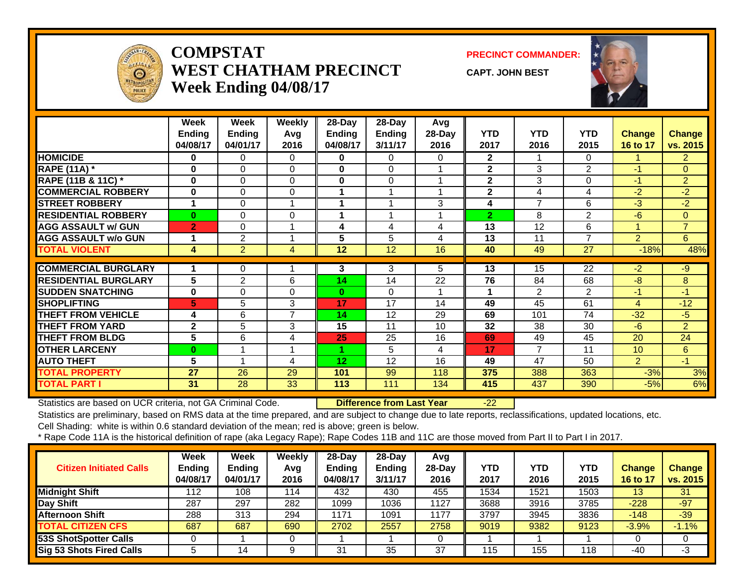# COMPSTAT
## WEST CHATHAM PRECINCT
## Week Ending 04/08/17

**PRECINCT COMMANDER:** CAPT. JOHN BEST

| | Week Ending 04/08/17 | Week Ending 04/01/17 | Weekly Avg 2016 | 28-Day Ending 04/08/17 | 28-Day Ending 3/11/17 | Avg 28-Day 2016 | YTD 2017 | YTD 2016 | YTD 2015 | Change 16 to 17 | Change vs. 2015 |
|---|---|---|---|---|---|---|---|---|---|---|---|
| HOMICIDE | 0 | 0 | 0 | 0 | 0 | 0 | 2 | 1 | 0 | 1 | 2 |
| RAPE (11A) * | 0 | 0 | 0 | 0 | 0 | 1 | 2 | 3 | 2 | -1 | 0 |
| RAPE (11B & 11C) * | 0 | 0 | 0 | 0 | 0 | 1 | 2 | 3 | 0 | -1 | 2 |
| COMMERCIAL ROBBERY | 0 | 0 | 0 | 1 | 1 | 1 | 2 | 4 | 4 | -2 | -2 |
| STREET ROBBERY | 1 | 0 | 1 | 1 | 1 | 3 | 4 | 7 | 6 | -3 | -2 |
| RESIDENTIAL ROBBERY | 0 | 0 | 0 | 1 | 1 | 1 | 2 | 8 | 2 | -6 | 0 |
| AGG ASSAULT w/ GUN | 2 | 0 | 1 | 4 | 4 | 4 | 13 | 12 | 6 | 1 | 7 |
| AGG ASSAULT w/o GUN | 1 | 2 | 1 | 5 | 5 | 4 | 13 | 11 | 7 | 2 | 6 |
| TOTAL VIOLENT | 4 | 2 | 4 | 12 | 12 | 16 | 40 | 49 | 27 | -18% | 48% |
| COMMERCIAL BURGLARY | 1 | 0 | 1 | 3 | 3 | 5 | 13 | 15 | 22 | -2 | -9 |
| RESIDENTIAL BURGLARY | 5 | 2 | 6 | 14 | 14 | 22 | 76 | 84 | 68 | -8 | 8 |
| SUDDEN SNATCHING | 0 | 0 | 0 | 0 | 0 | 1 | 1 | 2 | 2 | -1 | -1 |
| SHOPLIFTING | 5 | 5 | 3 | 17 | 17 | 14 | 49 | 45 | 61 | 4 | -12 |
| THEFT FROM VEHICLE | 4 | 6 | 7 | 14 | 12 | 29 | 69 | 101 | 74 | -32 | -5 |
| THEFT FROM YARD | 2 | 5 | 3 | 15 | 11 | 10 | 32 | 38 | 30 | -6 | 2 |
| THEFT FROM BLDG | 5 | 6 | 4 | 25 | 25 | 16 | 69 | 49 | 45 | 20 | 24 |
| OTHER LARCENY | 0 | 1 | 1 | 1 | 5 | 4 | 17 | 7 | 11 | 10 | 6 |
| AUTO THEFT | 5 | 1 | 4 | 12 | 12 | 16 | 49 | 47 | 50 | 2 | -1 |
| TOTAL PROPERTY | 27 | 26 | 29 | 101 | 99 | 118 | 375 | 388 | 363 | -3% | 3% |
| TOTAL PART I | 31 | 28 | 33 | 113 | 111 | 134 | 415 | 437 | 390 | -5% | 6% |

Statistics are based on UCR criteria, not GA Criminal Code. **Difference from Last Year** -22

Statistics are preliminary, based on RMS data at the time prepared, and are subject to change due to late reports, reclassifications, updated locations, etc.

Cell Shading: white is within 0.6 standard deviation of the mean; red is above; green is below.

* Rape Code 11A is the historical definition of rape (aka Legacy Rape); Rape Codes 11B and 11C are those moved from Part II to Part I in 2017.

| Citizen Initiated Calls | Week Ending 04/08/17 | Week Ending 04/01/17 | Weekly Avg 2016 | 28-Day Ending 04/08/17 | 28-Day Ending 3/11/17 | Avg 28-Day 2016 | YTD 2017 | YTD 2016 | YTD 2015 | Change 16 to 17 | Change vs. 2015 |
|---|---|---|---|---|---|---|---|---|---|---|---|
| Midnight Shift | 112 | 108 | 114 | 432 | 430 | 455 | 1534 | 1521 | 1503 | 13 | 31 |
| Day Shift | 287 | 297 | 282 | 1099 | 1036 | 1127 | 3688 | 3916 | 3785 | -228 | -97 |
| Afternoon Shift | 288 | 313 | 294 | 1171 | 1091 | 1177 | 3797 | 3945 | 3836 | -148 | -39 |
| TOTAL CITIZEN CFS | 687 | 687 | 690 | 2702 | 2557 | 2758 | 9019 | 9382 | 9123 | -3.9% | -1.1% |
| 53S ShotSpotter Calls | 0 | 1 | 0 | 1 | 1 | 0 | 1 | 1 | 1 | 0 | 0 |
| Sig 53 Shots Fired Calls | 5 | 14 | 9 | 31 | 35 | 37 | 115 | 155 | 118 | -40 | -3 |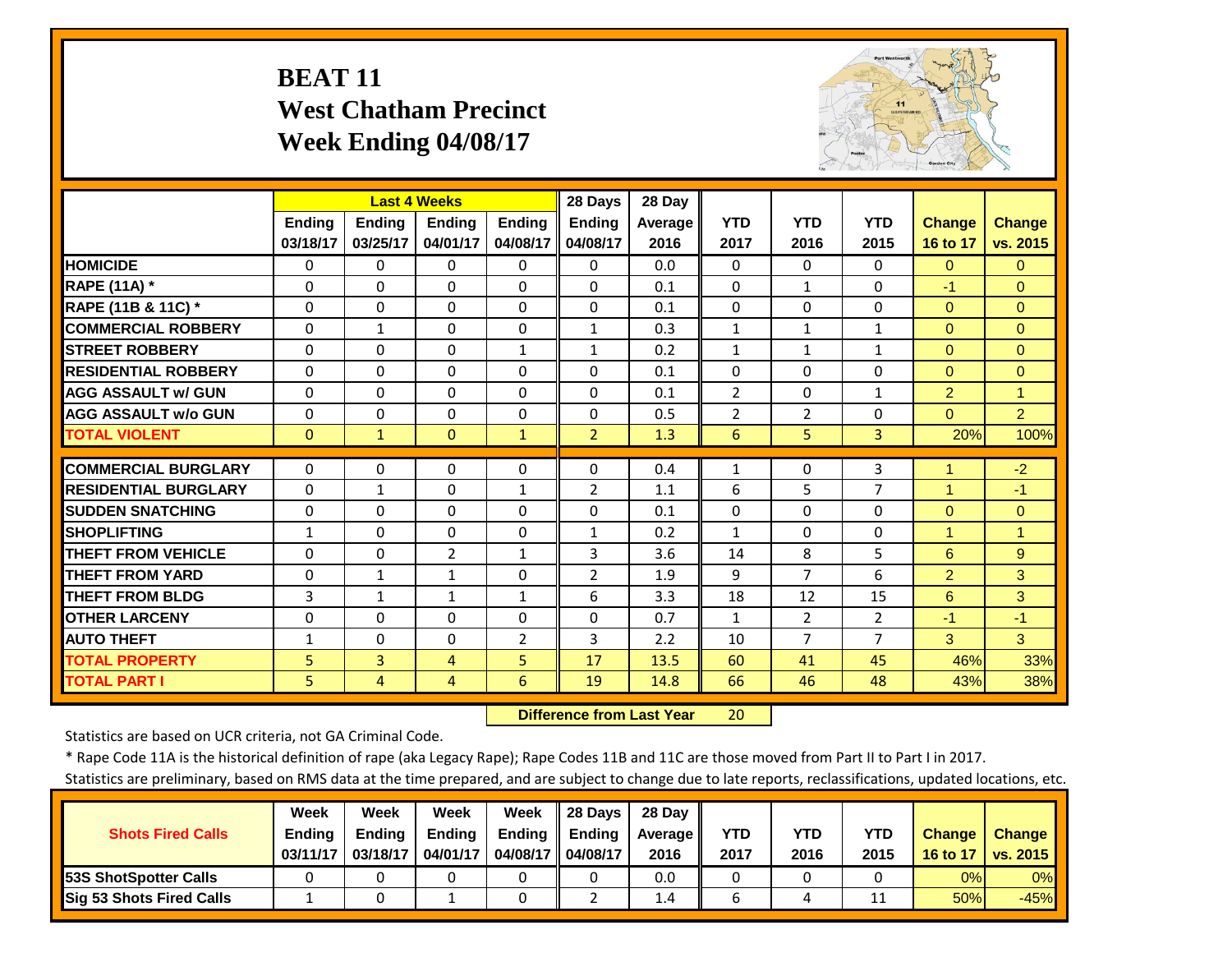# BEAT 11
## West Chatham Precinct
## Week Ending 04/08/17

| | Last 4 Weeks | | | | 28 Days | 28 Day | | | | | |
|---|---|---|---|---|---|---|---|---|---|---|---|
| | Ending 03/18/17 | Ending 03/25/17 | Ending 04/01/17 | Ending 04/08/17 | Ending 04/08/17 | Average 2016 | YTD 2017 | YTD 2016 | YTD 2015 | Change 16 to 17 | Change vs. 2015 |
| HOMICIDE | 0 | 0 | 0 | 0 | 0 | 0.0 | 0 | 0 | 0 | 0 | 0 |
| RAPE (11A) * | 0 | 0 | 0 | 0 | 0 | 0.1 | 0 | 1 | 0 | -1 | 0 |
| RAPE (11B & 11C) * | 0 | 0 | 0 | 0 | 0 | 0.1 | 0 | 0 | 0 | 0 | 0 |
| COMMERCIAL ROBBERY | 0 | 1 | 0 | 0 | 1 | 0.3 | 1 | 1 | 1 | 0 | 0 |
| STREET ROBBERY | 0 | 0 | 0 | 1 | 1 | 0.2 | 1 | 1 | 1 | 0 | 0 |
| RESIDENTIAL ROBBERY | 0 | 0 | 0 | 0 | 0 | 0.1 | 0 | 0 | 0 | 0 | 0 |
| AGG ASSAULT w/ GUN | 0 | 0 | 0 | 0 | 0 | 0.1 | 2 | 0 | 1 | 2 | 1 |
| AGG ASSAULT w/o GUN | 0 | 0 | 0 | 0 | 0 | 0.5 | 2 | 2 | 0 | 0 | 2 |
| TOTAL VIOLENT | 0 | 1 | 0 | 1 | 2 | 1.3 | 6 | 5 | 3 | 20% | 100% |
| COMMERCIAL BURGLARY | 0 | 0 | 0 | 0 | 0 | 0.4 | 1 | 0 | 3 | 1 | -2 |
| RESIDENTIAL BURGLARY | 0 | 1 | 0 | 1 | 2 | 1.1 | 6 | 5 | 7 | 1 | -1 |
| SUDDEN SNATCHING | 0 | 0 | 0 | 0 | 0 | 0.1 | 0 | 0 | 0 | 0 | 0 |
| SHOPLIFTING | 1 | 0 | 0 | 0 | 1 | 0.2 | 1 | 0 | 0 | 1 | 1 |
| THEFT FROM VEHICLE | 0 | 0 | 2 | 1 | 3 | 3.6 | 14 | 8 | 5 | 6 | 9 |
| THEFT FROM YARD | 0 | 1 | 1 | 0 | 2 | 1.9 | 9 | 7 | 6 | 2 | 3 |
| THEFT FROM BLDG | 3 | 1 | 1 | 1 | 6 | 3.3 | 18 | 12 | 15 | 6 | 3 |
| OTHER LARCENY | 0 | 0 | 0 | 0 | 0 | 0.7 | 1 | 2 | 2 | -1 | -1 |
| AUTO THEFT | 1 | 0 | 0 | 2 | 3 | 2.2 | 10 | 7 | 7 | 3 | 3 |
| TOTAL PROPERTY | 5 | 3 | 4 | 5 | 17 | 13.5 | 60 | 41 | 45 | 46% | 33% |
| TOTAL PART I | 5 | 4 | 4 | 6 | 19 | 14.8 | 66 | 46 | 48 | 43% | 38% |

**Difference from Last Year** 20

Statistics are based on UCR criteria, not GA Criminal Code.

* Rape Code 11A is the historical definition of rape (aka Legacy Rape); Rape Codes 11B and 11C are those moved from Part II to Part I in 2017.

Statistics are preliminary, based on RMS data at the time prepared, and are subject to change due to late reports, reclassifications, updated locations, etc.

| Shots Fired Calls | Week Ending 03/11/17 | Week Ending 03/18/17 | Week Ending 04/01/17 | Week Ending 04/08/17 | 28 Days Ending 04/08/17 | 28 Day Average 2016 | YTD 2017 | YTD 2016 | YTD 2015 | Change 16 to 17 | Change vs. 2015 |
|---|---|---|---|---|---|---|---|---|---|---|---|
| 53S ShotSpotter Calls | 0 | 0 | 0 | 0 | 0 | 0.0 | 0 | 0 | 0 | 0% | 0% |
| Sig 53 Shots Fired Calls | 1 | 0 | 1 | 0 | 2 | 1.4 | 6 | 4 | 11 | 50% | -45% |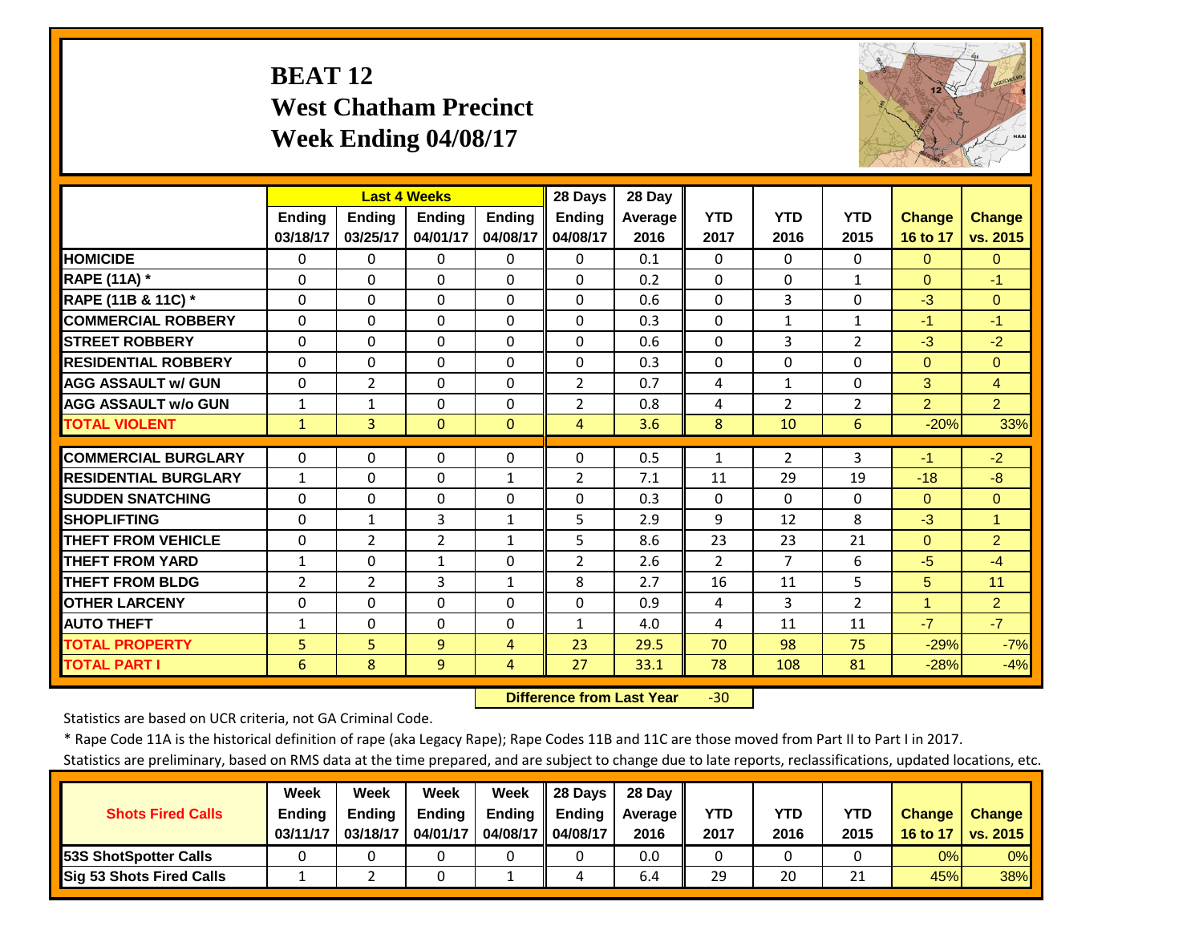# BEAT 12
## West Chatham Precinct
## Week Ending 04/08/17

| | Last 4 Weeks | | | | 28 Days | 28 Day | | | | | |
|---|---|---|---|---|---|---|---|---|---|---|---|
| | Ending 03/18/17 | Ending 03/25/17 | Ending 04/01/17 | Ending 04/08/17 | Ending 04/08/17 | Average 2016 | YTD 2017 | YTD 2016 | YTD 2015 | Change 16 to 17 | Change vs. 2015 |
| HOMICIDE | 0 | 0 | 0 | 0 | 0 | 0.1 | 0 | 0 | 0 | 0 | 0 |
| RAPE (11A) * | 0 | 0 | 0 | 0 | 0 | 0.2 | 0 | 0 | 1 | 0 | -1 |
| RAPE (11B & 11C) * | 0 | 0 | 0 | 0 | 0 | 0.6 | 0 | 3 | 0 | -3 | 0 |
| COMMERCIAL ROBBERY | 0 | 0 | 0 | 0 | 0 | 0.3 | 0 | 1 | 1 | -1 | -1 |
| STREET ROBBERY | 0 | 0 | 0 | 0 | 0 | 0.6 | 0 | 3 | 2 | -3 | -2 |
| RESIDENTIAL ROBBERY | 0 | 0 | 0 | 0 | 0 | 0.3 | 0 | 0 | 0 | 0 | 0 |
| AGG ASSAULT w/ GUN | 0 | 2 | 0 | 0 | 2 | 0.7 | 4 | 1 | 0 | 3 | 4 |
| AGG ASSAULT w/o GUN | 1 | 1 | 0 | 0 | 2 | 0.8 | 4 | 2 | 2 | 2 | 2 |
| TOTAL VIOLENT | 1 | 3 | 0 | 0 | 4 | 3.6 | 8 | 10 | 6 | -20% | 33% |
| COMMERCIAL BURGLARY | 0 | 0 | 0 | 0 | 0 | 0.5 | 1 | 2 | 3 | -1 | -2 |
| RESIDENTIAL BURGLARY | 1 | 0 | 0 | 1 | 2 | 7.1 | 11 | 29 | 19 | -18 | -8 |
| SUDDEN SNATCHING | 0 | 0 | 0 | 0 | 0 | 0.3 | 0 | 0 | 0 | 0 | 0 |
| SHOPLIFTING | 0 | 1 | 3 | 1 | 5 | 2.9 | 9 | 12 | 8 | -3 | 1 |
| THEFT FROM VEHICLE | 0 | 2 | 2 | 1 | 5 | 8.6 | 23 | 23 | 21 | 0 | 2 |
| THEFT FROM YARD | 1 | 0 | 1 | 0 | 2 | 2.6 | 2 | 7 | 6 | -5 | -4 |
| THEFT FROM BLDG | 2 | 2 | 3 | 1 | 8 | 2.7 | 16 | 11 | 5 | 5 | 11 |
| OTHER LARCENY | 0 | 0 | 0 | 0 | 0 | 0.9 | 4 | 3 | 2 | 1 | 2 |
| AUTO THEFT | 1 | 0 | 0 | 0 | 1 | 4.0 | 4 | 11 | 11 | -7 | -7 |
| TOTAL PROPERTY | 5 | 5 | 9 | 4 | 23 | 29.5 | 70 | 98 | 75 | -29% | -7% |
| TOTAL PART I | 6 | 8 | 9 | 4 | 27 | 33.1 | 78 | 108 | 81 | -28% | -4% |

**Difference from Last Year** -30

Statistics are based on UCR criteria, not GA Criminal Code.

* Rape Code 11A is the historical definition of rape (aka Legacy Rape); Rape Codes 11B and 11C are those moved from Part II to Part I in 2017.

Statistics are preliminary, based on RMS data at the time prepared, and are subject to change due to late reports, reclassifications, updated locations, etc.

| Shots Fired Calls | Week Ending 03/11/17 | Week Ending 03/18/17 | Week Ending 04/01/17 | Week Ending 04/08/17 | 28 Days Ending 04/08/17 | 28 Day Average 2016 | YTD 2017 | YTD 2016 | YTD 2015 | Change 16 to 17 | Change vs. 2015 |
|---|---|---|---|---|---|---|---|---|---|---|---|
| 53S ShotSpotter Calls | 0 | 0 | 0 | 0 | 0 | 0.0 | 0 | 0 | 0 | 0% | 0% |
| Sig 53 Shots Fired Calls | 1 | 2 | 0 | 1 | 4 | 6.4 | 29 | 20 | 21 | 45% | 38% |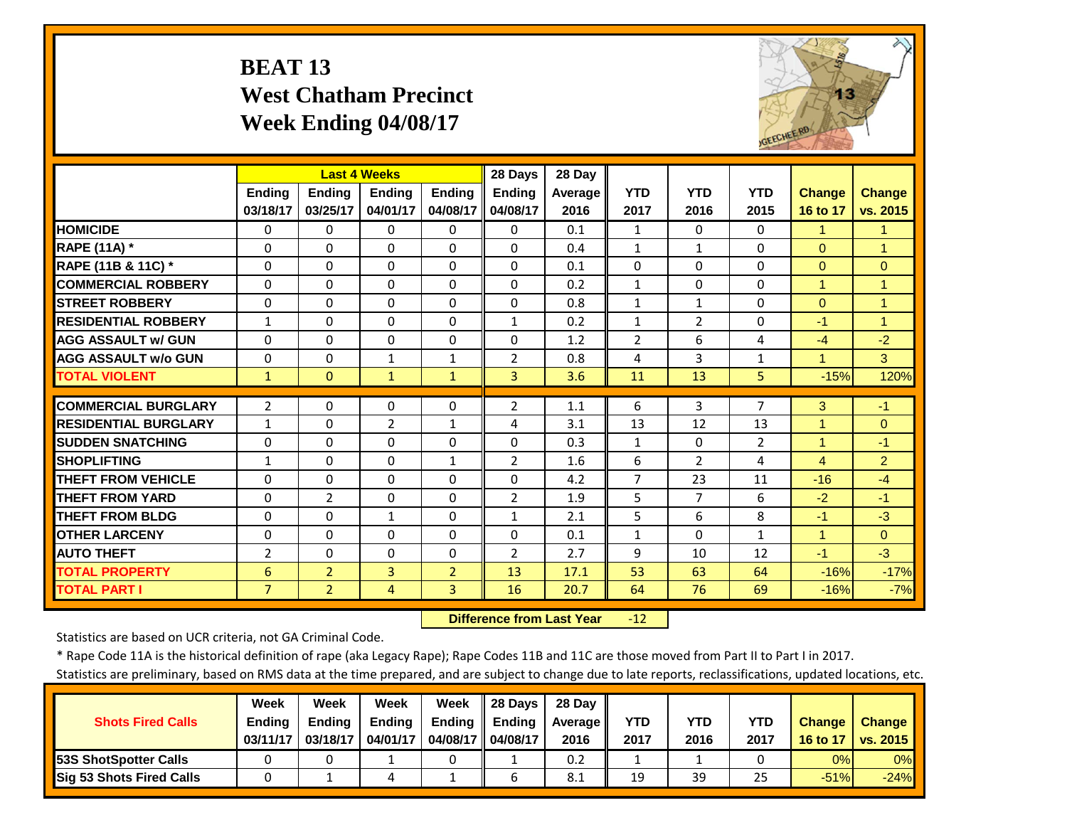# BEAT 13
## West Chatham Precinct
## Week Ending 04/08/17

| | Last 4 Weeks | | | | 28 Days | 28 Day | | | | | |
|---|---|---|---|---|---|---|---|---|---|---|---|
| | Ending 03/18/17 | Ending 03/25/17 | Ending 04/01/17 | Ending 04/08/17 | Ending 04/08/17 | Average 2016 | YTD 2017 | YTD 2016 | YTD 2015 | Change 16 to 17 | Change vs. 2015 |
| HOMICIDE | 0 | 0 | 0 | 0 | 0 | 0.1 | 1 | 0 | 0 | 1 | 1 |
| RAPE (11A) * | 0 | 0 | 0 | 0 | 0 | 0.4 | 1 | 1 | 0 | 0 | 1 |
| RAPE (11B & 11C) * | 0 | 0 | 0 | 0 | 0 | 0.1 | 0 | 0 | 0 | 0 | 0 |
| COMMERCIAL ROBBERY | 0 | 0 | 0 | 0 | 0 | 0.2 | 1 | 0 | 0 | 1 | 1 |
| STREET ROBBERY | 0 | 0 | 0 | 0 | 0 | 0.8 | 1 | 1 | 0 | 0 | 1 |
| RESIDENTIAL ROBBERY | 1 | 0 | 0 | 0 | 1 | 0.2 | 1 | 2 | 0 | -1 | 1 |
| AGG ASSAULT w/ GUN | 0 | 0 | 0 | 0 | 0 | 1.2 | 2 | 6 | 4 | -4 | -2 |
| AGG ASSAULT w/o GUN | 0 | 0 | 1 | 1 | 2 | 0.8 | 4 | 3 | 1 | 1 | 3 |
| TOTAL VIOLENT | 1 | 0 | 1 | 1 | 3 | 3.6 | 11 | 13 | 5 | -15% | 120% |
| COMMERCIAL BURGLARY | 2 | 0 | 0 | 0 | 2 | 1.1 | 6 | 3 | 7 | 3 | -1 |
| RESIDENTIAL BURGLARY | 1 | 0 | 2 | 1 | 4 | 3.1 | 13 | 12 | 13 | 1 | 0 |
| SUDDEN SNATCHING | 0 | 0 | 0 | 0 | 0 | 0.3 | 1 | 0 | 2 | 1 | -1 |
| SHOPLIFTING | 1 | 0 | 0 | 1 | 2 | 1.6 | 6 | 2 | 4 | 4 | 2 |
| THEFT FROM VEHICLE | 0 | 0 | 0 | 0 | 0 | 4.2 | 7 | 23 | 11 | -16 | -4 |
| THEFT FROM YARD | 0 | 2 | 0 | 0 | 2 | 1.9 | 5 | 7 | 6 | -2 | -1 |
| THEFT FROM BLDG | 0 | 0 | 1 | 0 | 1 | 2.1 | 5 | 6 | 8 | -1 | -3 |
| OTHER LARCENY | 0 | 0 | 0 | 0 | 0 | 0.1 | 1 | 0 | 1 | 1 | 0 |
| AUTO THEFT | 2 | 0 | 0 | 0 | 2 | 2.7 | 9 | 10 | 12 | -1 | -3 |
| TOTAL PROPERTY | 6 | 2 | 3 | 2 | 13 | 17.1 | 53 | 63 | 64 | -16% | -17% |
| TOTAL PART I | 7 | 2 | 4 | 3 | 16 | 20.7 | 64 | 76 | 69 | -16% | -7% |

**Difference from Last Year** -12

Statistics are based on UCR criteria, not GA Criminal Code.

* Rape Code 11A is the historical definition of rape (aka Legacy Rape); Rape Codes 11B and 11C are those moved from Part II to Part I in 2017.

Statistics are preliminary, based on RMS data at the time prepared, and are subject to change due to late reports, reclassifications, updated locations, etc.

| Shots Fired Calls | Week Ending 03/11/17 | Week Ending 03/18/17 | Week Ending 04/01/17 | Week Ending 04/08/17 | 28 Days Ending 04/08/17 | 28 Day Average 2016 | YTD 2017 | YTD 2016 | YTD 2017 | Change 16 to 17 | Change vs. 2015 |
|---|---|---|---|---|---|---|---|---|---|---|---|
| 53S ShotSpotter Calls | 0 | 0 | 1 | 0 | 1 | 0.2 | 1 | 1 | 0 | 0% | 0% |
| Sig 53 Shots Fired Calls | 0 | 1 | 4 | 1 | 6 | 8.1 | 19 | 39 | 25 | -51% | -24% |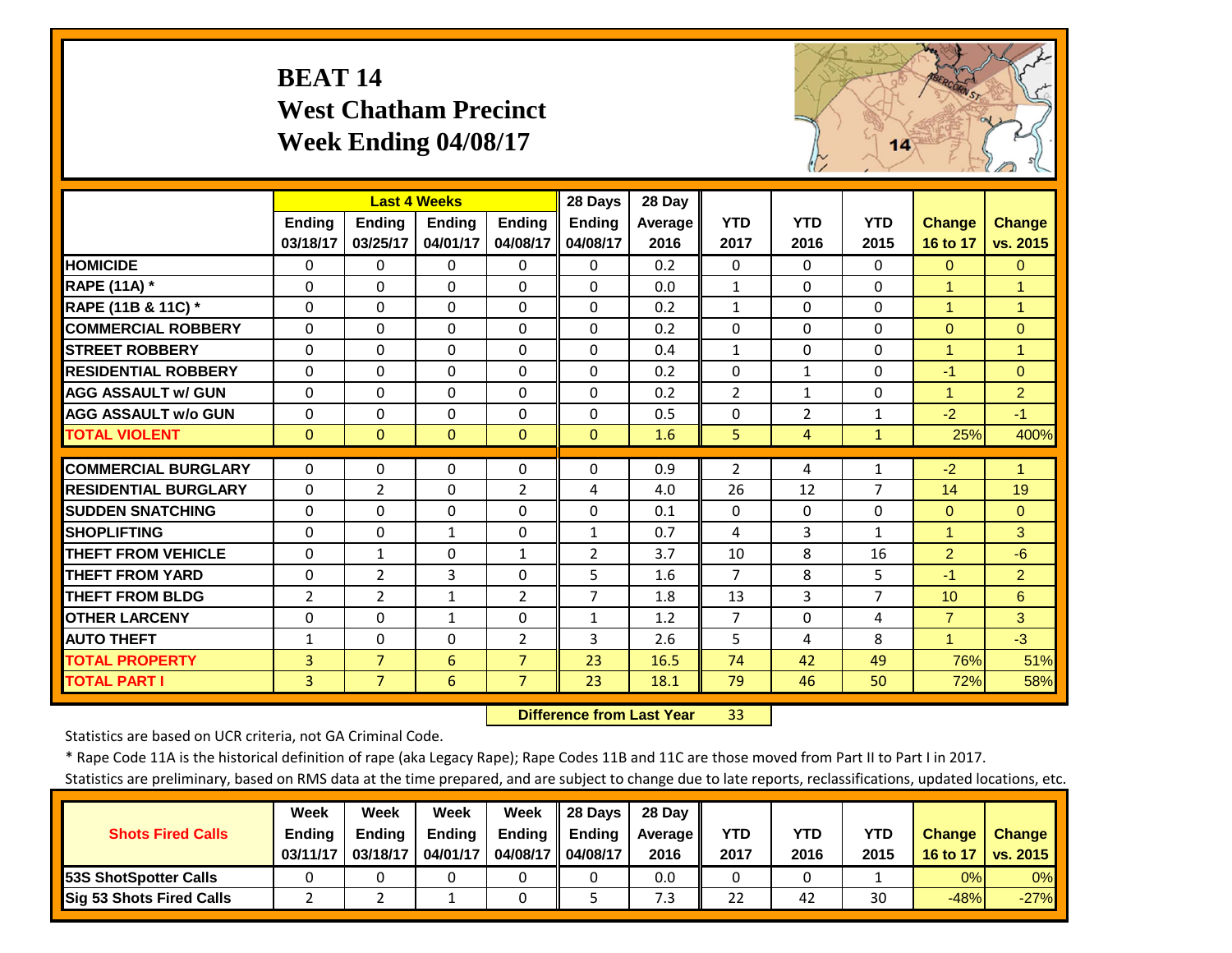# BEAT 14
## West Chatham Precinct
## Week Ending 04/08/17

| | Last 4 Weeks | | | | 28 Days | 28 Day | | | | | |
|---|---|---|---|---|---|---|---|---|---|---|---|
| | Ending 03/18/17 | Ending 03/25/17 | Ending 04/01/17 | Ending 04/08/17 | Ending 04/08/17 | Average 2016 | YTD 2017 | YTD 2016 | YTD 2015 | Change 16 to 17 | Change vs. 2015 |
| HOMICIDE | 0 | 0 | 0 | 0 | 0 | 0.2 | 0 | 0 | 0 | 0 | 0 |
| RAPE (11A) * | 0 | 0 | 0 | 0 | 0 | 0.0 | 1 | 0 | 0 | 1 | 1 |
| RAPE (11B & 11C) * | 0 | 0 | 0 | 0 | 0 | 0.2 | 1 | 0 | 0 | 1 | 1 |
| COMMERCIAL ROBBERY | 0 | 0 | 0 | 0 | 0 | 0.2 | 0 | 0 | 0 | 0 | 0 |
| STREET ROBBERY | 0 | 0 | 0 | 0 | 0 | 0.4 | 1 | 0 | 0 | 1 | 1 |
| RESIDENTIAL ROBBERY | 0 | 0 | 0 | 0 | 0 | 0.2 | 0 | 1 | 0 | -1 | 0 |
| AGG ASSAULT w/ GUN | 0 | 0 | 0 | 0 | 0 | 0.2 | 2 | 1 | 0 | 1 | 2 |
| AGG ASSAULT w/o GUN | 0 | 0 | 0 | 0 | 0 | 0.5 | 0 | 2 | 1 | -2 | -1 |
| TOTAL VIOLENT | 0 | 0 | 0 | 0 | 0 | 1.6 | 5 | 4 | 1 | 25% | 400% |
| COMMERCIAL BURGLARY | 0 | 0 | 0 | 0 | 0 | 0.9 | 2 | 4 | 1 | -2 | 1 |
| RESIDENTIAL BURGLARY | 0 | 2 | 0 | 2 | 4 | 4.0 | 26 | 12 | 7 | 14 | 19 |
| SUDDEN SNATCHING | 0 | 0 | 0 | 0 | 0 | 0.1 | 0 | 0 | 0 | 0 | 0 |
| SHOPLIFTING | 0 | 0 | 1 | 0 | 1 | 0.7 | 4 | 3 | 1 | 1 | 3 |
| THEFT FROM VEHICLE | 0 | 1 | 0 | 1 | 2 | 3.7 | 10 | 8 | 16 | 2 | -6 |
| THEFT FROM YARD | 0 | 2 | 3 | 0 | 5 | 1.6 | 7 | 8 | 5 | -1 | 2 |
| THEFT FROM BLDG | 2 | 2 | 1 | 2 | 7 | 1.8 | 13 | 3 | 7 | 10 | 6 |
| OTHER LARCENY | 0 | 0 | 1 | 0 | 1 | 1.2 | 7 | 0 | 4 | 7 | 3 |
| AUTO THEFT | 1 | 0 | 0 | 2 | 3 | 2.6 | 5 | 4 | 8 | 1 | -3 |
| TOTAL PROPERTY | 3 | 7 | 6 | 7 | 23 | 16.5 | 74 | 42 | 49 | 76% | 51% |
| TOTAL PART I | 3 | 7 | 6 | 7 | 23 | 18.1 | 79 | 46 | 50 | 72% | 58% |

**Difference from Last Year** 33

Statistics are based on UCR criteria, not GA Criminal Code.

* Rape Code 11A is the historical definition of rape (aka Legacy Rape); Rape Codes 11B and 11C are those moved from Part II to Part I in 2017.

Statistics are preliminary, based on RMS data at the time prepared, and are subject to change due to late reports, reclassifications, updated locations, etc.

| Shots Fired Calls | Week Ending 03/11/17 | Week Ending 03/18/17 | Week Ending 04/01/17 | Week Ending 04/08/17 | 28 Days Ending 04/08/17 | 28 Day Average 2016 | YTD 2017 | YTD 2016 | YTD 2015 | Change 16 to 17 | Change vs. 2015 |
|---|---|---|---|---|---|---|---|---|---|---|---|
| 53S ShotSpotter Calls | 0 | 0 | 0 | 0 | 0 | 0.0 | 0 | 0 | 1 | 0% | 0% |
| Sig 53 Shots Fired Calls | 2 | 2 | 1 | 0 | 5 | 7.3 | 22 | 42 | 30 | -48% | -27% |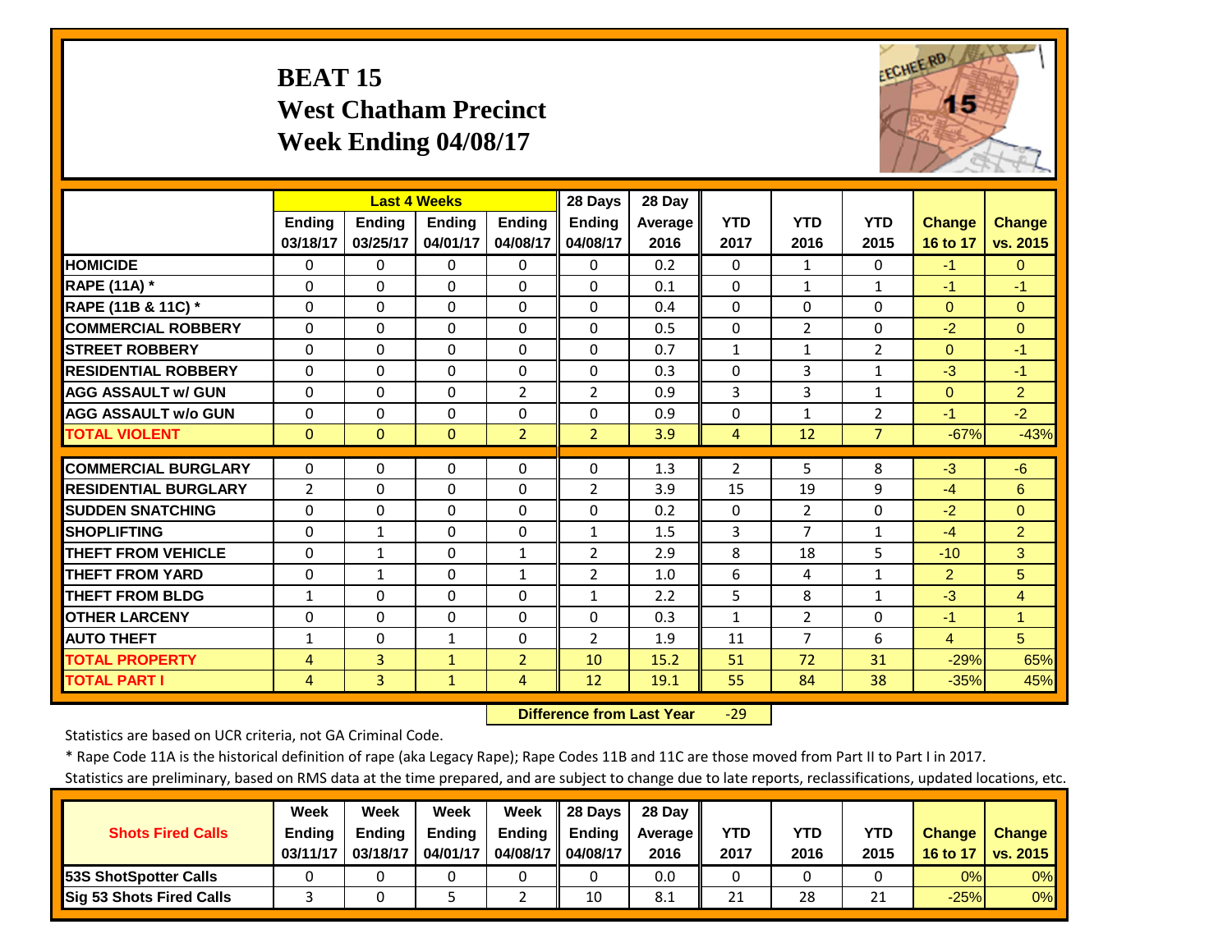# BEAT 15
## West Chatham Precinct
## Week Ending 04/08/17

| | Last 4 Weeks | | | | 28 Days | 28 Day | | | | | |
|---|---|---|---|---|---|---|---|---|---|---|---|
| | Ending 03/18/17 | Ending 03/25/17 | Ending 04/01/17 | Ending 04/08/17 | Ending 04/08/17 | Average 2016 | YTD 2017 | YTD 2016 | YTD 2015 | Change 16 to 17 | Change vs. 2015 |
| HOMICIDE | 0 | 0 | 0 | 0 | 0 | 0.2 | 0 | 1 | 0 | -1 | 0 |
| RAPE (11A) * | 0 | 0 | 0 | 0 | 0 | 0.1 | 0 | 1 | 1 | -1 | -1 |
| RAPE (11B & 11C) * | 0 | 0 | 0 | 0 | 0 | 0.4 | 0 | 0 | 0 | 0 | 0 |
| COMMERCIAL ROBBERY | 0 | 0 | 0 | 0 | 0 | 0.5 | 0 | 2 | 0 | -2 | 0 |
| STREET ROBBERY | 0 | 0 | 0 | 0 | 0 | 0.7 | 1 | 1 | 2 | 0 | -1 |
| RESIDENTIAL ROBBERY | 0 | 0 | 0 | 0 | 0 | 0.3 | 0 | 3 | 1 | -3 | -1 |
| AGG ASSAULT w/ GUN | 0 | 0 | 0 | 2 | 2 | 0.9 | 3 | 3 | 1 | 0 | 2 |
| AGG ASSAULT w/o GUN | 0 | 0 | 0 | 0 | 0 | 0.9 | 0 | 1 | 2 | -1 | -2 |
| TOTAL VIOLENT | 0 | 0 | 0 | 2 | 2 | 3.9 | 4 | 12 | 7 | -67% | -43% |
| COMMERCIAL BURGLARY | 0 | 0 | 0 | 0 | 0 | 1.3 | 2 | 5 | 8 | -3 | -6 |
| RESIDENTIAL BURGLARY | 2 | 0 | 0 | 0 | 2 | 3.9 | 15 | 19 | 9 | -4 | 6 |
| SUDDEN SNATCHING | 0 | 0 | 0 | 0 | 0 | 0.2 | 0 | 2 | 0 | -2 | 0 |
| SHOPLIFTING | 0 | 1 | 0 | 0 | 1 | 1.5 | 3 | 7 | 1 | -4 | 2 |
| THEFT FROM VEHICLE | 0 | 1 | 0 | 1 | 2 | 2.9 | 8 | 18 | 5 | -10 | 3 |
| THEFT FROM YARD | 0 | 1 | 0 | 1 | 2 | 1.0 | 6 | 4 | 1 | 2 | 5 |
| THEFT FROM BLDG | 1 | 0 | 0 | 0 | 1 | 2.2 | 5 | 8 | 1 | -3 | 4 |
| OTHER LARCENY | 0 | 0 | 0 | 0 | 0 | 0.3 | 1 | 2 | 0 | -1 | 1 |
| AUTO THEFT | 1 | 0 | 1 | 0 | 2 | 1.9 | 11 | 7 | 6 | 4 | 5 |
| TOTAL PROPERTY | 4 | 3 | 1 | 2 | 10 | 15.2 | 51 | 72 | 31 | -29% | 65% |
| TOTAL PART I | 4 | 3 | 1 | 4 | 12 | 19.1 | 55 | 84 | 38 | -35% | 45% |

**Difference from Last Year** -29

Statistics are based on UCR criteria, not GA Criminal Code.

* Rape Code 11A is the historical definition of rape (aka Legacy Rape); Rape Codes 11B and 11C are those moved from Part II to Part I in 2017.

Statistics are preliminary, based on RMS data at the time prepared, and are subject to change due to late reports, reclassifications, updated locations, etc.

| Shots Fired Calls | Week Ending 03/11/17 | Week Ending 03/18/17 | Week Ending 04/01/17 | Week Ending 04/08/17 | 28 Days Ending 04/08/17 | 28 Day Average 2016 | YTD 2017 | YTD 2016 | YTD 2015 | Change 16 to 17 | Change vs. 2015 |
|---|---|---|---|---|---|---|---|---|---|---|---|
| 53S ShotSpotter Calls | 0 | 0 | 0 | 0 | 0 | 0.0 | 0 | 0 | 0 | 0% | 0% |
| Sig 53 Shots Fired Calls | 3 | 0 | 5 | 2 | 10 | 8.1 | 21 | 28 | 21 | -25% | 0% |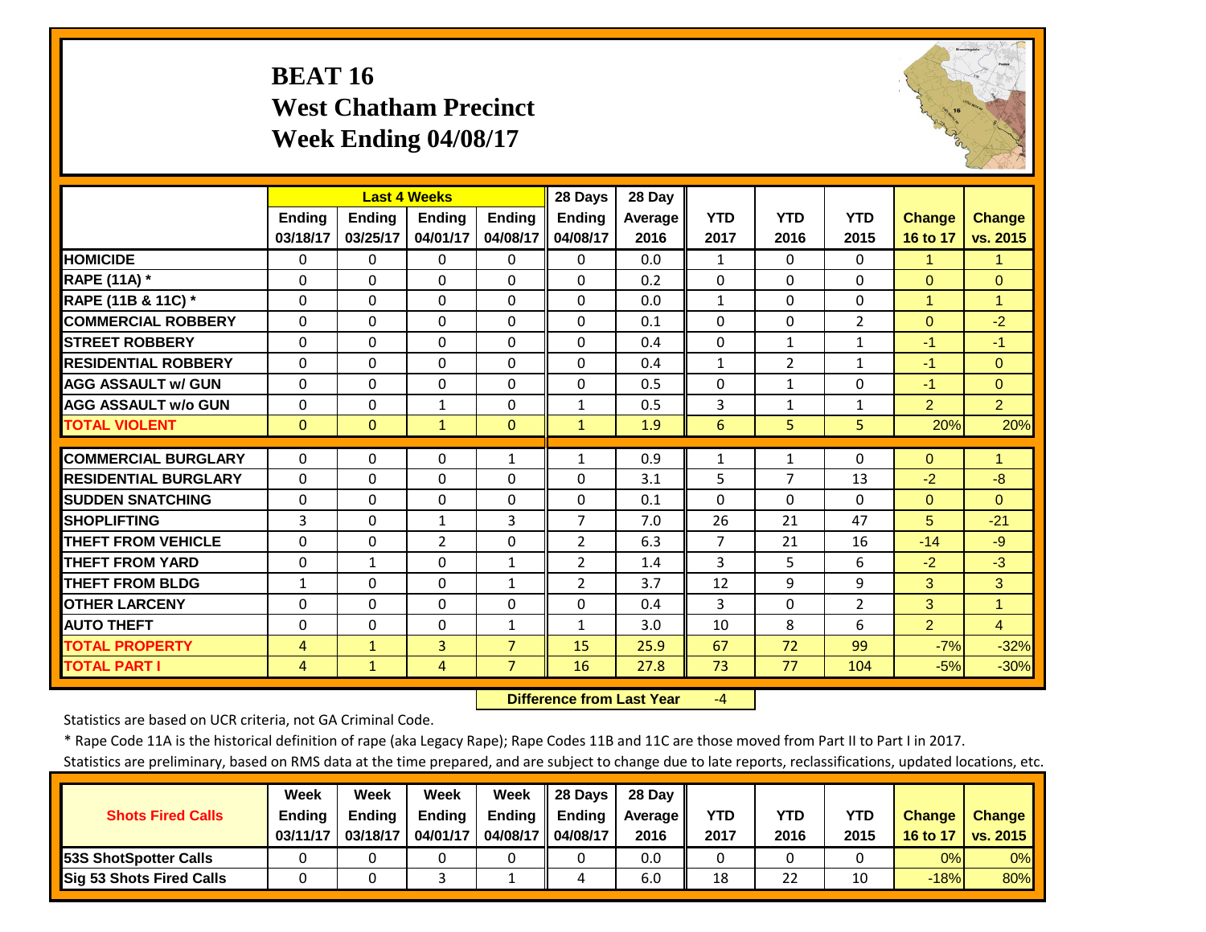# BEAT 16
## West Chatham Precinct
## Week Ending 04/08/17

| | Last 4 Weeks | | | | 28 Days | 28 Day | | | | | |
|---|---|---|---|---|---|---|---|---|---|---|---|
| | Ending 03/18/17 | Ending 03/25/17 | Ending 04/01/17 | Ending 04/08/17 | Ending 04/08/17 | Average 2016 | YTD 2017 | YTD 2016 | YTD 2015 | Change 16 to 17 | Change vs. 2015 |
| HOMICIDE | 0 | 0 | 0 | 0 | 0 | 0.0 | 1 | 0 | 0 | 1 | 1 |
| RAPE (11A) * | 0 | 0 | 0 | 0 | 0 | 0.2 | 0 | 0 | 0 | 0 | 0 |
| RAPE (11B & 11C) * | 0 | 0 | 0 | 0 | 0 | 0.0 | 1 | 0 | 0 | 1 | 1 |
| COMMERCIAL ROBBERY | 0 | 0 | 0 | 0 | 0 | 0.1 | 0 | 0 | 2 | 0 | -2 |
| STREET ROBBERY | 0 | 0 | 0 | 0 | 0 | 0.4 | 0 | 1 | 1 | -1 | -1 |
| RESIDENTIAL ROBBERY | 0 | 0 | 0 | 0 | 0 | 0.4 | 1 | 2 | 1 | -1 | 0 |
| AGG ASSAULT w/ GUN | 0 | 0 | 0 | 0 | 0 | 0.5 | 0 | 1 | 0 | -1 | 0 |
| AGG ASSAULT w/o GUN | 0 | 0 | 1 | 0 | 1 | 0.5 | 3 | 1 | 1 | 2 | 2 |
| TOTAL VIOLENT | 0 | 0 | 1 | 0 | 1 | 1.9 | 6 | 5 | 5 | 20% | 20% |
| COMMERCIAL BURGLARY | 0 | 0 | 0 | 1 | 1 | 0.9 | 1 | 1 | 0 | 0 | 1 |
| RESIDENTIAL BURGLARY | 0 | 0 | 0 | 0 | 0 | 3.1 | 5 | 7 | 13 | -2 | -8 |
| SUDDEN SNATCHING | 0 | 0 | 0 | 0 | 0 | 0.1 | 0 | 0 | 0 | 0 | 0 |
| SHOPLIFTING | 3 | 0 | 1 | 3 | 7 | 7.0 | 26 | 21 | 47 | 5 | -21 |
| THEFT FROM VEHICLE | 0 | 0 | 2 | 0 | 2 | 6.3 | 7 | 21 | 16 | -14 | -9 |
| THEFT FROM YARD | 0 | 1 | 0 | 1 | 2 | 1.4 | 3 | 5 | 6 | -2 | -3 |
| THEFT FROM BLDG | 1 | 0 | 0 | 1 | 2 | 3.7 | 12 | 9 | 9 | 3 | 3 |
| OTHER LARCENY | 0 | 0 | 0 | 0 | 0 | 0.4 | 3 | 0 | 2 | 3 | 1 |
| AUTO THEFT | 0 | 0 | 0 | 1 | 1 | 3.0 | 10 | 8 | 6 | 2 | 4 |
| TOTAL PROPERTY | 4 | 1 | 3 | 7 | 15 | 25.9 | 67 | 72 | 99 | -7% | -32% |
| TOTAL PART I | 4 | 1 | 4 | 7 | 16 | 27.8 | 73 | 77 | 104 | -5% | -30% |

**Difference from Last Year** -4

Statistics are based on UCR criteria, not GA Criminal Code.

* Rape Code 11A is the historical definition of rape (aka Legacy Rape); Rape Codes 11B and 11C are those moved from Part II to Part I in 2017.

Statistics are preliminary, based on RMS data at the time prepared, and are subject to change due to late reports, reclassifications, updated locations, etc.

| Shots Fired Calls | Week Ending 03/11/17 | Week Ending 03/18/17 | Week Ending 04/01/17 | Week Ending 04/08/17 | 28 Days Ending 04/08/17 | 28 Day Average 2016 | YTD 2017 | YTD 2016 | YTD 2015 | Change 16 to 17 | Change vs. 2015 |
|---|---|---|---|---|---|---|---|---|---|---|---|
| 53S ShotSpotter Calls | 0 | 0 | 0 | 0 | 0 | 0.0 | 0 | 0 | 0 | 0% | 0% |
| Sig 53 Shots Fired Calls | 0 | 0 | 3 | 1 | 4 | 6.0 | 18 | 22 | 10 | -18% | 80% |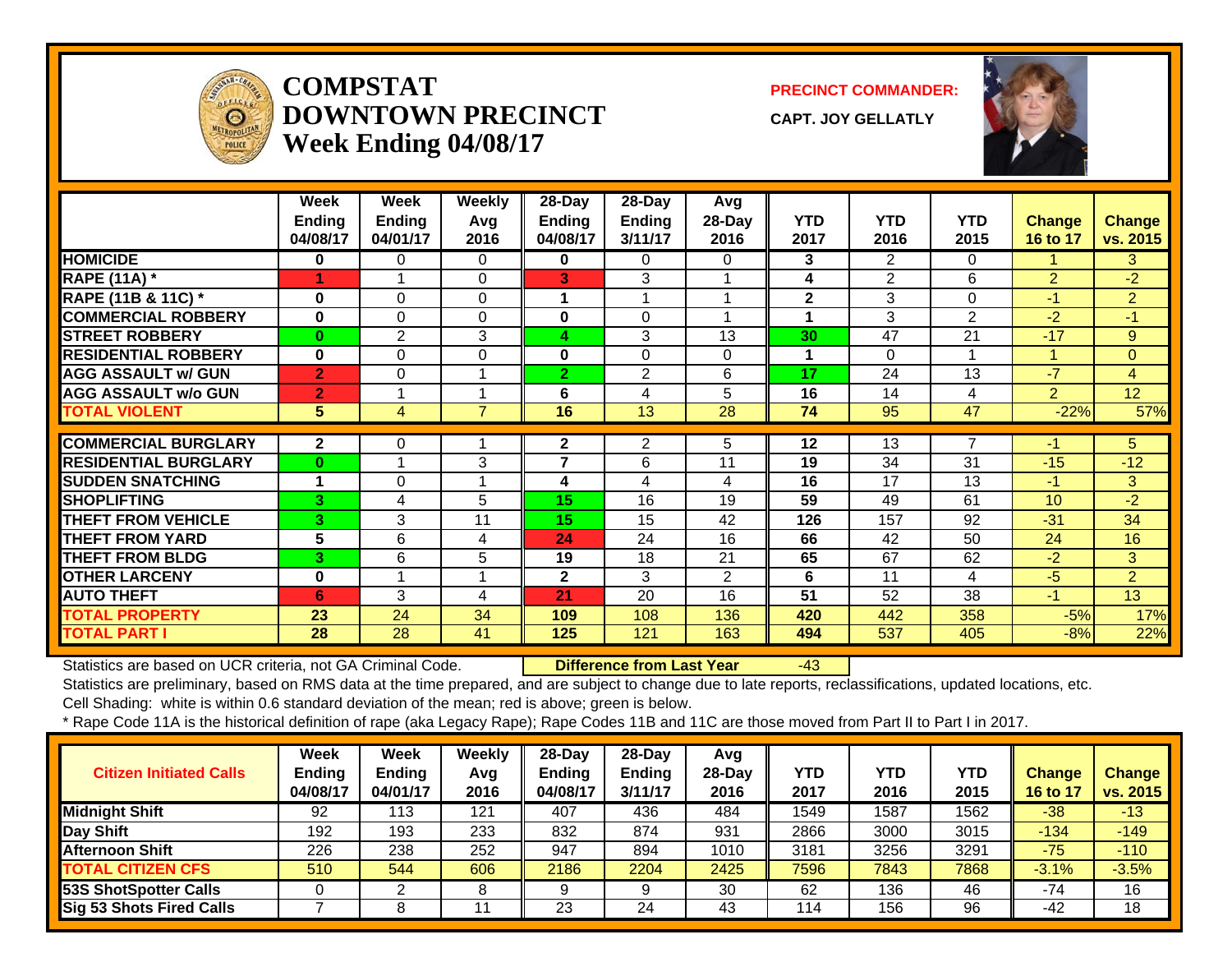# COMPSTAT
# DOWNTOWN PRECINCT
## Week Ending 04/08/17

**PRECINCT COMMANDER:**

**CAPT. JOY GELLATLY**

| | Week Ending 04/08/17 | Week Ending 04/01/17 | Weekly Avg 2016 | 28-Day Ending 04/08/17 | 28-Day Ending 3/11/17 | Avg 28-Day 2016 | YTD 2017 | YTD 2016 | YTD 2015 | Change 16 to 17 | Change vs. 2015 |
|---|---|---|---|---|---|---|---|---|---|---|---|
| HOMICIDE | 0 | 0 | 0 | 0 | 0 | 0 | 3 | 2 | 0 | 1 | 3 |
| RAPE (11A) * | 1 | 1 | 0 | 3 | 3 | 1 | 4 | 2 | 6 | 2 | -2 |
| RAPE (11B & 11C) * | 0 | 0 | 0 | 1 | 1 | 1 | 2 | 3 | 0 | -1 | 2 |
| COMMERCIAL ROBBERY | 0 | 0 | 0 | 0 | 0 | 1 | 1 | 3 | 2 | -2 | -1 |
| STREET ROBBERY | 0 | 2 | 3 | 4 | 3 | 13 | 30 | 47 | 21 | -17 | 9 |
| RESIDENTIAL ROBBERY | 0 | 0 | 0 | 0 | 0 | 0 | 1 | 0 | 1 | 1 | 0 |
| AGG ASSAULT w/ GUN | 2 | 0 | 1 | 2 | 2 | 6 | 17 | 24 | 13 | -7 | 4 |
| AGG ASSAULT w/o GUN | 2 | 1 | 1 | 6 | 4 | 5 | 16 | 14 | 4 | 2 | 12 |
| TOTAL VIOLENT | 5 | 4 | 7 | 16 | 13 | 28 | 74 | 95 | 47 | -22% | 57% |
| COMMERCIAL BURGLARY | 2 | 0 | 1 | 2 | 2 | 5 | 12 | 13 | 7 | -1 | 5 |
| RESIDENTIAL BURGLARY | 0 | 1 | 3 | 7 | 6 | 11 | 19 | 34 | 31 | -15 | -12 |
| SUDDEN SNATCHING | 1 | 0 | 1 | 4 | 4 | 4 | 16 | 17 | 13 | -1 | 3 |
| SHOPLIFTING | 3 | 4 | 5 | 15 | 16 | 19 | 59 | 49 | 61 | 10 | -2 |
| THEFT FROM VEHICLE | 3 | 3 | 11 | 15 | 15 | 42 | 126 | 157 | 92 | -31 | 34 |
| THEFT FROM YARD | 5 | 6 | 4 | 24 | 24 | 16 | 66 | 42 | 50 | 24 | 16 |
| THEFT FROM BLDG | 3 | 6 | 5 | 19 | 18 | 21 | 65 | 67 | 62 | -2 | 3 |
| OTHER LARCENY | 0 | 1 | 1 | 2 | 3 | 2 | 6 | 11 | 4 | -5 | 2 |
| AUTO THEFT | 6 | 3 | 4 | 21 | 20 | 16 | 51 | 52 | 38 | -1 | 13 |
| TOTAL PROPERTY | 23 | 24 | 34 | 109 | 108 | 136 | 420 | 442 | 358 | -5% | 17% |
| TOTAL PART I | 28 | 28 | 41 | 125 | 121 | 163 | 494 | 537 | 405 | -8% | 22% |

Statistics are based on UCR criteria, not GA Criminal Code. **Difference from Last Year** -43

Statistics are preliminary, based on RMS data at the time prepared, and are subject to change due to late reports, reclassifications, updated locations, etc.

Cell Shading: white is within 0.6 standard deviation of the mean; red is above; green is below.

* Rape Code 11A is the historical definition of rape (aka Legacy Rape); Rape Codes 11B and 11C are those moved from Part II to Part I in 2017.

| Citizen Initiated Calls | Week Ending 04/08/17 | Week Ending 04/01/17 | Weekly Avg 2016 | 28-Day Ending 04/08/17 | 28-Day Ending 3/11/17 | Avg 28-Day 2016 | YTD 2017 | YTD 2016 | YTD 2015 | Change 16 to 17 | Change vs. 2015 |
|---|---|---|---|---|---|---|---|---|---|---|---|
| Midnight Shift | 92 | 113 | 121 | 407 | 436 | 484 | 1549 | 1587 | 1562 | -38 | -13 |
| Day Shift | 192 | 193 | 233 | 832 | 874 | 931 | 2866 | 3000 | 3015 | -134 | -149 |
| Afternoon Shift | 226 | 238 | 252 | 947 | 894 | 1010 | 3181 | 3256 | 3291 | -75 | -110 |
| TOTAL CITIZEN CFS | 510 | 544 | 606 | 2186 | 2204 | 2425 | 7596 | 7843 | 7868 | -3.1% | -3.5% |
| 53S ShotSpotter Calls | 0 | 2 | 8 | 9 | 9 | 30 | 62 | 136 | 46 | -74 | 16 |
| Sig 53 Shots Fired Calls | 7 | 8 | 11 | 23 | 24 | 43 | 114 | 156 | 96 | -42 | 18 |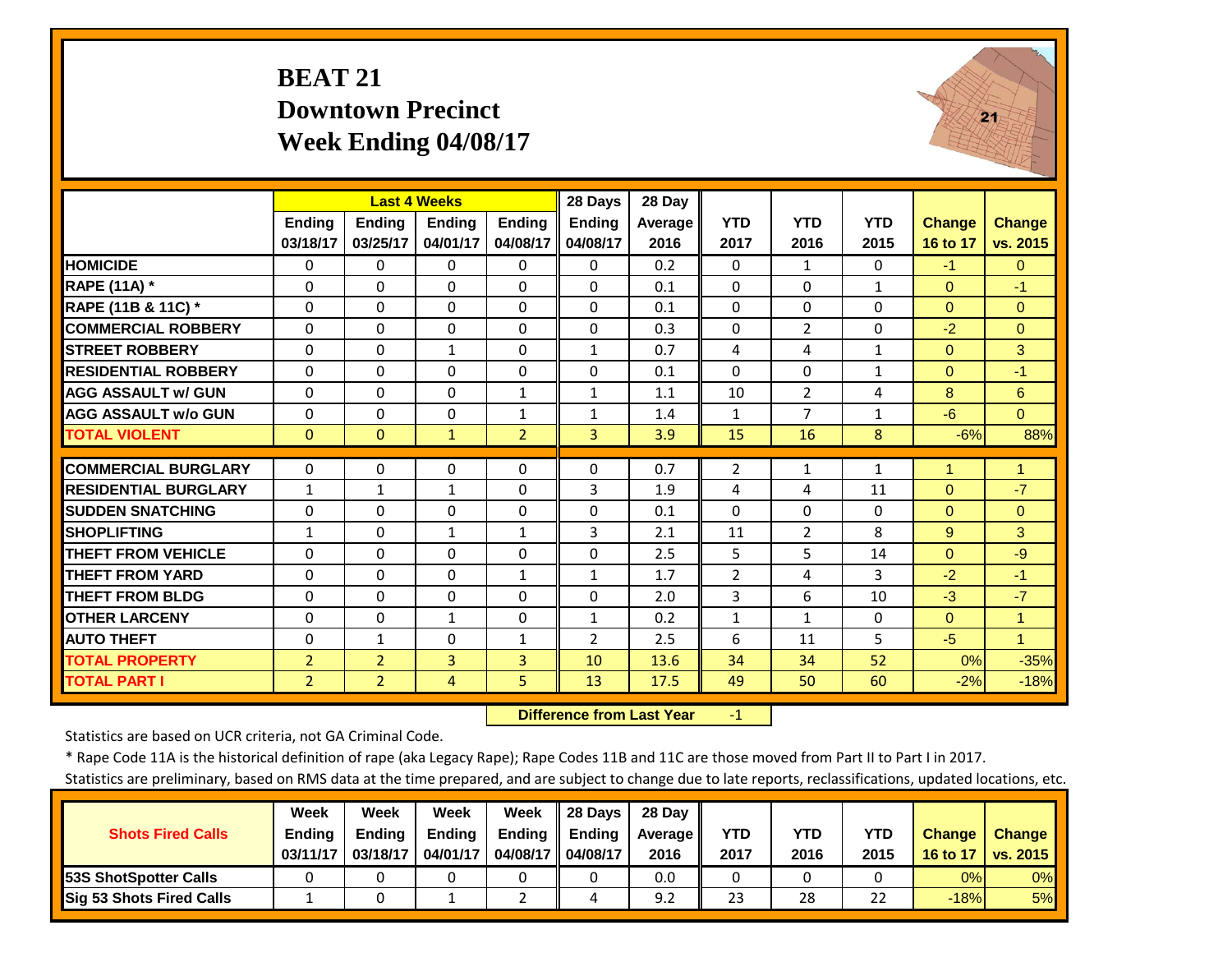# BEAT 21
## Downtown Precinct
## Week Ending 04/08/17

| | Last 4 Weeks | | | | 28 Days | 28 Day | | | | | |
|---|---|---|---|---|---|---|---|---|---|---|---|
| | Ending 03/18/17 | Ending 03/25/17 | Ending 04/01/17 | Ending 04/08/17 | Ending 04/08/17 | Average 2016 | YTD 2017 | YTD 2016 | YTD 2015 | Change 16 to 17 | Change vs. 2015 |
| HOMICIDE | 0 | 0 | 0 | 0 | 0 | 0.2 | 0 | 1 | 0 | -1 | 0 |
| RAPE (11A) * | 0 | 0 | 0 | 0 | 0 | 0.1 | 0 | 0 | 1 | 0 | -1 |
| RAPE (11B & 11C) * | 0 | 0 | 0 | 0 | 0 | 0.1 | 0 | 0 | 0 | 0 | 0 |
| COMMERCIAL ROBBERY | 0 | 0 | 0 | 0 | 0 | 0.3 | 0 | 2 | 0 | -2 | 0 |
| STREET ROBBERY | 0 | 0 | 1 | 0 | 1 | 0.7 | 4 | 4 | 1 | 0 | 3 |
| RESIDENTIAL ROBBERY | 0 | 0 | 0 | 0 | 0 | 0.1 | 0 | 0 | 1 | 0 | -1 |
| AGG ASSAULT w/ GUN | 0 | 0 | 0 | 1 | 1 | 1.1 | 10 | 2 | 4 | 8 | 6 |
| AGG ASSAULT w/o GUN | 0 | 0 | 0 | 1 | 1 | 1.4 | 1 | 7 | 1 | -6 | 0 |
| TOTAL VIOLENT | 0 | 0 | 1 | 2 | 3 | 3.9 | 15 | 16 | 8 | -6% | 88% |
| COMMERCIAL BURGLARY | 0 | 0 | 0 | 0 | 0 | 0.7 | 2 | 1 | 1 | 1 | 1 |
| RESIDENTIAL BURGLARY | 1 | 1 | 1 | 0 | 3 | 1.9 | 4 | 4 | 11 | 0 | -7 |
| SUDDEN SNATCHING | 0 | 0 | 0 | 0 | 0 | 0.1 | 0 | 0 | 0 | 0 | 0 |
| SHOPLIFTING | 1 | 0 | 1 | 1 | 3 | 2.1 | 11 | 2 | 8 | 9 | 3 |
| THEFT FROM VEHICLE | 0 | 0 | 0 | 0 | 0 | 2.5 | 5 | 5 | 14 | 0 | -9 |
| THEFT FROM YARD | 0 | 0 | 0 | 1 | 1 | 1.7 | 2 | 4 | 3 | -2 | -1 |
| THEFT FROM BLDG | 0 | 0 | 0 | 0 | 0 | 2.0 | 3 | 6 | 10 | -3 | -7 |
| OTHER LARCENY | 0 | 0 | 1 | 0 | 1 | 0.2 | 1 | 1 | 0 | 0 | 1 |
| AUTO THEFT | 0 | 1 | 0 | 1 | 2 | 2.5 | 6 | 11 | 5 | -5 | 1 |
| TOTAL PROPERTY | 2 | 2 | 3 | 3 | 10 | 13.6 | 34 | 34 | 52 | 0% | -35% |
| TOTAL PART I | 2 | 2 | 4 | 5 | 13 | 17.5 | 49 | 50 | 60 | -2% | -18% |

**Difference from Last Year** -1

Statistics are based on UCR criteria, not GA Criminal Code.

* Rape Code 11A is the historical definition of rape (aka Legacy Rape); Rape Codes 11B and 11C are those moved from Part II to Part I in 2017.

Statistics are preliminary, based on RMS data at the time prepared, and are subject to change due to late reports, reclassifications, updated locations, etc.

| Shots Fired Calls | Week Ending 03/11/17 | Week Ending 03/18/17 | Week Ending 04/01/17 | Week Ending 04/08/17 | 28 Days Ending 04/08/17 | 28 Day Average 2016 | YTD 2017 | YTD 2016 | YTD 2015 | Change 16 to 17 | Change vs. 2015 |
|---|---|---|---|---|---|---|---|---|---|---|---|
| 53S ShotSpotter Calls | 0 | 0 | 0 | 0 | 0 | 0.0 | 0 | 0 | 0 | 0% | 0% |
| Sig 53 Shots Fired Calls | 1 | 0 | 1 | 2 | 4 | 9.2 | 23 | 28 | 22 | -18% | 5% |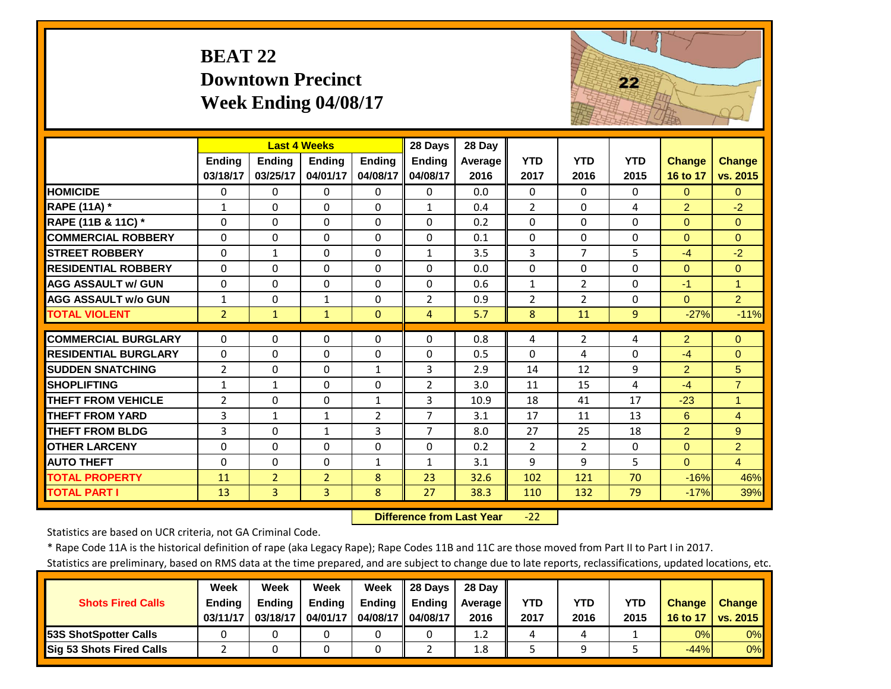# BEAT 22
## Downtown Precinct
## Week Ending 04/08/17

| | Last 4 Weeks | | | | 28 Days | 28 Day | | | | | |
|---|---|---|---|---|---|---|---|---|---|---|---|
| | Ending 03/18/17 | Ending 03/25/17 | Ending 04/01/17 | Ending 04/08/17 | Ending 04/08/17 | Average 2016 | YTD 2017 | YTD 2016 | YTD 2015 | Change 16 to 17 | Change vs. 2015 |
| HOMICIDE | 0 | 0 | 0 | 0 | 0 | 0.0 | 0 | 0 | 0 | 0 | 0 |
| RAPE (11A) * | 1 | 0 | 0 | 0 | 1 | 0.4 | 2 | 0 | 4 | 2 | -2 |
| RAPE (11B & 11C) * | 0 | 0 | 0 | 0 | 0 | 0.2 | 0 | 0 | 0 | 0 | 0 |
| COMMERCIAL ROBBERY | 0 | 0 | 0 | 0 | 0 | 0.1 | 0 | 0 | 0 | 0 | 0 |
| STREET ROBBERY | 0 | 1 | 0 | 0 | 1 | 3.5 | 3 | 7 | 5 | -4 | -2 |
| RESIDENTIAL ROBBERY | 0 | 0 | 0 | 0 | 0 | 0.0 | 0 | 0 | 0 | 0 | 0 |
| AGG ASSAULT w/ GUN | 0 | 0 | 0 | 0 | 0 | 0.6 | 1 | 2 | 0 | -1 | 1 |
| AGG ASSAULT w/o GUN | 1 | 0 | 1 | 0 | 2 | 0.9 | 2 | 2 | 0 | 0 | 2 |
| TOTAL VIOLENT | 2 | 1 | 1 | 0 | 4 | 5.7 | 8 | 11 | 9 | -27% | -11% |
| COMMERCIAL BURGLARY | 0 | 0 | 0 | 0 | 0 | 0.8 | 4 | 2 | 4 | 2 | 0 |
| RESIDENTIAL BURGLARY | 0 | 0 | 0 | 0 | 0 | 0.5 | 0 | 4 | 0 | -4 | 0 |
| SUDDEN SNATCHING | 2 | 0 | 0 | 1 | 3 | 2.9 | 14 | 12 | 9 | 2 | 5 |
| SHOPLIFTING | 1 | 1 | 0 | 0 | 2 | 3.0 | 11 | 15 | 4 | -4 | 7 |
| THEFT FROM VEHICLE | 2 | 0 | 0 | 1 | 3 | 10.9 | 18 | 41 | 17 | -23 | 1 |
| THEFT FROM YARD | 3 | 1 | 1 | 2 | 7 | 3.1 | 17 | 11 | 13 | 6 | 4 |
| THEFT FROM BLDG | 3 | 0 | 1 | 3 | 7 | 8.0 | 27 | 25 | 18 | 2 | 9 |
| OTHER LARCENY | 0 | 0 | 0 | 0 | 0 | 0.2 | 2 | 2 | 0 | 0 | 2 |
| AUTO THEFT | 0 | 0 | 0 | 1 | 1 | 3.1 | 9 | 9 | 5 | 0 | 4 |
| TOTAL PROPERTY | 11 | 2 | 2 | 8 | 23 | 32.6 | 102 | 121 | 70 | -16% | 46% |
| TOTAL PART I | 13 | 3 | 3 | 8 | 27 | 38.3 | 110 | 132 | 79 | -17% | 39% |

**Difference from Last Year** -22

Statistics are based on UCR criteria, not GA Criminal Code.

* Rape Code 11A is the historical definition of rape (aka Legacy Rape); Rape Codes 11B and 11C are those moved from Part II to Part I in 2017.

Statistics are preliminary, based on RMS data at the time prepared, and are subject to change due to late reports, reclassifications, updated locations, etc.

| Shots Fired Calls | Week Ending 03/11/17 | Week Ending 03/18/17 | Week Ending 04/01/17 | Week Ending 04/08/17 | 28 Days Ending 04/08/17 | 28 Day Average 2016 | YTD 2017 | YTD 2016 | YTD 2015 | Change 16 to 17 | Change vs. 2015 |
|---|---|---|---|---|---|---|---|---|---|---|---|
| 53S ShotSpotter Calls | 0 | 0 | 0 | 0 | 0 | 1.2 | 4 | 4 | 1 | 0% | 0% |
| Sig 53 Shots Fired Calls | 2 | 0 | 0 | 0 | 2 | 1.8 | 5 | 9 | 5 | -44% | 0% |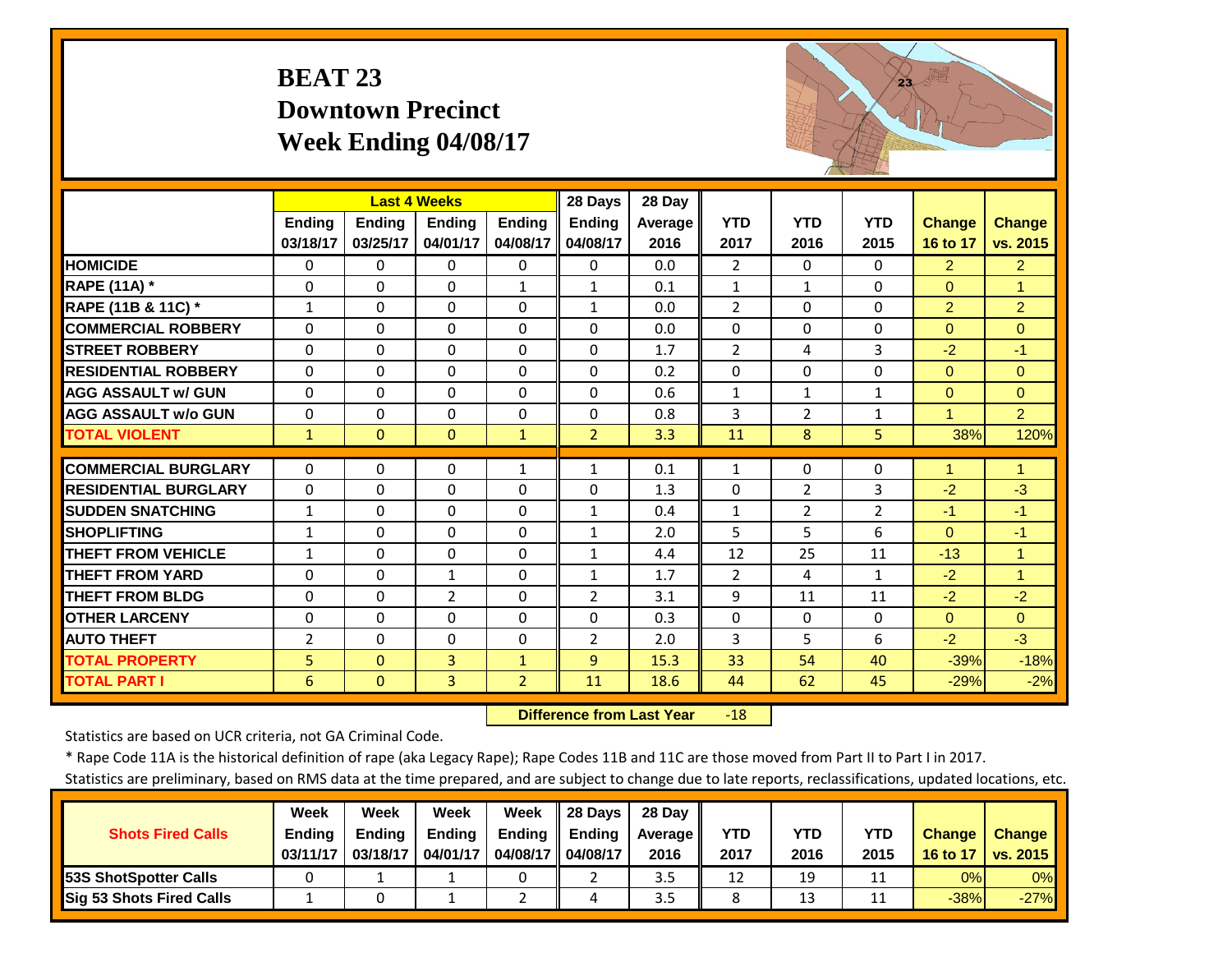# BEAT 23
## Downtown Precinct
## Week Ending 04/08/17

| | Last 4 Weeks | | | | 28 Days | 28 Day | | | | | |
|---|---|---|---|---|---|---|---|---|---|---|---|
| | Ending 03/18/17 | Ending 03/25/17 | Ending 04/01/17 | Ending 04/08/17 | Ending 04/08/17 | Average 2016 | YTD 2017 | YTD 2016 | YTD 2015 | Change 16 to 17 | Change vs. 2015 |
| HOMICIDE | 0 | 0 | 0 | 0 | 0 | 0.0 | 2 | 0 | 0 | 2 | 2 |
| RAPE (11A) * | 0 | 0 | 0 | 1 | 1 | 0.1 | 1 | 1 | 0 | 0 | 1 |
| RAPE (11B & 11C) * | 1 | 0 | 0 | 0 | 1 | 0.0 | 2 | 0 | 0 | 2 | 2 |
| COMMERCIAL ROBBERY | 0 | 0 | 0 | 0 | 0 | 0.0 | 0 | 0 | 0 | 0 | 0 |
| STREET ROBBERY | 0 | 0 | 0 | 0 | 0 | 1.7 | 2 | 4 | 3 | -2 | -1 |
| RESIDENTIAL ROBBERY | 0 | 0 | 0 | 0 | 0 | 0.2 | 0 | 0 | 0 | 0 | 0 |
| AGG ASSAULT w/ GUN | 0 | 0 | 0 | 0 | 0 | 0.6 | 1 | 1 | 1 | 0 | 0 |
| AGG ASSAULT w/o GUN | 0 | 0 | 0 | 0 | 0 | 0.8 | 3 | 2 | 1 | 1 | 2 |
| TOTAL VIOLENT | 1 | 0 | 0 | 1 | 2 | 3.3 | 11 | 8 | 5 | 38% | 120% |
| COMMERCIAL BURGLARY | 0 | 0 | 0 | 1 | 1 | 0.1 | 1 | 0 | 0 | 1 | 1 |
| RESIDENTIAL BURGLARY | 0 | 0 | 0 | 0 | 0 | 1.3 | 0 | 2 | 3 | -2 | -3 |
| SUDDEN SNATCHING | 1 | 0 | 0 | 0 | 1 | 0.4 | 1 | 2 | 2 | -1 | -1 |
| SHOPLIFTING | 1 | 0 | 0 | 0 | 1 | 2.0 | 5 | 5 | 6 | 0 | -1 |
| THEFT FROM VEHICLE | 1 | 0 | 0 | 0 | 1 | 4.4 | 12 | 25 | 11 | -13 | 1 |
| THEFT FROM YARD | 0 | 0 | 1 | 0 | 1 | 1.7 | 2 | 4 | 1 | -2 | 1 |
| THEFT FROM BLDG | 0 | 0 | 2 | 0 | 2 | 3.1 | 9 | 11 | 11 | -2 | -2 |
| OTHER LARCENY | 0 | 0 | 0 | 0 | 0 | 0.3 | 0 | 0 | 0 | 0 | 0 |
| AUTO THEFT | 2 | 0 | 0 | 0 | 2 | 2.0 | 3 | 5 | 6 | -2 | -3 |
| TOTAL PROPERTY | 5 | 0 | 3 | 1 | 9 | 15.3 | 33 | 54 | 40 | -39% | -18% |
| TOTAL PART I | 6 | 0 | 3 | 2 | 11 | 18.6 | 44 | 62 | 45 | -29% | -2% |

**Difference from Last Year** -18

Statistics are based on UCR criteria, not GA Criminal Code.

* Rape Code 11A is the historical definition of rape (aka Legacy Rape); Rape Codes 11B and 11C are those moved from Part II to Part I in 2017.

Statistics are preliminary, based on RMS data at the time prepared, and are subject to change due to late reports, reclassifications, updated locations, etc.

| Shots Fired Calls | Week Ending 03/11/17 | Week Ending 03/18/17 | Week Ending 04/01/17 | Week Ending 04/08/17 | 28 Days Ending 04/08/17 | 28 Day Average 2016 | YTD 2017 | YTD 2016 | YTD 2015 | Change 16 to 17 | Change vs. 2015 |
|---|---|---|---|---|---|---|---|---|---|---|---|
| 53S ShotSpotter Calls | 0 | 1 | 1 | 0 | 2 | 3.5 | 12 | 19 | 11 | 0% | 0% |
| Sig 53 Shots Fired Calls | 1 | 0 | 1 | 2 | 4 | 3.5 | 8 | 13 | 11 | -38% | -27% |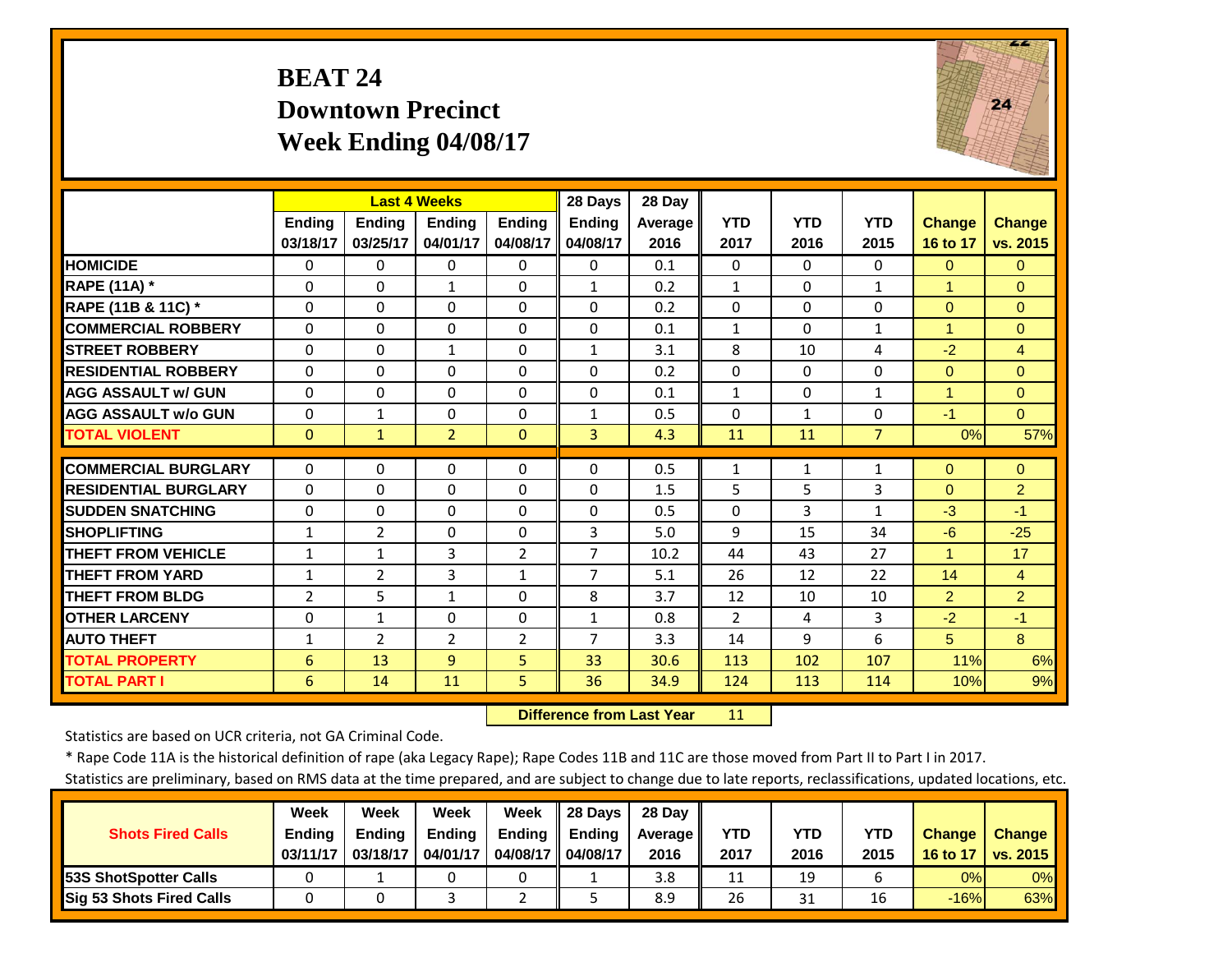# BEAT 24
## Downtown Precinct
## Week Ending 04/08/17

| | Last 4 Weeks | | | | 28 Days | 28 Day | | | | | |
|---|---|---|---|---|---|---|---|---|---|---|---|
| | Ending 03/18/17 | Ending 03/25/17 | Ending 04/01/17 | Ending 04/08/17 | Ending 04/08/17 | Average 2016 | YTD 2017 | YTD 2016 | YTD 2015 | Change 16 to 17 | Change vs. 2015 |
| **HOMICIDE** | 0 | 0 | 0 | 0 | 0 | 0.1 | 0 | 0 | 0 | 0 | 0 |
| **RAPE (11A) *** | 0 | 0 | 1 | 0 | 1 | 0.2 | 1 | 0 | 1 | 1 | 0 |
| **RAPE (11B & 11C) *** | 0 | 0 | 0 | 0 | 0 | 0.2 | 0 | 0 | 0 | 0 | 0 |
| **COMMERCIAL ROBBERY** | 0 | 0 | 0 | 0 | 0 | 0.1 | 1 | 0 | 1 | 1 | 0 |
| **STREET ROBBERY** | 0 | 0 | 1 | 0 | 1 | 3.1 | 8 | 10 | 4 | -2 | 4 |
| **RESIDENTIAL ROBBERY** | 0 | 0 | 0 | 0 | 0 | 0.2 | 0 | 0 | 0 | 0 | 0 |
| **AGG ASSAULT w/ GUN** | 0 | 0 | 0 | 0 | 0 | 0.1 | 1 | 0 | 1 | 1 | 0 |
| **AGG ASSAULT w/o GUN** | 0 | 1 | 0 | 0 | 1 | 0.5 | 0 | 1 | 0 | -1 | 0 |
| **TOTAL VIOLENT** | 0 | 1 | 2 | 0 | 3 | 4.3 | 11 | 11 | 7 | 0% | 57% |
| **COMMERCIAL BURGLARY** | 0 | 0 | 0 | 0 | 0 | 0.5 | 1 | 1 | 1 | 0 | 0 |
| **RESIDENTIAL BURGLARY** | 0 | 0 | 0 | 0 | 0 | 1.5 | 5 | 5 | 3 | 0 | 2 |
| **SUDDEN SNATCHING** | 0 | 0 | 0 | 0 | 0 | 0.5 | 0 | 3 | 1 | -3 | -1 |
| **SHOPLIFTING** | 1 | 2 | 0 | 0 | 3 | 5.0 | 9 | 15 | 34 | -6 | -25 |
| **THEFT FROM VEHICLE** | 1 | 1 | 3 | 2 | 7 | 10.2 | 44 | 43 | 27 | 1 | 17 |
| **THEFT FROM YARD** | 1 | 2 | 3 | 1 | 7 | 5.1 | 26 | 12 | 22 | 14 | 4 |
| **THEFT FROM BLDG** | 2 | 5 | 1 | 0 | 8 | 3.7 | 12 | 10 | 10 | 2 | 2 |
| **OTHER LARCENY** | 0 | 1 | 0 | 0 | 1 | 0.8 | 2 | 4 | 3 | -2 | -1 |
| **AUTO THEFT** | 1 | 2 | 2 | 2 | 7 | 3.3 | 14 | 9 | 6 | 5 | 8 |
| **TOTAL PROPERTY** | 6 | 13 | 9 | 5 | 33 | 30.6 | 113 | 102 | 107 | 11% | 6% |
| **TOTAL PART I** | 6 | 14 | 11 | 5 | 36 | 34.9 | 124 | 113 | 114 | 10% | 9% |

**Difference from Last Year** 11

Statistics are based on UCR criteria, not GA Criminal Code.

* Rape Code 11A is the historical definition of rape (aka Legacy Rape); Rape Codes 11B and 11C are those moved from Part II to Part I in 2017.

Statistics are preliminary, based on RMS data at the time prepared, and are subject to change due to late reports, reclassifications, updated locations, etc.

| Shots Fired Calls | Week Ending 03/11/17 | Week Ending 03/18/17 | Week Ending 04/01/17 | Week Ending 04/08/17 | 28 Days Ending 04/08/17 | 28 Day Average 2016 | YTD 2017 | YTD 2016 | YTD 2015 | Change 16 to 17 | Change vs. 2015 |
|---|---|---|---|---|---|---|---|---|---|---|---|
| **53S ShotSpotter Calls** | 0 | 1 | 0 | 0 | 1 | 3.8 | 11 | 19 | 6 | 0% | 0% |
| **Sig 53 Shots Fired Calls** | 0 | 0 | 3 | 2 | 5 | 8.9 | 26 | 31 | 16 | -16% | 63% |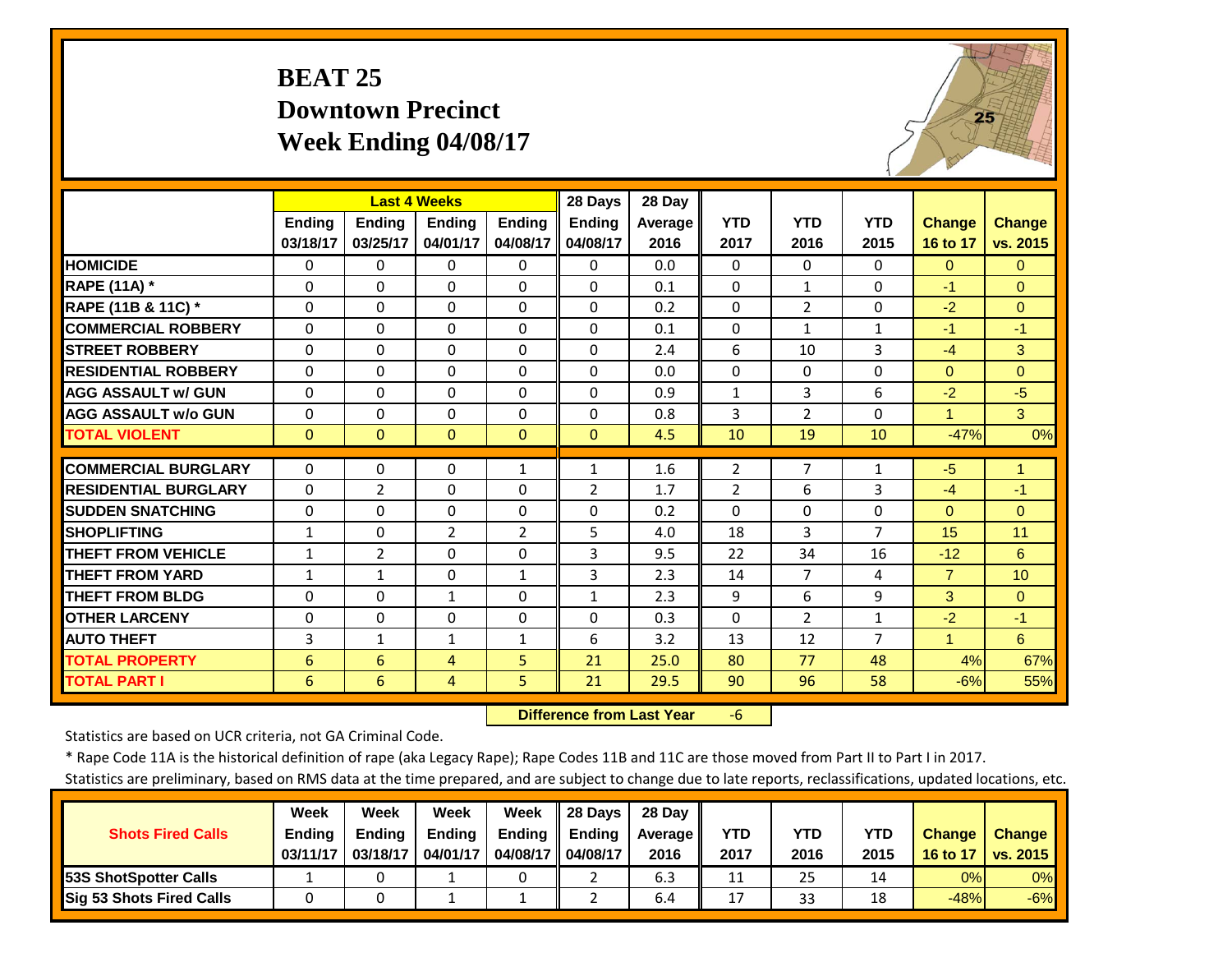# BEAT 25
# Downtown Precinct
# Week Ending 04/08/17

| | Last 4 Weeks | | | | 28 Days | 28 Day | | | | | |
|---|---|---|---|---|---|---|---|---|---|---|---|
| | Ending 03/18/17 | Ending 03/25/17 | Ending 04/01/17 | Ending 04/08/17 | Ending 04/08/17 | Average 2016 | YTD 2017 | YTD 2016 | YTD 2015 | Change 16 to 17 | Change vs. 2015 |
| HOMICIDE | 0 | 0 | 0 | 0 | 0 | 0.0 | 0 | 0 | 0 | 0 | 0 |
| RAPE (11A) * | 0 | 0 | 0 | 0 | 0 | 0.1 | 0 | 1 | 0 | -1 | 0 |
| RAPE (11B & 11C) * | 0 | 0 | 0 | 0 | 0 | 0.2 | 0 | 2 | 0 | -2 | 0 |
| COMMERCIAL ROBBERY | 0 | 0 | 0 | 0 | 0 | 0.1 | 0 | 1 | 1 | -1 | -1 |
| STREET ROBBERY | 0 | 0 | 0 | 0 | 0 | 2.4 | 6 | 10 | 3 | -4 | 3 |
| RESIDENTIAL ROBBERY | 0 | 0 | 0 | 0 | 0 | 0.0 | 0 | 0 | 0 | 0 | 0 |
| AGG ASSAULT w/ GUN | 0 | 0 | 0 | 0 | 0 | 0.9 | 1 | 3 | 6 | -2 | -5 |
| AGG ASSAULT w/o GUN | 0 | 0 | 0 | 0 | 0 | 0.8 | 3 | 2 | 0 | 1 | 3 |
| TOTAL VIOLENT | 0 | 0 | 0 | 0 | 0 | 4.5 | 10 | 19 | 10 | -47% | 0% |
| COMMERCIAL BURGLARY | 0 | 0 | 0 | 1 | 1 | 1.6 | 2 | 7 | 1 | -5 | 1 |
| RESIDENTIAL BURGLARY | 0 | 2 | 0 | 0 | 2 | 1.7 | 2 | 6 | 3 | -4 | -1 |
| SUDDEN SNATCHING | 0 | 0 | 0 | 0 | 0 | 0.2 | 0 | 0 | 0 | 0 | 0 |
| SHOPLIFTING | 1 | 0 | 2 | 2 | 5 | 4.0 | 18 | 3 | 7 | 15 | 11 |
| THEFT FROM VEHICLE | 1 | 2 | 0 | 0 | 3 | 9.5 | 22 | 34 | 16 | -12 | 6 |
| THEFT FROM YARD | 1 | 1 | 0 | 1 | 3 | 2.3 | 14 | 7 | 4 | 7 | 10 |
| THEFT FROM BLDG | 0 | 0 | 1 | 0 | 1 | 2.3 | 9 | 6 | 9 | 3 | 0 |
| OTHER LARCENY | 0 | 0 | 0 | 0 | 0 | 0.3 | 0 | 2 | 1 | -2 | -1 |
| AUTO THEFT | 3 | 1 | 1 | 1 | 6 | 3.2 | 13 | 12 | 7 | 1 | 6 |
| TOTAL PROPERTY | 6 | 6 | 4 | 5 | 21 | 25.0 | 80 | 77 | 48 | 4% | 67% |
| TOTAL PART I | 6 | 6 | 4 | 5 | 21 | 29.5 | 90 | 96 | 58 | -6% | 55% |

**Difference from Last Year** -6

Statistics are based on UCR criteria, not GA Criminal Code.

* Rape Code 11A is the historical definition of rape (aka Legacy Rape); Rape Codes 11B and 11C are those moved from Part II to Part I in 2017.

Statistics are preliminary, based on RMS data at the time prepared, and are subject to change due to late reports, reclassifications, updated locations, etc.

| Shots Fired Calls | Week Ending 03/11/17 | Week Ending 03/18/17 | Week Ending 04/01/17 | Week Ending 04/08/17 | 28 Days Ending 04/08/17 | 28 Day Average 2016 | YTD 2017 | YTD 2016 | YTD 2015 | Change 16 to 17 | Change vs. 2015 |
|---|---|---|---|---|---|---|---|---|---|---|---|
| 53S ShotSpotter Calls | 1 | 0 | 1 | 0 | 2 | 6.3 | 11 | 25 | 14 | 0% | 0% |
| Sig 53 Shots Fired Calls | 0 | 0 | 1 | 1 | 2 | 6.4 | 17 | 33 | 18 | -48% | -6% |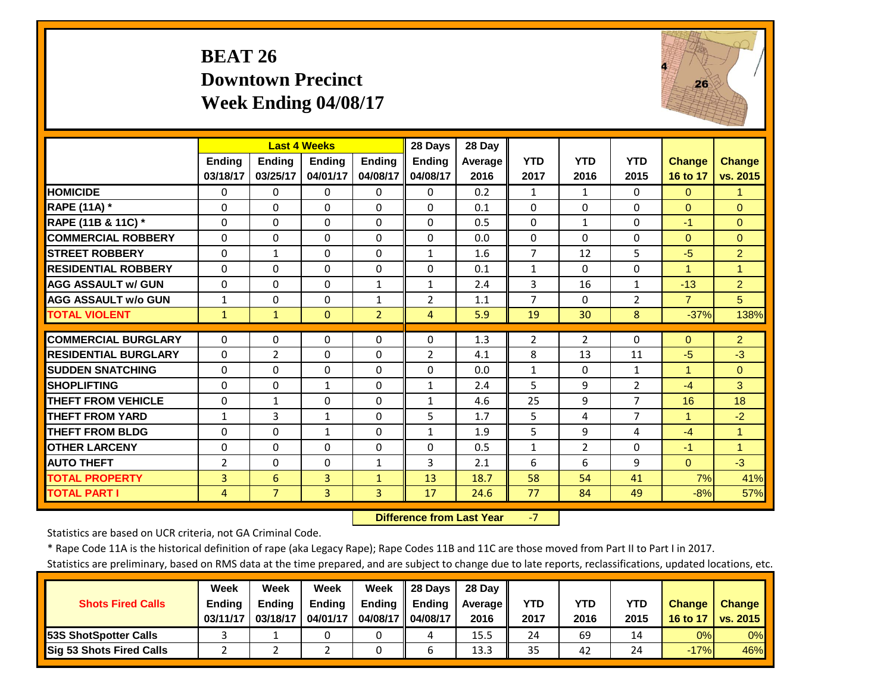# BEAT 26
## Downtown Precinct
## Week Ending 04/08/17

| | Last 4 Weeks | | | | 28 Days | 28 Day | | | | | |
|---|---|---|---|---|---|---|---|---|---|---|---|
| | Ending 03/18/17 | Ending 03/25/17 | Ending 04/01/17 | Ending 04/08/17 | Ending 04/08/17 | Average 2016 | YTD 2017 | YTD 2016 | YTD 2015 | Change 16 to 17 | Change vs. 2015 |
| HOMICIDE | 0 | 0 | 0 | 0 | 0 | 0.2 | 1 | 1 | 0 | 0 | 1 |
| RAPE (11A) * | 0 | 0 | 0 | 0 | 0 | 0.1 | 0 | 0 | 0 | 0 | 0 |
| RAPE (11B & 11C) * | 0 | 0 | 0 | 0 | 0 | 0.5 | 0 | 1 | 0 | -1 | 0 |
| COMMERCIAL ROBBERY | 0 | 0 | 0 | 0 | 0 | 0.0 | 0 | 0 | 0 | 0 | 0 |
| STREET ROBBERY | 0 | 1 | 0 | 0 | 1 | 1.6 | 7 | 12 | 5 | -5 | 2 |
| RESIDENTIAL ROBBERY | 0 | 0 | 0 | 0 | 0 | 0.1 | 1 | 0 | 0 | 1 | 1 |
| AGG ASSAULT w/ GUN | 0 | 0 | 0 | 1 | 1 | 2.4 | 3 | 16 | 1 | -13 | 2 |
| AGG ASSAULT w/o GUN | 1 | 0 | 0 | 1 | 2 | 1.1 | 7 | 0 | 2 | 7 | 5 |
| TOTAL VIOLENT | 1 | 1 | 0 | 2 | 4 | 5.9 | 19 | 30 | 8 | -37% | 138% |
| COMMERCIAL BURGLARY | 0 | 0 | 0 | 0 | 0 | 1.3 | 2 | 2 | 0 | 0 | 2 |
| RESIDENTIAL BURGLARY | 0 | 2 | 0 | 0 | 2 | 4.1 | 8 | 13 | 11 | -5 | -3 |
| SUDDEN SNATCHING | 0 | 0 | 0 | 0 | 0 | 0.0 | 1 | 0 | 1 | 1 | 0 |
| SHOPLIFTING | 0 | 0 | 1 | 0 | 1 | 2.4 | 5 | 9 | 2 | -4 | 3 |
| THEFT FROM VEHICLE | 0 | 1 | 0 | 0 | 1 | 4.6 | 25 | 9 | 7 | 16 | 18 |
| THEFT FROM YARD | 1 | 3 | 1 | 0 | 5 | 1.7 | 5 | 4 | 7 | 1 | -2 |
| THEFT FROM BLDG | 0 | 0 | 1 | 0 | 1 | 1.9 | 5 | 9 | 4 | -4 | 1 |
| OTHER LARCENY | 0 | 0 | 0 | 0 | 0 | 0.5 | 1 | 2 | 0 | -1 | 1 |
| AUTO THEFT | 2 | 0 | 0 | 1 | 3 | 2.1 | 6 | 6 | 9 | 0 | -3 |
| TOTAL PROPERTY | 3 | 6 | 3 | 1 | 13 | 18.7 | 58 | 54 | 41 | 7% | 41% |
| TOTAL PART I | 4 | 7 | 3 | 3 | 17 | 24.6 | 77 | 84 | 49 | -8% | 57% |

**Difference from Last Year** -7

Statistics are based on UCR criteria, not GA Criminal Code.

* Rape Code 11A is the historical definition of rape (aka Legacy Rape); Rape Codes 11B and 11C are those moved from Part II to Part I in 2017.

Statistics are preliminary, based on RMS data at the time prepared, and are subject to change due to late reports, reclassifications, updated locations, etc.

| Shots Fired Calls | Week Ending 03/11/17 | Week Ending 03/18/17 | Week Ending 04/01/17 | Week Ending 04/08/17 | 28 Days Ending 04/08/17 | 28 Day Average 2016 | YTD 2017 | YTD 2016 | YTD 2015 | Change 16 to 17 | Change vs. 2015 |
|---|---|---|---|---|---|---|---|---|---|---|---|
| 53S ShotSpotter Calls | 3 | 1 | 0 | 0 | 4 | 15.5 | 24 | 69 | 14 | 0% | 0% |
| Sig 53 Shots Fired Calls | 2 | 2 | 2 | 0 | 6 | 13.3 | 35 | 42 | 24 | -17% | 46% |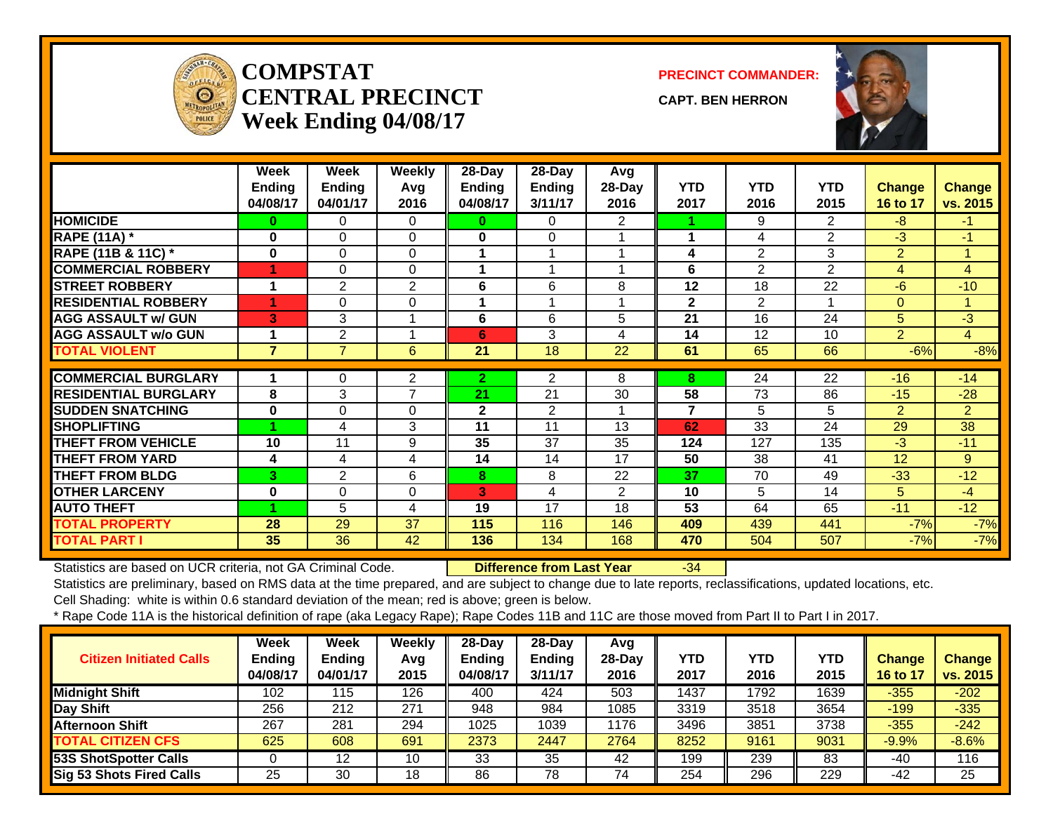# COMPSTAT CENTRAL PRECINCT Week Ending 04/08/17

**PRECINCT COMMANDER:**

**CAPT. BEN HERRON**

| | Week Ending 04/08/17 | Week Ending 04/01/17 | Weekly Avg 2016 | 28-Day Ending 04/08/17 | 28-Day Ending 3/11/17 | Avg 28-Day 2016 | YTD 2017 | YTD 2016 | YTD 2015 | Change 16 to 17 | Change vs. 2015 |
|---|---|---|---|---|---|---|---|---|---|---|---|
| HOMICIDE | 0 | 0 | 0 | 0 | 0 | 2 | 1 | 9 | 2 | -8 | -1 |
| RAPE (11A) * | 0 | 0 | 0 | 0 | 0 | 1 | 1 | 4 | 2 | -3 | -1 |
| RAPE (11B & 11C) * | 0 | 0 | 0 | 1 | 1 | 1 | 4 | 2 | 3 | 2 | 1 |
| COMMERCIAL ROBBERY | 1 | 0 | 0 | 1 | 1 | 1 | 6 | 2 | 2 | 4 | 4 |
| STREET ROBBERY | 1 | 2 | 2 | 6 | 6 | 8 | 12 | 18 | 22 | -6 | -10 |
| RESIDENTIAL ROBBERY | 1 | 0 | 0 | 1 | 1 | 1 | 2 | 2 | 1 | 0 | 1 |
| AGG ASSAULT w/ GUN | 3 | 3 | 1 | 6 | 6 | 5 | 21 | 16 | 24 | 5 | -3 |
| AGG ASSAULT w/o GUN | 1 | 2 | 1 | 6 | 3 | 4 | 14 | 12 | 10 | 2 | 4 |
| TOTAL VIOLENT | 7 | 7 | 6 | 21 | 18 | 22 | 61 | 65 | 66 | -6% | -8% |
| COMMERCIAL BURGLARY | 1 | 0 | 2 | 2 | 2 | 8 | 8 | 24 | 22 | -16 | -14 |
| RESIDENTIAL BURGLARY | 8 | 3 | 7 | 21 | 21 | 30 | 58 | 73 | 86 | -15 | -28 |
| SUDDEN SNATCHING | 0 | 0 | 0 | 2 | 2 | 1 | 7 | 5 | 5 | 2 | 2 |
| SHOPLIFTING | 1 | 4 | 3 | 11 | 11 | 13 | 62 | 33 | 24 | 29 | 38 |
| THEFT FROM VEHICLE | 10 | 11 | 9 | 35 | 37 | 35 | 124 | 127 | 135 | -3 | -11 |
| THEFT FROM YARD | 4 | 4 | 4 | 14 | 14 | 17 | 50 | 38 | 41 | 12 | 9 |
| THEFT FROM BLDG | 3 | 2 | 6 | 8 | 8 | 22 | 37 | 70 | 49 | -33 | -12 |
| OTHER LARCENY | 0 | 0 | 0 | 3 | 4 | 2 | 10 | 5 | 14 | 5 | -4 |
| AUTO THEFT | 1 | 5 | 4 | 19 | 17 | 18 | 53 | 64 | 65 | -11 | -12 |
| TOTAL PROPERTY | 28 | 29 | 37 | 115 | 116 | 146 | 409 | 439 | 441 | -7% | -7% |
| TOTAL PART I | 35 | 36 | 42 | 136 | 134 | 168 | 470 | 504 | 507 | -7% | -7% |

Statistics are based on UCR criteria, not GA Criminal Code. **Difference from Last Year** -34

Statistics are preliminary, based on RMS data at the time prepared, and are subject to change due to late reports, reclassifications, updated locations, etc.

Cell Shading: white is within 0.6 standard deviation of the mean; red is above; green is below.

* Rape Code 11A is the historical definition of rape (aka Legacy Rape); Rape Codes 11B and 11C are those moved from Part II to Part I in 2017.

| Citizen Initiated Calls | Week Ending 04/08/17 | Week Ending 04/01/17 | Weekly Avg 2015 | 28-Day Ending 04/08/17 | 28-Day Ending 3/11/17 | Avg 28-Day 2016 | YTD 2017 | YTD 2016 | YTD 2015 | Change 16 to 17 | Change vs. 2015 |
|---|---|---|---|---|---|---|---|---|---|---|---|
| Midnight Shift | 102 | 115 | 126 | 400 | 424 | 503 | 1437 | 1792 | 1639 | -355 | -202 |
| Day Shift | 256 | 212 | 271 | 948 | 984 | 1085 | 3319 | 3518 | 3654 | -199 | -335 |
| Afternoon Shift | 267 | 281 | 294 | 1025 | 1039 | 1176 | 3496 | 3851 | 3738 | -355 | -242 |
| TOTAL CITIZEN CFS | 625 | 608 | 691 | 2373 | 2447 | 2764 | 8252 | 9161 | 9031 | -9.9% | -8.6% |
| 53S ShotSpotter Calls | 0 | 12 | 10 | 33 | 35 | 42 | 199 | 239 | 83 | -40 | 116 |
| Sig 53 Shots Fired Calls | 25 | 30 | 18 | 86 | 78 | 74 | 254 | 296 | 229 | -42 | 25 |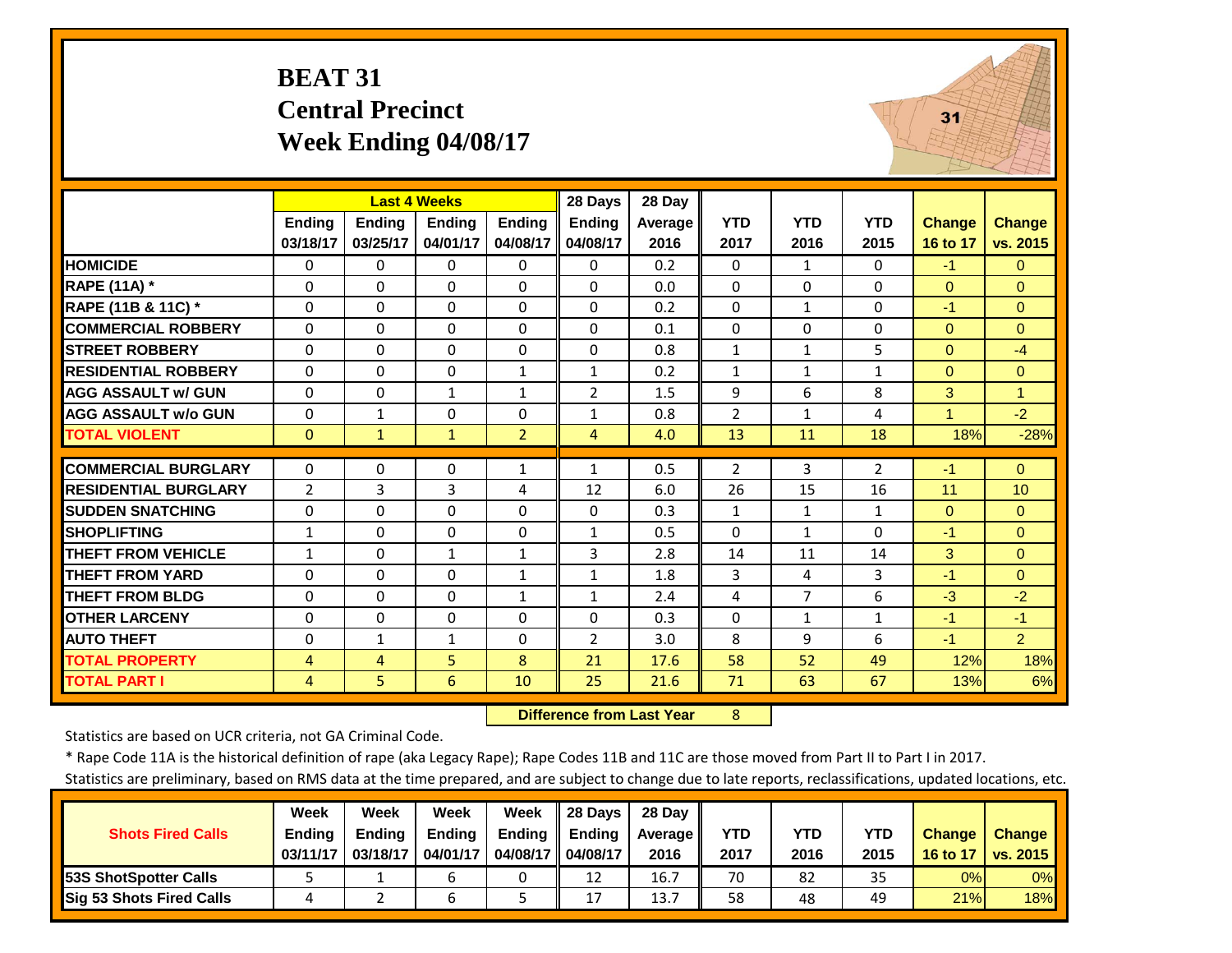# BEAT 31
## Central Precinct
## Week Ending 04/08/17

| | Last 4 Weeks | | | | 28 Days | 28 Day | | | | | |
|---|---|---|---|---|---|---|---|---|---|---|---|
| | Ending 03/18/17 | Ending 03/25/17 | Ending 04/01/17 | Ending 04/08/17 | Ending 04/08/17 | Average 2016 | YTD 2017 | YTD 2016 | YTD 2015 | Change 16 to 17 | Change vs. 2015 |
| **HOMICIDE** | 0 | 0 | 0 | 0 | 0 | 0.2 | 0 | 1 | 0 | -1 | 0 |
| **RAPE (11A) *** | 0 | 0 | 0 | 0 | 0 | 0.0 | 0 | 0 | 0 | 0 | 0 |
| **RAPE (11B & 11C) *** | 0 | 0 | 0 | 0 | 0 | 0.2 | 0 | 1 | 0 | -1 | 0 |
| **COMMERCIAL ROBBERY** | 0 | 0 | 0 | 0 | 0 | 0.1 | 0 | 0 | 0 | 0 | 0 |
| **STREET ROBBERY** | 0 | 0 | 0 | 0 | 0 | 0.8 | 1 | 1 | 5 | 0 | -4 |
| **RESIDENTIAL ROBBERY** | 0 | 0 | 0 | 1 | 1 | 0.2 | 1 | 1 | 1 | 0 | 0 |
| **AGG ASSAULT w/ GUN** | 0 | 0 | 1 | 1 | 2 | 1.5 | 9 | 6 | 8 | 3 | 1 |
| **AGG ASSAULT w/o GUN** | 0 | 1 | 0 | 0 | 1 | 0.8 | 2 | 1 | 4 | 1 | -2 |
| **TOTAL VIOLENT** | 0 | 1 | 1 | 2 | 4 | 4.0 | 13 | 11 | 18 | 18% | -28% |
| **COMMERCIAL BURGLARY** | 0 | 0 | 0 | 1 | 1 | 0.5 | 2 | 3 | 2 | -1 | 0 |
| **RESIDENTIAL BURGLARY** | 2 | 3 | 3 | 4 | 12 | 6.0 | 26 | 15 | 16 | 11 | 10 |
| **SUDDEN SNATCHING** | 0 | 0 | 0 | 0 | 0 | 0.3 | 1 | 1 | 1 | 0 | 0 |
| **SHOPLIFTING** | 1 | 0 | 0 | 0 | 1 | 0.5 | 0 | 1 | 0 | -1 | 0 |
| **THEFT FROM VEHICLE** | 1 | 0 | 1 | 1 | 3 | 2.8 | 14 | 11 | 14 | 3 | 0 |
| **THEFT FROM YARD** | 0 | 0 | 0 | 1 | 1 | 1.8 | 3 | 4 | 3 | -1 | 0 |
| **THEFT FROM BLDG** | 0 | 0 | 0 | 1 | 1 | 2.4 | 4 | 7 | 6 | -3 | -2 |
| **OTHER LARCENY** | 0 | 0 | 0 | 0 | 0 | 0.3 | 0 | 1 | 1 | -1 | -1 |
| **AUTO THEFT** | 0 | 1 | 1 | 0 | 2 | 3.0 | 8 | 9 | 6 | -1 | 2 |
| **TOTAL PROPERTY** | 4 | 4 | 5 | 8 | 21 | 17.6 | 58 | 52 | 49 | 12% | 18% |
| **TOTAL PART I** | 4 | 5 | 6 | 10 | 25 | 21.6 | 71 | 63 | 67 | 13% | 6% |

**Difference from Last Year** 8

Statistics are based on UCR criteria, not GA Criminal Code.

* Rape Code 11A is the historical definition of rape (aka Legacy Rape); Rape Codes 11B and 11C are those moved from Part II to Part I in 2017.

Statistics are preliminary, based on RMS data at the time prepared, and are subject to change due to late reports, reclassifications, updated locations, etc.

| Shots Fired Calls | Week Ending 03/11/17 | Week Ending 03/18/17 | Week Ending 04/01/17 | Week Ending 04/08/17 | 28 Days Ending 04/08/17 | 28 Day Average 2016 | YTD 2017 | YTD 2016 | YTD 2015 | Change 16 to 17 | Change vs. 2015 |
|---|---|---|---|---|---|---|---|---|---|---|---|
| **53S ShotSpotter Calls** | 5 | 1 | 6 | 0 | 12 | 16.7 | 70 | 82 | 35 | 0% | 0% |
| **Sig 53 Shots Fired Calls** | 4 | 2 | 6 | 5 | 17 | 13.7 | 58 | 48 | 49 | 21% | 18% |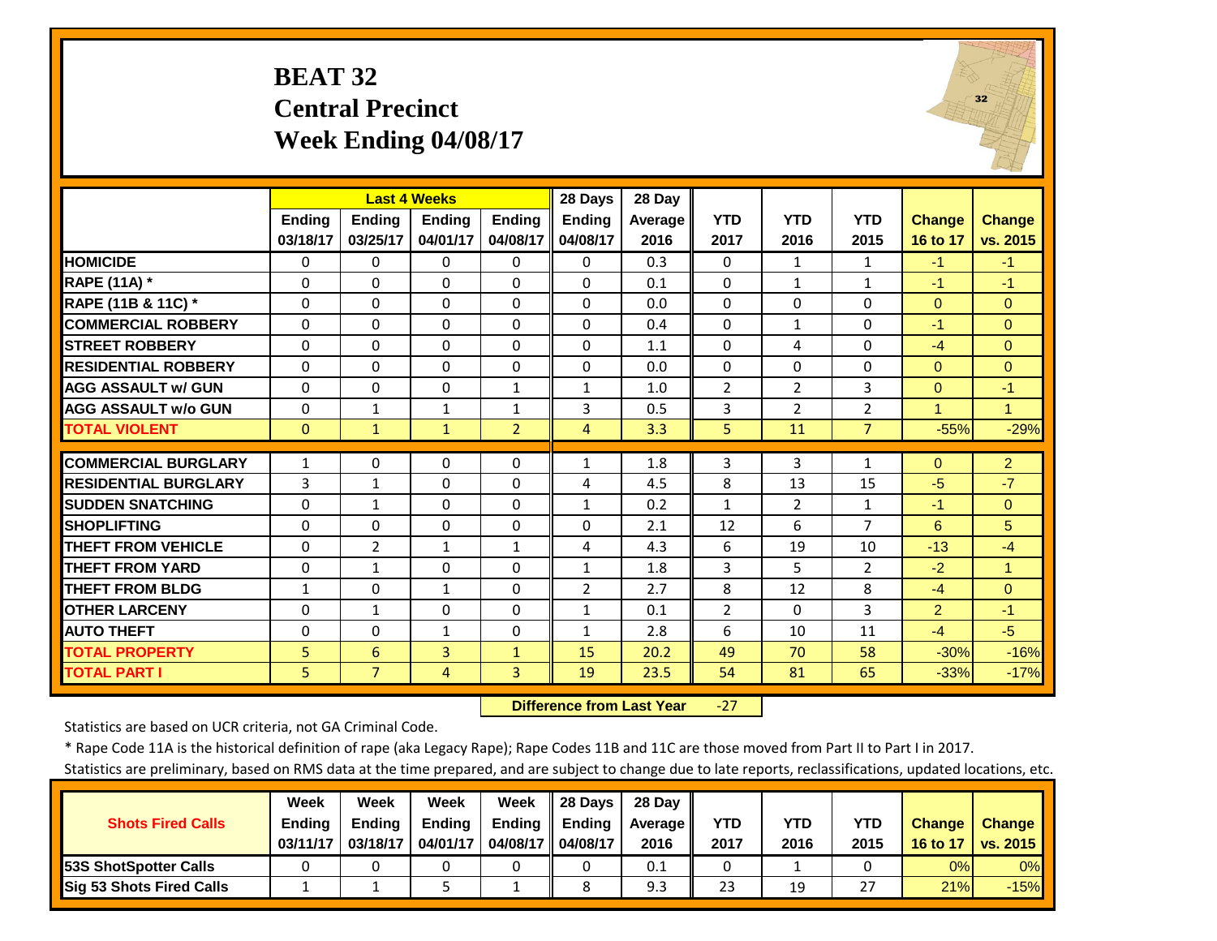# BEAT 32
## Central Precinct
## Week Ending 04/08/17

| | Last 4 Weeks | | | | 28 Days | 28 Day | | | | | |
|---|---|---|---|---|---|---|---|---|---|---|---|
| | Ending 03/18/17 | Ending 03/25/17 | Ending 04/01/17 | Ending 04/08/17 | Ending 04/08/17 | Average 2016 | YTD 2017 | YTD 2016 | YTD 2015 | Change 16 to 17 | Change vs. 2015 |
| **HOMICIDE** | 0 | 0 | 0 | 0 | 0 | 0.3 | 0 | 1 | 1 | -1 | -1 |
| **RAPE (11A) *** | 0 | 0 | 0 | 0 | 0 | 0.1 | 0 | 1 | 1 | -1 | -1 |
| **RAPE (11B & 11C) *** | 0 | 0 | 0 | 0 | 0 | 0.0 | 0 | 0 | 0 | 0 | 0 |
| **COMMERCIAL ROBBERY** | 0 | 0 | 0 | 0 | 0 | 0.4 | 0 | 1 | 0 | -1 | 0 |
| **STREET ROBBERY** | 0 | 0 | 0 | 0 | 0 | 1.1 | 0 | 4 | 0 | -4 | 0 |
| **RESIDENTIAL ROBBERY** | 0 | 0 | 0 | 0 | 0 | 0.0 | 0 | 0 | 0 | 0 | 0 |
| **AGG ASSAULT w/ GUN** | 0 | 0 | 0 | 1 | 1 | 1.0 | 2 | 2 | 3 | 0 | -1 |
| **AGG ASSAULT w/o GUN** | 0 | 1 | 1 | 1 | 3 | 0.5 | 3 | 2 | 2 | 1 | 1 |
| **TOTAL VIOLENT** | 0 | 1 | 1 | 2 | 4 | 3.3 | 5 | 11 | 7 | -55% | -29% |
| **COMMERCIAL BURGLARY** | 1 | 0 | 0 | 0 | 1 | 1.8 | 3 | 3 | 1 | 0 | 2 |
| **RESIDENTIAL BURGLARY** | 3 | 1 | 0 | 0 | 4 | 4.5 | 8 | 13 | 15 | -5 | -7 |
| **SUDDEN SNATCHING** | 0 | 1 | 0 | 0 | 1 | 0.2 | 1 | 2 | 1 | -1 | 0 |
| **SHOPLIFTING** | 0 | 0 | 0 | 0 | 0 | 2.1 | 12 | 6 | 7 | 6 | 5 |
| **THEFT FROM VEHICLE** | 0 | 2 | 1 | 1 | 4 | 4.3 | 6 | 19 | 10 | -13 | -4 |
| **THEFT FROM YARD** | 0 | 1 | 0 | 0 | 1 | 1.8 | 3 | 5 | 2 | -2 | 1 |
| **THEFT FROM BLDG** | 1 | 0 | 1 | 0 | 2 | 2.7 | 8 | 12 | 8 | -4 | 0 |
| **OTHER LARCENY** | 0 | 1 | 0 | 0 | 1 | 0.1 | 2 | 0 | 3 | 2 | -1 |
| **AUTO THEFT** | 0 | 0 | 1 | 0 | 1 | 2.8 | 6 | 10 | 11 | -4 | -5 |
| **TOTAL PROPERTY** | 5 | 6 | 3 | 1 | 15 | 20.2 | 49 | 70 | 58 | -30% | -16% |
| **TOTAL PART I** | 5 | 7 | 4 | 3 | 19 | 23.5 | 54 | 81 | 65 | -33% | -17% |

**Difference from Last Year** -27

Statistics are based on UCR criteria, not GA Criminal Code.

* Rape Code 11A is the historical definition of rape (aka Legacy Rape); Rape Codes 11B and 11C are those moved from Part II to Part I in 2017.

Statistics are preliminary, based on RMS data at the time prepared, and are subject to change due to late reports, reclassifications, updated locations, etc.

| Shots Fired Calls | Week Ending 03/11/17 | Week Ending 03/18/17 | Week Ending 04/01/17 | Week Ending 04/08/17 | 28 Days Ending 04/08/17 | 28 Day Average 2016 | YTD 2017 | YTD 2016 | YTD 2015 | Change 16 to 17 | Change vs. 2015 |
|---|---|---|---|---|---|---|---|---|---|---|---|
| **53S ShotSpotter Calls** | 0 | 0 | 0 | 0 | 0 | 0.1 | 0 | 1 | 0 | 0% | 0% |
| **Sig 53 Shots Fired Calls** | 1 | 1 | 5 | 1 | 8 | 9.3 | 23 | 19 | 27 | 21% | -15% |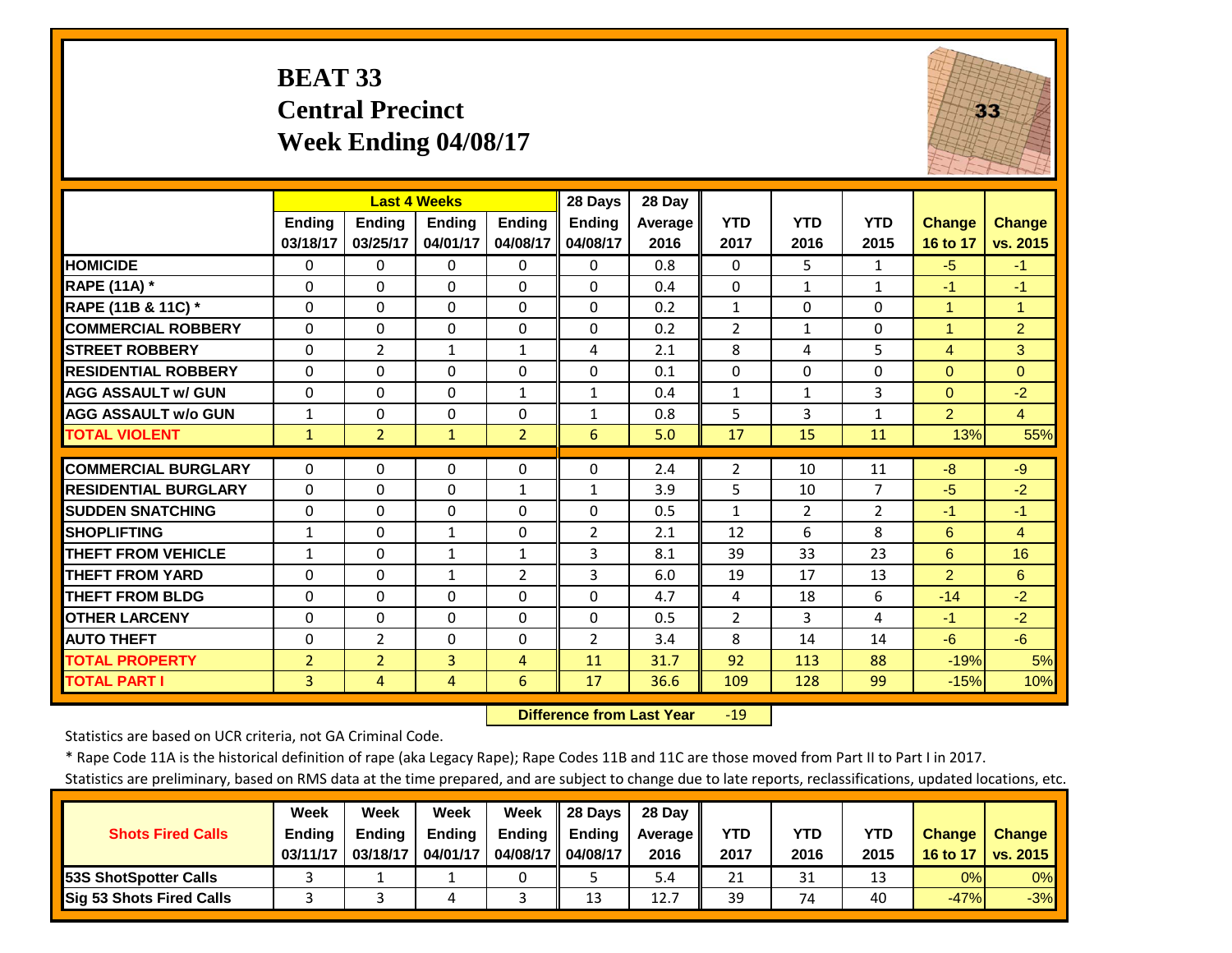# BEAT 33
## Central Precinct
## Week Ending 04/08/17

| | Last 4 Weeks | | | | 28 Days | 28 Day | | | | | |
|---|---|---|---|---|---|---|---|---|---|---|---|
| | Ending 03/18/17 | Ending 03/25/17 | Ending 04/01/17 | Ending 04/08/17 | Ending 04/08/17 | Average 2016 | YTD 2017 | YTD 2016 | YTD 2015 | Change 16 to 17 | Change vs. 2015 |
| HOMICIDE | 0 | 0 | 0 | 0 | 0 | 0.8 | 0 | 5 | 1 | -5 | -1 |
| RAPE (11A) * | 0 | 0 | 0 | 0 | 0 | 0.4 | 0 | 1 | 1 | -1 | -1 |
| RAPE (11B & 11C) * | 0 | 0 | 0 | 0 | 0 | 0.2 | 1 | 0 | 0 | 1 | 1 |
| COMMERCIAL ROBBERY | 0 | 0 | 0 | 0 | 0 | 0.2 | 2 | 1 | 0 | 1 | 2 |
| STREET ROBBERY | 0 | 2 | 1 | 1 | 4 | 2.1 | 8 | 4 | 5 | 4 | 3 |
| RESIDENTIAL ROBBERY | 0 | 0 | 0 | 0 | 0 | 0.1 | 0 | 0 | 0 | 0 | 0 |
| AGG ASSAULT w/ GUN | 0 | 0 | 0 | 1 | 1 | 0.4 | 1 | 1 | 3 | 0 | -2 |
| AGG ASSAULT w/o GUN | 1 | 0 | 0 | 0 | 1 | 0.8 | 5 | 3 | 1 | 2 | 4 |
| TOTAL VIOLENT | 1 | 2 | 1 | 2 | 6 | 5.0 | 17 | 15 | 11 | 13% | 55% |
| COMMERCIAL BURGLARY | 0 | 0 | 0 | 0 | 0 | 2.4 | 2 | 10 | 11 | -8 | -9 |
| RESIDENTIAL BURGLARY | 0 | 0 | 0 | 1 | 1 | 3.9 | 5 | 10 | 7 | -5 | -2 |
| SUDDEN SNATCHING | 0 | 0 | 0 | 0 | 0 | 0.5 | 1 | 2 | 2 | -1 | -1 |
| SHOPLIFTING | 1 | 0 | 1 | 0 | 2 | 2.1 | 12 | 6 | 8 | 6 | 4 |
| THEFT FROM VEHICLE | 1 | 0 | 1 | 1 | 3 | 8.1 | 39 | 33 | 23 | 6 | 16 |
| THEFT FROM YARD | 0 | 0 | 1 | 2 | 3 | 6.0 | 19 | 17 | 13 | 2 | 6 |
| THEFT FROM BLDG | 0 | 0 | 0 | 0 | 0 | 4.7 | 4 | 18 | 6 | -14 | -2 |
| OTHER LARCENY | 0 | 0 | 0 | 0 | 0 | 0.5 | 2 | 3 | 4 | -1 | -2 |
| AUTO THEFT | 0 | 2 | 0 | 0 | 2 | 3.4 | 8 | 14 | 14 | -6 | -6 |
| TOTAL PROPERTY | 2 | 2 | 3 | 4 | 11 | 31.7 | 92 | 113 | 88 | -19% | 5% |
| TOTAL PART I | 3 | 4 | 4 | 6 | 17 | 36.6 | 109 | 128 | 99 | -15% | 10% |

**Difference from Last Year** -19

Statistics are based on UCR criteria, not GA Criminal Code.

* Rape Code 11A is the historical definition of rape (aka Legacy Rape); Rape Codes 11B and 11C are those moved from Part II to Part I in 2017.

Statistics are preliminary, based on RMS data at the time prepared, and are subject to change due to late reports, reclassifications, updated locations, etc.

| Shots Fired Calls | Week Ending 03/11/17 | Week Ending 03/18/17 | Week Ending 04/01/17 | Week Ending 04/08/17 | 28 Days Ending 04/08/17 | 28 Day Average 2016 | YTD 2017 | YTD 2016 | YTD 2015 | Change 16 to 17 | Change vs. 2015 |
|---|---|---|---|---|---|---|---|---|---|---|---|
| 53S ShotSpotter Calls | 3 | 1 | 1 | 0 | 5 | 5.4 | 21 | 31 | 13 | 0% | 0% |
| Sig 53 Shots Fired Calls | 3 | 3 | 4 | 3 | 13 | 12.7 | 39 | 74 | 40 | -47% | -3% |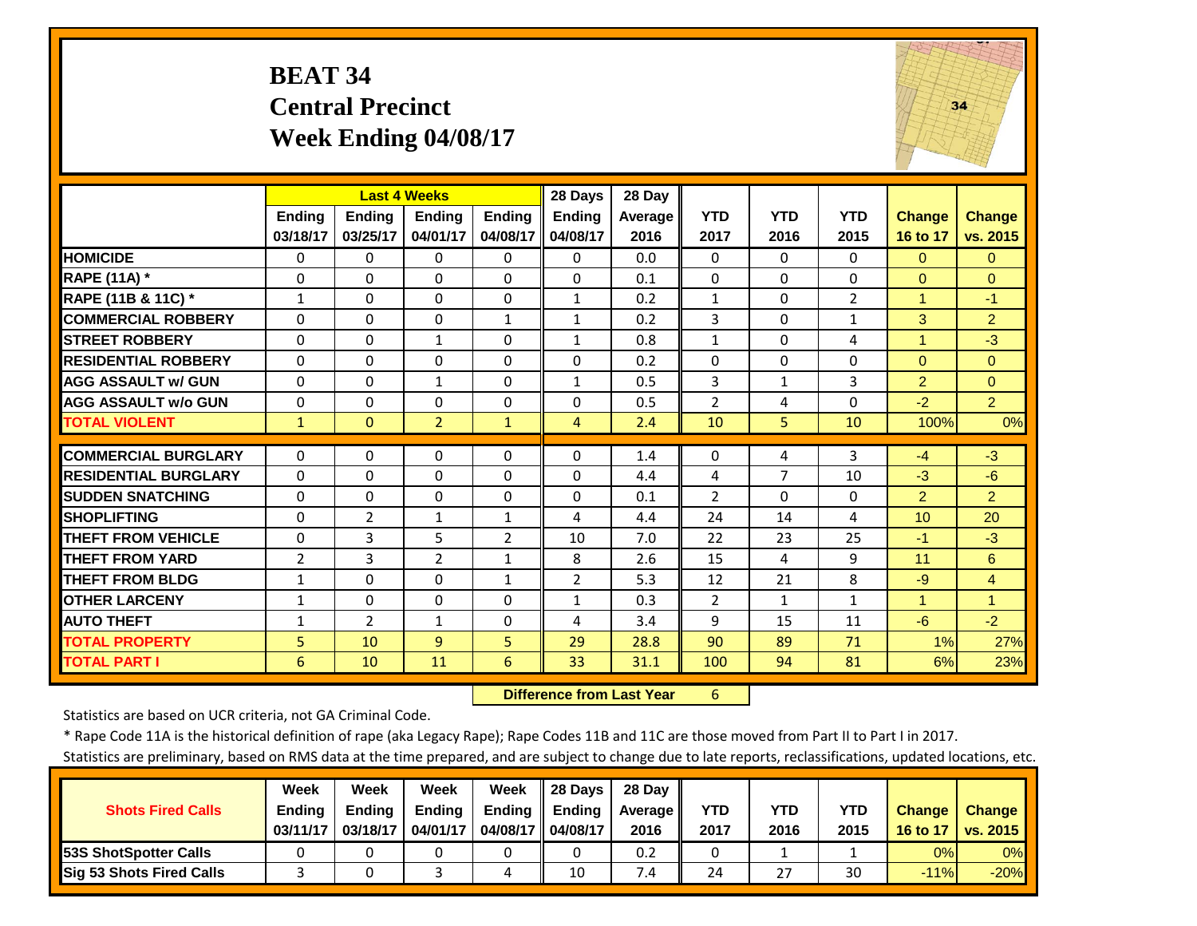# BEAT 34
## Central Precinct
## Week Ending 04/08/17

| | Last 4 Weeks | | | | 28 Days | 28 Day | | | | | |
|---|---|---|---|---|---|---|---|---|---|---|---|
| | Ending 03/18/17 | Ending 03/25/17 | Ending 04/01/17 | Ending 04/08/17 | Ending 04/08/17 | Average 2016 | YTD 2017 | YTD 2016 | YTD 2015 | Change 16 to 17 | Change vs. 2015 |
| **HOMICIDE** | 0 | 0 | 0 | 0 | 0 | 0.0 | 0 | 0 | 0 | 0 | 0 |
| **RAPE (11A) *** | 0 | 0 | 0 | 0 | 0 | 0.1 | 0 | 0 | 0 | 0 | 0 |
| **RAPE (11B & 11C) *** | 1 | 0 | 0 | 0 | 1 | 0.2 | 1 | 0 | 2 | 1 | -1 |
| **COMMERCIAL ROBBERY** | 0 | 0 | 0 | 1 | 1 | 0.2 | 3 | 0 | 1 | 3 | 2 |
| **STREET ROBBERY** | 0 | 0 | 1 | 0 | 1 | 0.8 | 1 | 0 | 4 | 1 | -3 |
| **RESIDENTIAL ROBBERY** | 0 | 0 | 0 | 0 | 0 | 0.2 | 0 | 0 | 0 | 0 | 0 |
| **AGG ASSAULT w/ GUN** | 0 | 0 | 1 | 0 | 1 | 0.5 | 3 | 1 | 3 | 2 | 0 |
| **AGG ASSAULT w/o GUN** | 0 | 0 | 0 | 0 | 0 | 0.5 | 2 | 4 | 0 | -2 | 2 |
| **TOTAL VIOLENT** | 1 | 0 | 2 | 1 | 4 | 2.4 | 10 | 5 | 10 | 100% | 0% |
| **COMMERCIAL BURGLARY** | 0 | 0 | 0 | 0 | 0 | 1.4 | 0 | 4 | 3 | -4 | -3 |
| **RESIDENTIAL BURGLARY** | 0 | 0 | 0 | 0 | 0 | 4.4 | 4 | 7 | 10 | -3 | -6 |
| **SUDDEN SNATCHING** | 0 | 0 | 0 | 0 | 0 | 0.1 | 2 | 0 | 0 | 2 | 2 |
| **SHOPLIFTING** | 0 | 2 | 1 | 1 | 4 | 4.4 | 24 | 14 | 4 | 10 | 20 |
| **THEFT FROM VEHICLE** | 0 | 3 | 5 | 2 | 10 | 7.0 | 22 | 23 | 25 | -1 | -3 |
| **THEFT FROM YARD** | 2 | 3 | 2 | 1 | 8 | 2.6 | 15 | 4 | 9 | 11 | 6 |
| **THEFT FROM BLDG** | 1 | 0 | 0 | 1 | 2 | 5.3 | 12 | 21 | 8 | -9 | 4 |
| **OTHER LARCENY** | 1 | 0 | 0 | 0 | 1 | 0.3 | 2 | 1 | 1 | 1 | 1 |
| **AUTO THEFT** | 1 | 2 | 1 | 0 | 4 | 3.4 | 9 | 15 | 11 | -6 | -2 |
| **TOTAL PROPERTY** | 5 | 10 | 9 | 5 | 29 | 28.8 | 90 | 89 | 71 | 1% | 27% |
| **TOTAL PART I** | 6 | 10 | 11 | 6 | 33 | 31.1 | 100 | 94 | 81 | 6% | 23% |

**Difference from Last Year** 6

Statistics are based on UCR criteria, not GA Criminal Code.

* Rape Code 11A is the historical definition of rape (aka Legacy Rape); Rape Codes 11B and 11C are those moved from Part II to Part I in 2017.

Statistics are preliminary, based on RMS data at the time prepared, and are subject to change due to late reports, reclassifications, updated locations, etc.

| Shots Fired Calls | Week Ending 03/11/17 | Week Ending 03/18/17 | Week Ending 04/01/17 | Week Ending 04/08/17 | 28 Days Ending 04/08/17 | 28 Day Average 2016 | YTD 2017 | YTD 2016 | YTD 2015 | Change 16 to 17 | Change vs. 2015 |
|---|---|---|---|---|---|---|---|---|---|---|---|
| **53S ShotSpotter Calls** | 0 | 0 | 0 | 0 | 0 | 0.2 | 0 | 1 | 1 | 0% | 0% |
| **Sig 53 Shots Fired Calls** | 3 | 0 | 3 | 4 | 10 | 7.4 | 24 | 27 | 30 | -11% | -20% |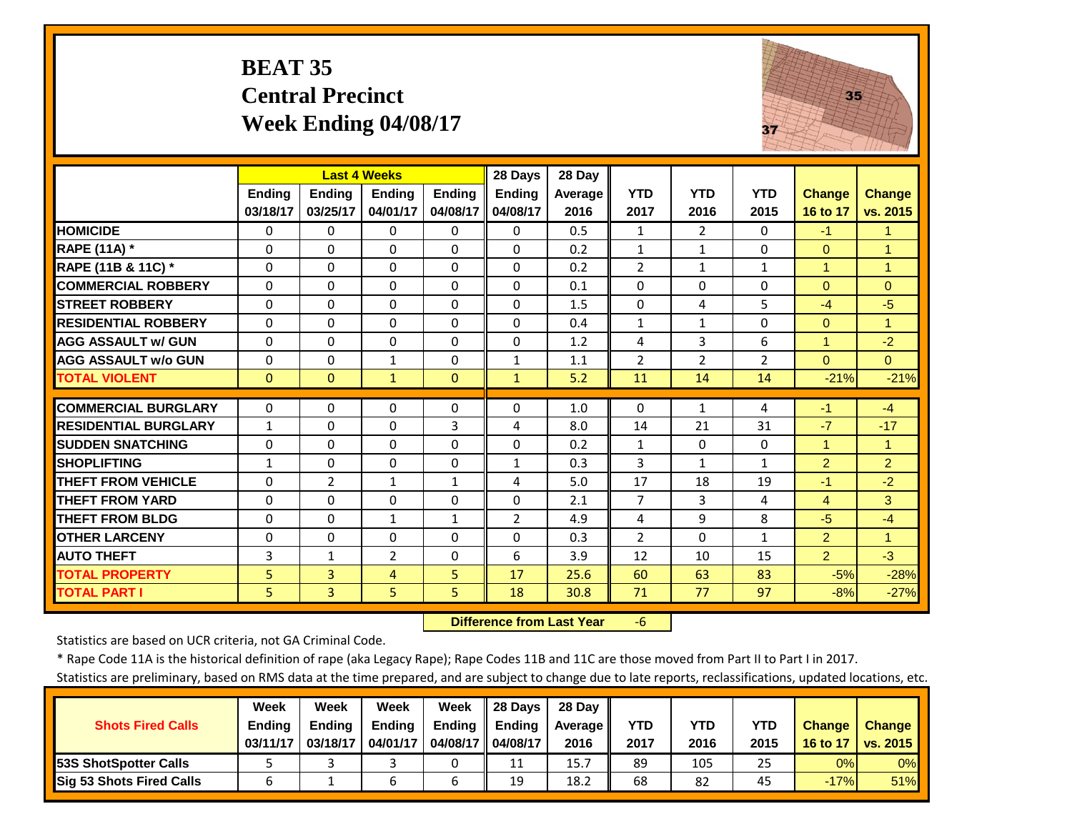# BEAT 35
## Central Precinct
## Week Ending 04/08/17

| | Last 4 Weeks | | | | 28 Days | 28 Day | | | | | |
|---|---|---|---|---|---|---|---|---|---|---|---|
| | Ending 03/18/17 | Ending 03/25/17 | Ending 04/01/17 | Ending 04/08/17 | Ending 04/08/17 | Average 2016 | YTD 2017 | YTD 2016 | YTD 2015 | Change 16 to 17 | Change vs. 2015 |
| **HOMICIDE** | 0 | 0 | 0 | 0 | 0 | 0.5 | 1 | 2 | 0 | -1 | 1 |
| **RAPE (11A) *** | 0 | 0 | 0 | 0 | 0 | 0.2 | 1 | 1 | 0 | 0 | 1 |
| **RAPE (11B & 11C) *** | 0 | 0 | 0 | 0 | 0 | 0.2 | 2 | 1 | 1 | 1 | 1 |
| **COMMERCIAL ROBBERY** | 0 | 0 | 0 | 0 | 0 | 0.1 | 0 | 0 | 0 | 0 | 0 |
| **STREET ROBBERY** | 0 | 0 | 0 | 0 | 0 | 1.5 | 0 | 4 | 5 | -4 | -5 |
| **RESIDENTIAL ROBBERY** | 0 | 0 | 0 | 0 | 0 | 0.4 | 1 | 1 | 0 | 0 | 1 |
| **AGG ASSAULT w/ GUN** | 0 | 0 | 0 | 0 | 0 | 1.2 | 4 | 3 | 6 | 1 | -2 |
| **AGG ASSAULT w/o GUN** | 0 | 0 | 1 | 0 | 1 | 1.1 | 2 | 2 | 2 | 0 | 0 |
| **TOTAL VIOLENT** | 0 | 0 | 1 | 0 | 1 | 5.2 | 11 | 14 | 14 | -21% | -21% |
| **COMMERCIAL BURGLARY** | 0 | 0 | 0 | 0 | 0 | 1.0 | 0 | 1 | 4 | -1 | -4 |
| **RESIDENTIAL BURGLARY** | 1 | 0 | 0 | 3 | 4 | 8.0 | 14 | 21 | 31 | -7 | -17 |
| **SUDDEN SNATCHING** | 0 | 0 | 0 | 0 | 0 | 0.2 | 1 | 0 | 0 | 1 | 1 |
| **SHOPLIFTING** | 1 | 0 | 0 | 0 | 1 | 0.3 | 3 | 1 | 1 | 2 | 2 |
| **THEFT FROM VEHICLE** | 0 | 2 | 1 | 1 | 4 | 5.0 | 17 | 18 | 19 | -1 | -2 |
| **THEFT FROM YARD** | 0 | 0 | 0 | 0 | 0 | 2.1 | 7 | 3 | 4 | 4 | 3 |
| **THEFT FROM BLDG** | 0 | 0 | 1 | 1 | 2 | 4.9 | 4 | 9 | 8 | -5 | -4 |
| **OTHER LARCENY** | 0 | 0 | 0 | 0 | 0 | 0.3 | 2 | 0 | 1 | 2 | 1 |
| **AUTO THEFT** | 3 | 1 | 2 | 0 | 6 | 3.9 | 12 | 10 | 15 | 2 | -3 |
| **TOTAL PROPERTY** | 5 | 3 | 4 | 5 | 17 | 25.6 | 60 | 63 | 83 | -5% | -28% |
| **TOTAL PART I** | 5 | 3 | 5 | 5 | 18 | 30.8 | 71 | 77 | 97 | -8% | -27% |

**Difference from Last Year** -6

Statistics are based on UCR criteria, not GA Criminal Code.

* Rape Code 11A is the historical definition of rape (aka Legacy Rape); Rape Codes 11B and 11C are those moved from Part II to Part I in 2017.

Statistics are preliminary, based on RMS data at the time prepared, and are subject to change due to late reports, reclassifications, updated locations, etc.

| Shots Fired Calls | Week Ending 03/11/17 | Week Ending 03/18/17 | Week Ending 04/01/17 | Week Ending 04/08/17 | 28 Days Ending 04/08/17 | 28 Day Average 2016 | YTD 2017 | YTD 2016 | YTD 2015 | Change 16 to 17 | Change vs. 2015 |
|---|---|---|---|---|---|---|---|---|---|---|---|
| **53S ShotSpotter Calls** | 5 | 3 | 3 | 0 | 11 | 15.7 | 89 | 105 | 25 | 0% | 0% |
| **Sig 53 Shots Fired Calls** | 6 | 1 | 6 | 6 | 19 | 18.2 | 68 | 82 | 45 | -17% | 51% |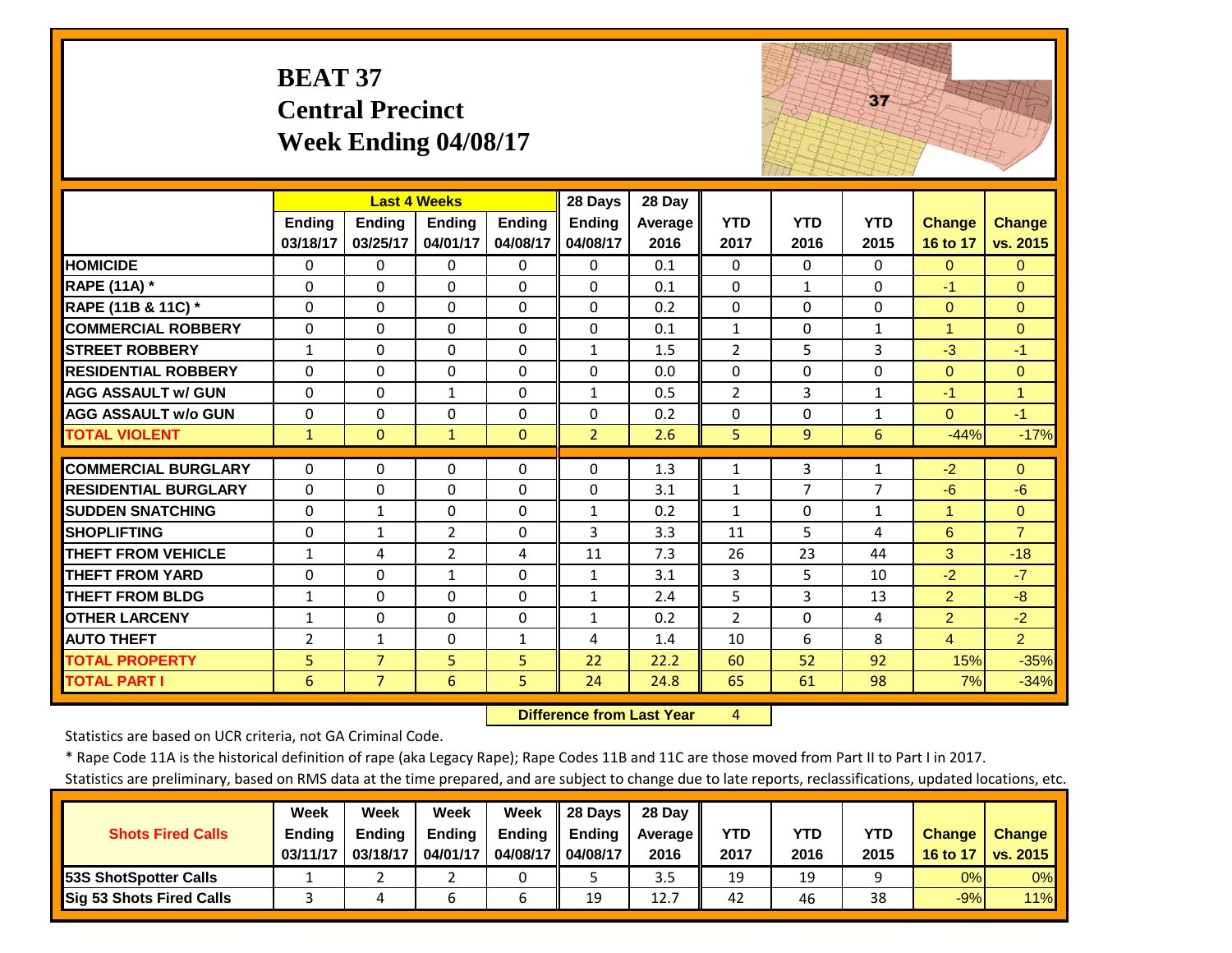# BEAT 37
## Central Precinct
## Week Ending 04/08/17

| | Last 4 Weeks | | | | 28 Days | 28 Day | | | | | |
|---|---|---|---|---|---|---|---|---|---|---|---|
| | Ending 03/18/17 | Ending 03/25/17 | Ending 04/01/17 | Ending 04/08/17 | Ending 04/08/17 | Average 2016 | YTD 2017 | YTD 2016 | YTD 2015 | Change 16 to 17 | Change vs. 2015 |
| HOMICIDE | 0 | 0 | 0 | 0 | 0 | 0.1 | 0 | 0 | 0 | 0 | 0 |
| RAPE (11A) * | 0 | 0 | 0 | 0 | 0 | 0.1 | 0 | 1 | 0 | -1 | 0 |
| RAPE (11B & 11C) * | 0 | 0 | 0 | 0 | 0 | 0.2 | 0 | 0 | 0 | 0 | 0 |
| COMMERCIAL ROBBERY | 0 | 0 | 0 | 0 | 0 | 0.1 | 1 | 0 | 1 | 1 | 0 |
| STREET ROBBERY | 1 | 0 | 0 | 0 | 1 | 1.5 | 2 | 5 | 3 | -3 | -1 |
| RESIDENTIAL ROBBERY | 0 | 0 | 0 | 0 | 0 | 0.0 | 0 | 0 | 0 | 0 | 0 |
| AGG ASSAULT w/ GUN | 0 | 0 | 1 | 0 | 1 | 0.5 | 2 | 3 | 1 | -1 | 1 |
| AGG ASSAULT w/o GUN | 0 | 0 | 0 | 0 | 0 | 0.2 | 0 | 0 | 1 | 0 | -1 |
| TOTAL VIOLENT | 1 | 0 | 1 | 0 | 2 | 2.6 | 5 | 9 | 6 | -44% | -17% |
| COMMERCIAL BURGLARY | 0 | 0 | 0 | 0 | 0 | 1.3 | 1 | 3 | 1 | -2 | 0 |
| RESIDENTIAL BURGLARY | 0 | 0 | 0 | 0 | 0 | 3.1 | 1 | 7 | 7 | -6 | -6 |
| SUDDEN SNATCHING | 0 | 1 | 0 | 0 | 1 | 0.2 | 1 | 0 | 1 | 1 | 0 |
| SHOPLIFTING | 0 | 1 | 2 | 0 | 3 | 3.3 | 11 | 5 | 4 | 6 | 7 |
| THEFT FROM VEHICLE | 1 | 4 | 2 | 4 | 11 | 7.3 | 26 | 23 | 44 | 3 | -18 |
| THEFT FROM YARD | 0 | 0 | 1 | 0 | 1 | 3.1 | 3 | 5 | 10 | -2 | -7 |
| THEFT FROM BLDG | 1 | 0 | 0 | 0 | 1 | 2.4 | 5 | 3 | 13 | 2 | -8 |
| OTHER LARCENY | 1 | 0 | 0 | 0 | 1 | 0.2 | 2 | 0 | 4 | 2 | -2 |
| AUTO THEFT | 2 | 1 | 0 | 1 | 4 | 1.4 | 10 | 6 | 8 | 4 | 2 |
| TOTAL PROPERTY | 5 | 7 | 5 | 5 | 22 | 22.2 | 60 | 52 | 92 | 15% | -35% |
| TOTAL PART I | 6 | 7 | 6 | 5 | 24 | 24.8 | 65 | 61 | 98 | 7% | -34% |

**Difference from Last Year** 4

Statistics are based on UCR criteria, not GA Criminal Code.

* Rape Code 11A is the historical definition of rape (aka Legacy Rape); Rape Codes 11B and 11C are those moved from Part II to Part I in 2017.

Statistics are preliminary, based on RMS data at the time prepared, and are subject to change due to late reports, reclassifications, updated locations, etc.

| Shots Fired Calls | Week Ending 03/11/17 | Week Ending 03/18/17 | Week Ending 04/01/17 | Week Ending 04/08/17 | 28 Days Ending 04/08/17 | 28 Day Average 2016 | YTD 2017 | YTD 2016 | YTD 2015 | Change 16 to 17 | Change vs. 2015 |
|---|---|---|---|---|---|---|---|---|---|---|---|
| 53S ShotSpotter Calls | 1 | 2 | 2 | 0 | 5 | 3.5 | 19 | 19 | 9 | 0% | 0% |
| Sig 53 Shots Fired Calls | 3 | 4 | 6 | 6 | 19 | 12.7 | 42 | 46 | 38 | -9% | 11% |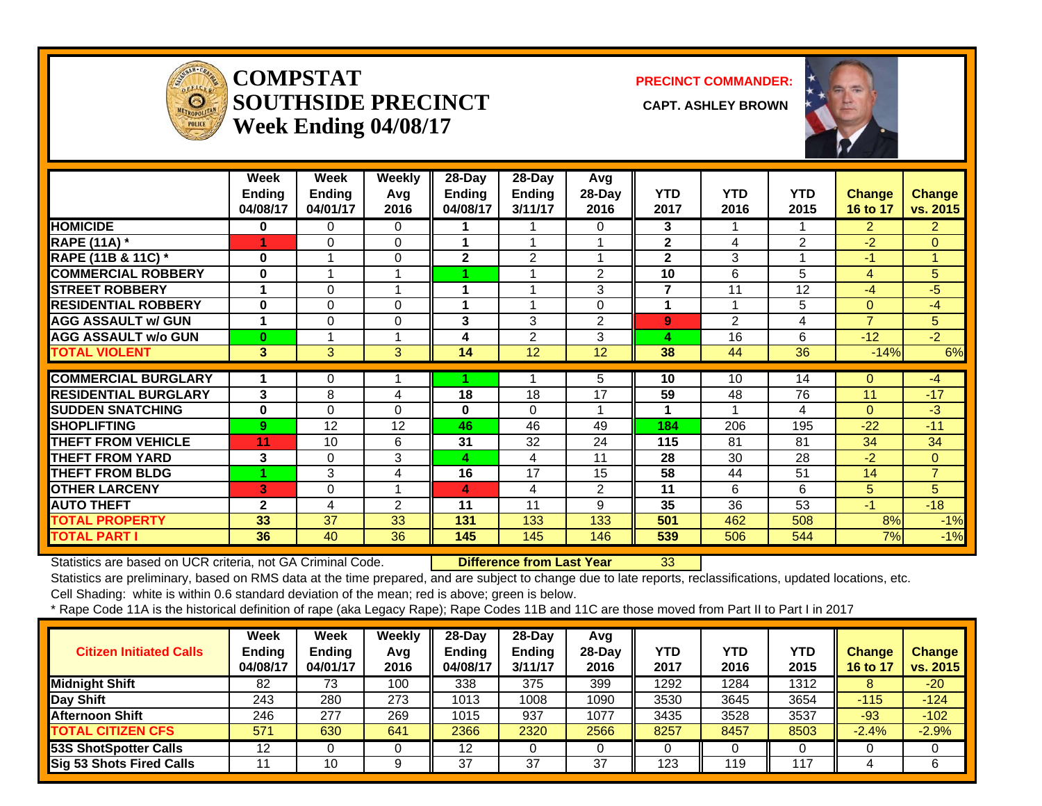# COMPSTAT SOUTHSIDE PRECINCT

## Week Ending 04/08/17

**PRECINCT COMMANDER:**

**CAPT. ASHLEY BROWN**

| | Week Ending 04/08/17 | Week Ending 04/01/17 | Weekly Avg 2016 | 28-Day Ending 04/08/17 | 28-Day Ending 3/11/17 | Avg 28-Day 2016 | YTD 2017 | YTD 2016 | YTD 2015 | Change 16 to 17 | Change vs. 2015 |
|---|---|---|---|---|---|---|---|---|---|---|---|
| HOMICIDE | 0 | 0 | 0 | 1 | 1 | 0 | 3 | 1 | 1 | 2 | 2 |
| RAPE (11A) * | 1 | 0 | 0 | 1 | 1 | 1 | 2 | 4 | 2 | -2 | 0 |
| RAPE (11B & 11C) * | 0 | 1 | 0 | 2 | 2 | 1 | 2 | 3 | 1 | -1 | 1 |
| COMMERCIAL ROBBERY | 0 | 1 | 1 | 1 | 1 | 2 | 10 | 6 | 5 | 4 | 5 |
| STREET ROBBERY | 1 | 0 | 1 | 1 | 1 | 3 | 7 | 11 | 12 | -4 | -5 |
| RESIDENTIAL ROBBERY | 0 | 0 | 0 | 1 | 1 | 0 | 1 | 1 | 5 | 0 | -4 |
| AGG ASSAULT w/ GUN | 1 | 0 | 0 | 3 | 3 | 2 | 9 | 2 | 4 | 7 | 5 |
| AGG ASSAULT w/o GUN | 0 | 1 | 1 | 4 | 2 | 3 | 4 | 16 | 6 | -12 | -2 |
| TOTAL VIOLENT | 3 | 3 | 3 | 14 | 12 | 12 | 38 | 44 | 36 | -14% | 6% |
| COMMERCIAL BURGLARY | 1 | 0 | 1 | 1 | 1 | 5 | 10 | 10 | 14 | 0 | -4 |
| RESIDENTIAL BURGLARY | 3 | 8 | 4 | 18 | 18 | 17 | 59 | 48 | 76 | 11 | -17 |
| SUDDEN SNATCHING | 0 | 0 | 0 | 0 | 0 | 1 | 1 | 1 | 4 | 0 | -3 |
| SHOPLIFTING | 9 | 12 | 12 | 46 | 46 | 49 | 184 | 206 | 195 | -22 | -11 |
| THEFT FROM VEHICLE | 11 | 10 | 6 | 31 | 32 | 24 | 115 | 81 | 81 | 34 | 34 |
| THEFT FROM YARD | 3 | 0 | 3 | 4 | 4 | 11 | 28 | 30 | 28 | -2 | 0 |
| THEFT FROM BLDG | 1 | 3 | 4 | 16 | 17 | 15 | 58 | 44 | 51 | 14 | 7 |
| OTHER LARCENY | 3 | 0 | 1 | 4 | 4 | 2 | 11 | 6 | 6 | 5 | 5 |
| AUTO THEFT | 2 | 4 | 2 | 11 | 11 | 9 | 35 | 36 | 53 | -1 | -18 |
| TOTAL PROPERTY | 33 | 37 | 33 | 131 | 133 | 133 | 501 | 462 | 508 | 8% | -1% |
| TOTAL PART I | 36 | 40 | 36 | 145 | 145 | 146 | 539 | 506 | 544 | 7% | -1% |

Statistics are based on UCR criteria, not GA Criminal Code. **Difference from Last Year** 33

Statistics are preliminary, based on RMS data at the time prepared, and are subject to change due to late reports, reclassifications, updated locations, etc.

Cell Shading: white is within 0.6 standard deviation of the mean; red is above; green is below.

* Rape Code 11A is the historical definition of rape (aka Legacy Rape); Rape Codes 11B and 11C are those moved from Part II to Part I in 2017

| Citizen Initiated Calls | Week Ending 04/08/17 | Week Ending 04/01/17 | Weekly Avg 2016 | 28-Day Ending 04/08/17 | 28-Day Ending 3/11/17 | Avg 28-Day 2016 | YTD 2017 | YTD 2016 | YTD 2015 | Change 16 to 17 | Change vs. 2015 |
|---|---|---|---|---|---|---|---|---|---|---|---|
| Midnight Shift | 82 | 73 | 100 | 338 | 375 | 399 | 1292 | 1284 | 1312 | 8 | -20 |
| Day Shift | 243 | 280 | 273 | 1013 | 1008 | 1090 | 3530 | 3645 | 3654 | -115 | -124 |
| Afternoon Shift | 246 | 277 | 269 | 1015 | 937 | 1077 | 3435 | 3528 | 3537 | -93 | -102 |
| TOTAL CITIZEN CFS | 571 | 630 | 641 | 2366 | 2320 | 2566 | 8257 | 8457 | 8503 | -2.4% | -2.9% |
| 53S ShotSpotter Calls | 12 | 0 | 0 | 12 | 0 | 0 | 0 | 0 | 0 | 0 | 0 |
| Sig 53 Shots Fired Calls | 11 | 10 | 9 | 37 | 37 | 37 | 123 | 119 | 117 | 4 | 6 |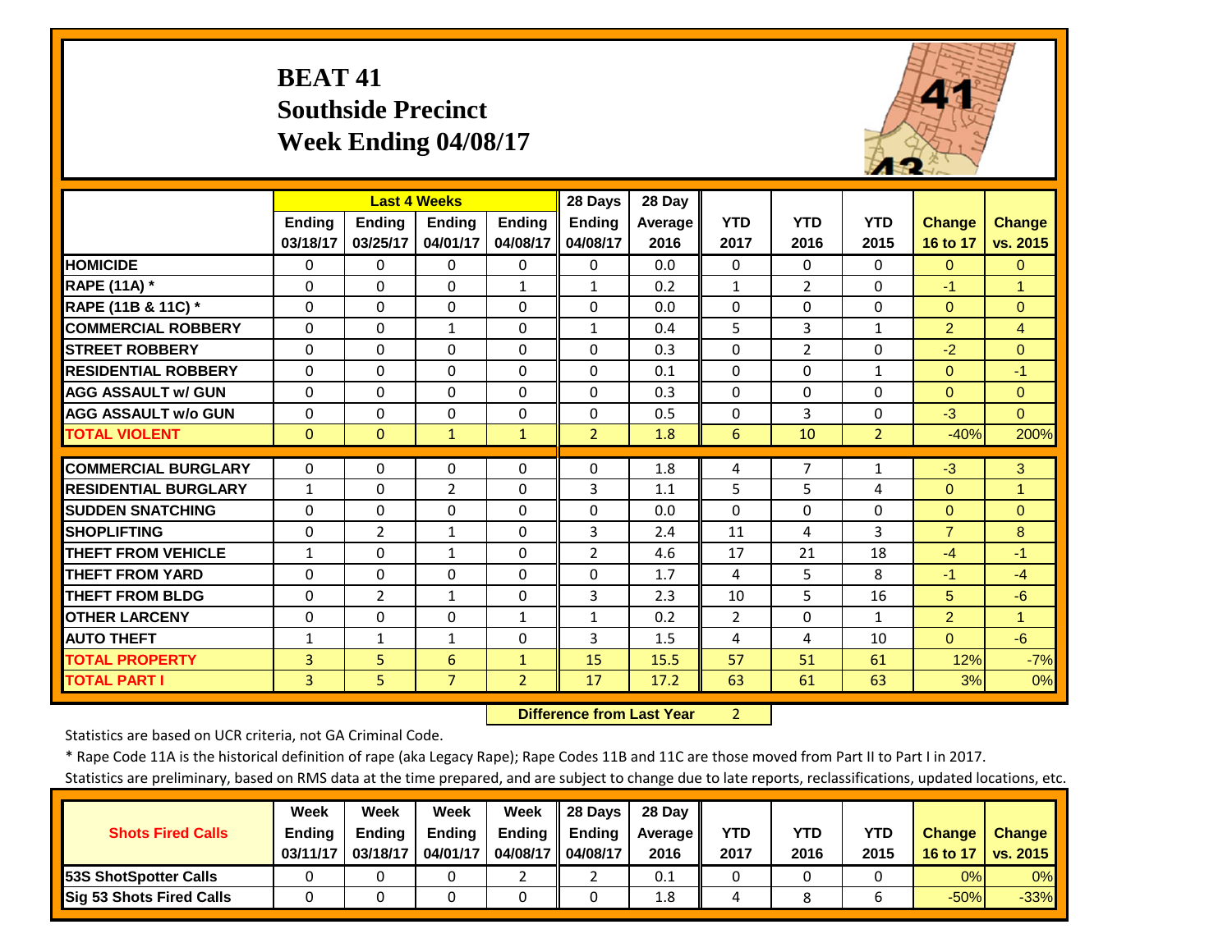# BEAT 41
## Southside Precinct
## Week Ending 04/08/17

| | Last 4 Weeks | | | | 28 Days | 28 Day | | | | | |
|---|---|---|---|---|---|---|---|---|---|---|---|
| | Ending 03/18/17 | Ending 03/25/17 | Ending 04/01/17 | Ending 04/08/17 | Ending 04/08/17 | Average 2016 | YTD 2017 | YTD 2016 | YTD 2015 | Change 16 to 17 | Change vs. 2015 |
| HOMICIDE | 0 | 0 | 0 | 0 | 0 | 0.0 | 0 | 0 | 0 | 0 | 0 |
| RAPE (11A) * | 0 | 0 | 0 | 1 | 1 | 0.2 | 1 | 2 | 0 | -1 | 1 |
| RAPE (11B & 11C) * | 0 | 0 | 0 | 0 | 0 | 0.0 | 0 | 0 | 0 | 0 | 0 |
| COMMERCIAL ROBBERY | 0 | 0 | 1 | 0 | 1 | 0.4 | 5 | 3 | 1 | 2 | 4 |
| STREET ROBBERY | 0 | 0 | 0 | 0 | 0 | 0.3 | 0 | 2 | 0 | -2 | 0 |
| RESIDENTIAL ROBBERY | 0 | 0 | 0 | 0 | 0 | 0.1 | 0 | 0 | 1 | 0 | -1 |
| AGG ASSAULT w/ GUN | 0 | 0 | 0 | 0 | 0 | 0.3 | 0 | 0 | 0 | 0 | 0 |
| AGG ASSAULT w/o GUN | 0 | 0 | 0 | 0 | 0 | 0.5 | 0 | 3 | 0 | -3 | 0 |
| TOTAL VIOLENT | 0 | 0 | 1 | 1 | 2 | 1.8 | 6 | 10 | 2 | -40% | 200% |
| COMMERCIAL BURGLARY | 0 | 0 | 0 | 0 | 0 | 1.8 | 4 | 7 | 1 | -3 | 3 |
| RESIDENTIAL BURGLARY | 1 | 0 | 2 | 0 | 3 | 1.1 | 5 | 5 | 4 | 0 | 1 |
| SUDDEN SNATCHING | 0 | 0 | 0 | 0 | 0 | 0.0 | 0 | 0 | 0 | 0 | 0 |
| SHOPLIFTING | 0 | 2 | 1 | 0 | 3 | 2.4 | 11 | 4 | 3 | 7 | 8 |
| THEFT FROM VEHICLE | 1 | 0 | 1 | 0 | 2 | 4.6 | 17 | 21 | 18 | -4 | -1 |
| THEFT FROM YARD | 0 | 0 | 0 | 0 | 0 | 1.7 | 4 | 5 | 8 | -1 | -4 |
| THEFT FROM BLDG | 0 | 2 | 1 | 0 | 3 | 2.3 | 10 | 5 | 16 | 5 | -6 |
| OTHER LARCENY | 0 | 0 | 0 | 1 | 1 | 0.2 | 2 | 0 | 1 | 2 | 1 |
| AUTO THEFT | 1 | 1 | 1 | 0 | 3 | 1.5 | 4 | 4 | 10 | 0 | -6 |
| TOTAL PROPERTY | 3 | 5 | 6 | 1 | 15 | 15.5 | 57 | 51 | 61 | 12% | -7% |
| TOTAL PART I | 3 | 5 | 7 | 2 | 17 | 17.2 | 63 | 61 | 63 | 3% | 0% |

**Difference from Last Year** 2

Statistics are based on UCR criteria, not GA Criminal Code.

* Rape Code 11A is the historical definition of rape (aka Legacy Rape); Rape Codes 11B and 11C are those moved from Part II to Part I in 2017.

Statistics are preliminary, based on RMS data at the time prepared, and are subject to change due to late reports, reclassifications, updated locations, etc.

| Shots Fired Calls | Week Ending 03/11/17 | Week Ending 03/18/17 | Week Ending 04/01/17 | Week Ending 04/08/17 | 28 Days Ending 04/08/17 | 28 Day Average 2016 | YTD 2017 | YTD 2016 | YTD 2015 | Change 16 to 17 | Change vs. 2015 |
|---|---|---|---|---|---|---|---|---|---|---|---|
| 53S ShotSpotter Calls | 0 | 0 | 0 | 2 | 2 | 0.1 | 0 | 0 | 0 | 0% | 0% |
| Sig 53 Shots Fired Calls | 0 | 0 | 0 | 0 | 0 | 1.8 | 4 | 8 | 6 | -50% | -33% |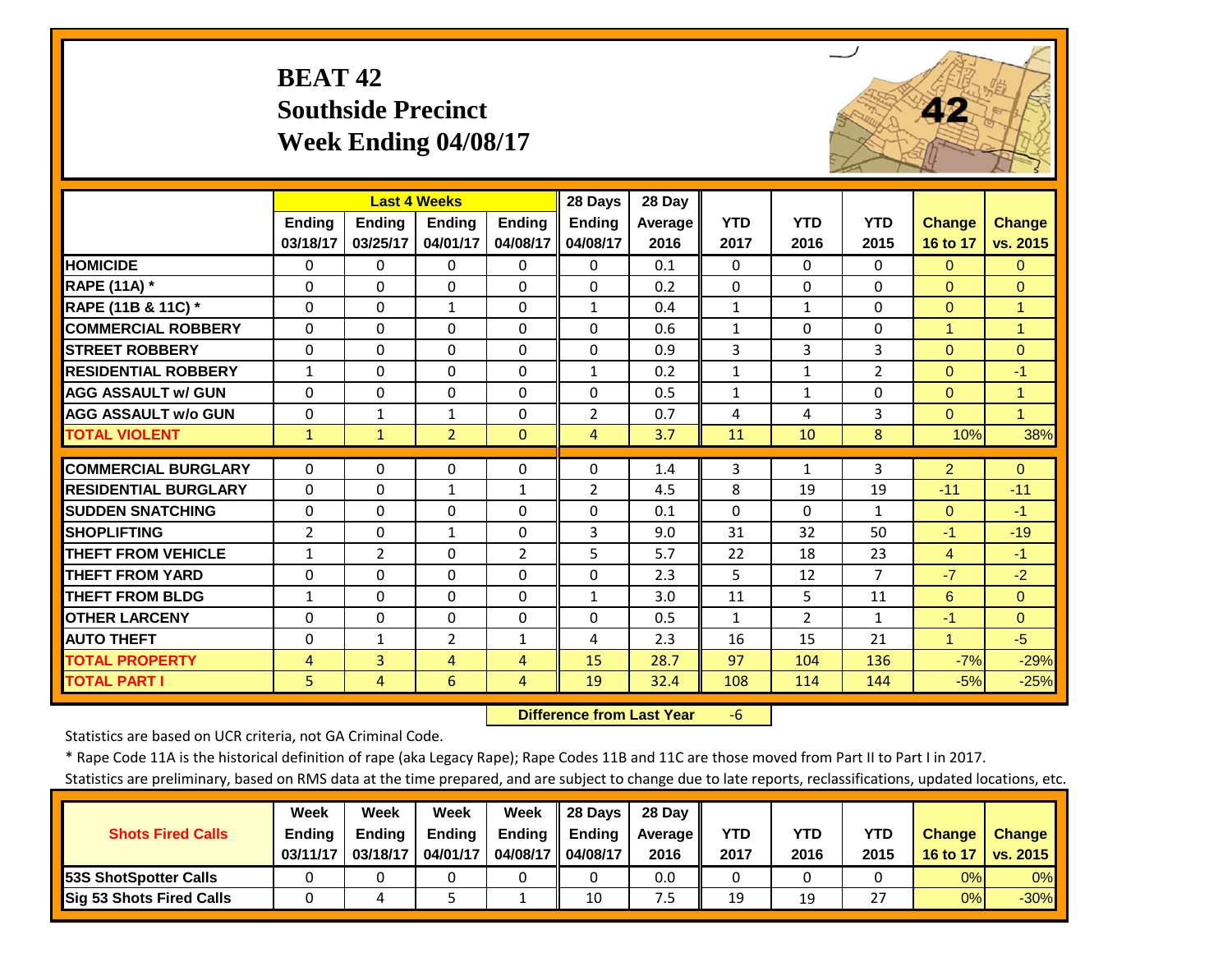# BEAT 42
## Southside Precinct
## Week Ending 04/08/17

| | Last 4 Weeks | | | | 28 Days | 28 Day | | | | | |
|---|---|---|---|---|---|---|---|---|---|---|---|
| | Ending 03/18/17 | Ending 03/25/17 | Ending 04/01/17 | Ending 04/08/17 | Ending 04/08/17 | Average 2016 | YTD 2017 | YTD 2016 | YTD 2015 | Change 16 to 17 | Change vs. 2015 |
| HOMICIDE | 0 | 0 | 0 | 0 | 0 | 0.1 | 0 | 0 | 0 | 0 | 0 |
| RAPE (11A) * | 0 | 0 | 0 | 0 | 0 | 0.2 | 0 | 0 | 0 | 0 | 0 |
| RAPE (11B & 11C) * | 0 | 0 | 1 | 0 | 1 | 0.4 | 1 | 1 | 0 | 0 | 1 |
| COMMERCIAL ROBBERY | 0 | 0 | 0 | 0 | 0 | 0.6 | 1 | 0 | 0 | 1 | 1 |
| STREET ROBBERY | 0 | 0 | 0 | 0 | 0 | 0.9 | 3 | 3 | 3 | 0 | 0 |
| RESIDENTIAL ROBBERY | 1 | 0 | 0 | 0 | 1 | 0.2 | 1 | 1 | 2 | 0 | -1 |
| AGG ASSAULT w/ GUN | 0 | 0 | 0 | 0 | 0 | 0.5 | 1 | 1 | 0 | 0 | 1 |
| AGG ASSAULT w/o GUN | 0 | 1 | 1 | 0 | 2 | 0.7 | 4 | 4 | 3 | 0 | 1 |
| TOTAL VIOLENT | 1 | 1 | 2 | 0 | 4 | 3.7 | 11 | 10 | 8 | 10% | 38% |
| COMMERCIAL BURGLARY | 0 | 0 | 0 | 0 | 0 | 1.4 | 3 | 1 | 3 | 2 | 0 |
| RESIDENTIAL BURGLARY | 0 | 0 | 1 | 1 | 2 | 4.5 | 8 | 19 | 19 | -11 | -11 |
| SUDDEN SNATCHING | 0 | 0 | 0 | 0 | 0 | 0.1 | 0 | 0 | 1 | 0 | -1 |
| SHOPLIFTING | 2 | 0 | 1 | 0 | 3 | 9.0 | 31 | 32 | 50 | -1 | -19 |
| THEFT FROM VEHICLE | 1 | 2 | 0 | 2 | 5 | 5.7 | 22 | 18 | 23 | 4 | -1 |
| THEFT FROM YARD | 0 | 0 | 0 | 0 | 0 | 2.3 | 5 | 12 | 7 | -7 | -2 |
| THEFT FROM BLDG | 1 | 0 | 0 | 0 | 1 | 3.0 | 11 | 5 | 11 | 6 | 0 |
| OTHER LARCENY | 0 | 0 | 0 | 0 | 0 | 0.5 | 1 | 2 | 1 | -1 | 0 |
| AUTO THEFT | 0 | 1 | 2 | 1 | 4 | 2.3 | 16 | 15 | 21 | 1 | -5 |
| TOTAL PROPERTY | 4 | 3 | 4 | 4 | 15 | 28.7 | 97 | 104 | 136 | -7% | -29% |
| TOTAL PART I | 5 | 4 | 6 | 4 | 19 | 32.4 | 108 | 114 | 144 | -5% | -25% |

**Difference from Last Year** -6

Statistics are based on UCR criteria, not GA Criminal Code.

* Rape Code 11A is the historical definition of rape (aka Legacy Rape); Rape Codes 11B and 11C are those moved from Part II to Part I in 2017.

Statistics are preliminary, based on RMS data at the time prepared, and are subject to change due to late reports, reclassifications, updated locations, etc.

| Shots Fired Calls | Week Ending 03/11/17 | Week Ending 03/18/17 | Week Ending 04/01/17 | Week Ending 04/08/17 | 28 Days Ending 04/08/17 | 28 Day Average 2016 | YTD 2017 | YTD 2016 | YTD 2015 | Change 16 to 17 | Change vs. 2015 |
|---|---|---|---|---|---|---|---|---|---|---|---|
| 53S ShotSpotter Calls | 0 | 0 | 0 | 0 | 0 | 0.0 | 0 | 0 | 0 | 0% | 0% |
| Sig 53 Shots Fired Calls | 0 | 4 | 5 | 1 | 10 | 7.5 | 19 | 19 | 27 | 0% | -30% |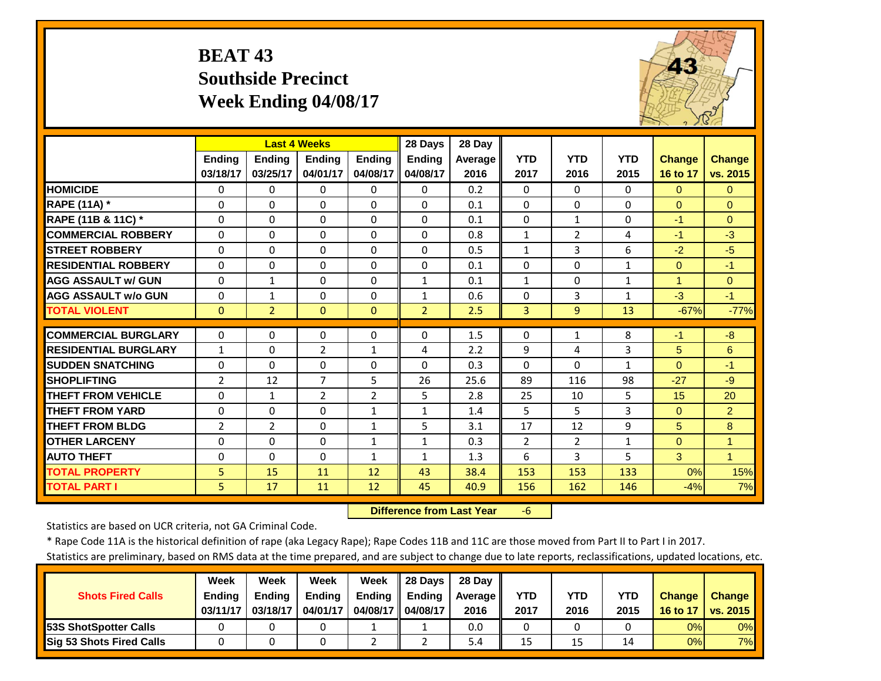# BEAT 43
## Southside Precinct
## Week Ending 04/08/17

| | Last 4 Weeks | | | | 28 Days | 28 Day | | | | | |
|---|---|---|---|---|---|---|---|---|---|---|---|
| | Ending 03/18/17 | Ending 03/25/17 | Ending 04/01/17 | Ending 04/08/17 | Ending 04/08/17 | Average 2016 | YTD 2017 | YTD 2016 | YTD 2015 | Change 16 to 17 | Change vs. 2015 |
| **HOMICIDE** | 0 | 0 | 0 | 0 | 0 | 0.2 | 0 | 0 | 0 | 0 | 0 |
| **RAPE (11A) *** | 0 | 0 | 0 | 0 | 0 | 0.1 | 0 | 0 | 0 | 0 | 0 |
| **RAPE (11B & 11C) *** | 0 | 0 | 0 | 0 | 0 | 0.1 | 0 | 1 | 0 | -1 | 0 |
| **COMMERCIAL ROBBERY** | 0 | 0 | 0 | 0 | 0 | 0.8 | 1 | 2 | 4 | -1 | -3 |
| **STREET ROBBERY** | 0 | 0 | 0 | 0 | 0 | 0.5 | 1 | 3 | 6 | -2 | -5 |
| **RESIDENTIAL ROBBERY** | 0 | 0 | 0 | 0 | 0 | 0.1 | 0 | 0 | 1 | 0 | -1 |
| **AGG ASSAULT w/ GUN** | 0 | 1 | 0 | 0 | 1 | 0.1 | 1 | 0 | 1 | 1 | 0 |
| **AGG ASSAULT w/o GUN** | 0 | 1 | 0 | 0 | 1 | 0.6 | 0 | 3 | 1 | -3 | -1 |
| **TOTAL VIOLENT** | 0 | 2 | 0 | 0 | 2 | 2.5 | 3 | 9 | 13 | -67% | -77% |
| **COMMERCIAL BURGLARY** | 0 | 0 | 0 | 0 | 0 | 1.5 | 0 | 1 | 8 | -1 | -8 |
| **RESIDENTIAL BURGLARY** | 1 | 0 | 2 | 1 | 4 | 2.2 | 9 | 4 | 3 | 5 | 6 |
| **SUDDEN SNATCHING** | 0 | 0 | 0 | 0 | 0 | 0.3 | 0 | 0 | 1 | 0 | -1 |
| **SHOPLIFTING** | 2 | 12 | 7 | 5 | 26 | 25.6 | 89 | 116 | 98 | -27 | -9 |
| **THEFT FROM VEHICLE** | 0 | 1 | 2 | 2 | 5 | 2.8 | 25 | 10 | 5 | 15 | 20 |
| **THEFT FROM YARD** | 0 | 0 | 0 | 1 | 1 | 1.4 | 5 | 5 | 3 | 0 | 2 |
| **THEFT FROM BLDG** | 2 | 2 | 0 | 1 | 5 | 3.1 | 17 | 12 | 9 | 5 | 8 |
| **OTHER LARCENY** | 0 | 0 | 0 | 1 | 1 | 0.3 | 2 | 2 | 1 | 0 | 1 |
| **AUTO THEFT** | 0 | 0 | 0 | 1 | 1 | 1.3 | 6 | 3 | 5 | 3 | 1 |
| **TOTAL PROPERTY** | 5 | 15 | 11 | 12 | 43 | 38.4 | 153 | 153 | 133 | 0% | 15% |
| **TOTAL PART I** | 5 | 17 | 11 | 12 | 45 | 40.9 | 156 | 162 | 146 | -4% | 7% |

**Difference from Last Year** -6

Statistics are based on UCR criteria, not GA Criminal Code.

* Rape Code 11A is the historical definition of rape (aka Legacy Rape); Rape Codes 11B and 11C are those moved from Part II to Part I in 2017.

Statistics are preliminary, based on RMS data at the time prepared, and are subject to change due to late reports, reclassifications, updated locations, etc.

| Shots Fired Calls | Week Ending 03/11/17 | Week Ending 03/18/17 | Week Ending 04/01/17 | Week Ending 04/08/17 | 28 Days Ending 04/08/17 | 28 Day Average 2016 | YTD 2017 | YTD 2016 | YTD 2015 | Change 16 to 17 | Change vs. 2015 |
|---|---|---|---|---|---|---|---|---|---|---|---|
| **53S ShotSpotter Calls** | 0 | 0 | 0 | 1 | 1 | 0.0 | 0 | 0 | 0 | 0% | 0% |
| **Sig 53 Shots Fired Calls** | 0 | 0 | 0 | 2 | 2 | 5.4 | 15 | 15 | 14 | 0% | 7% |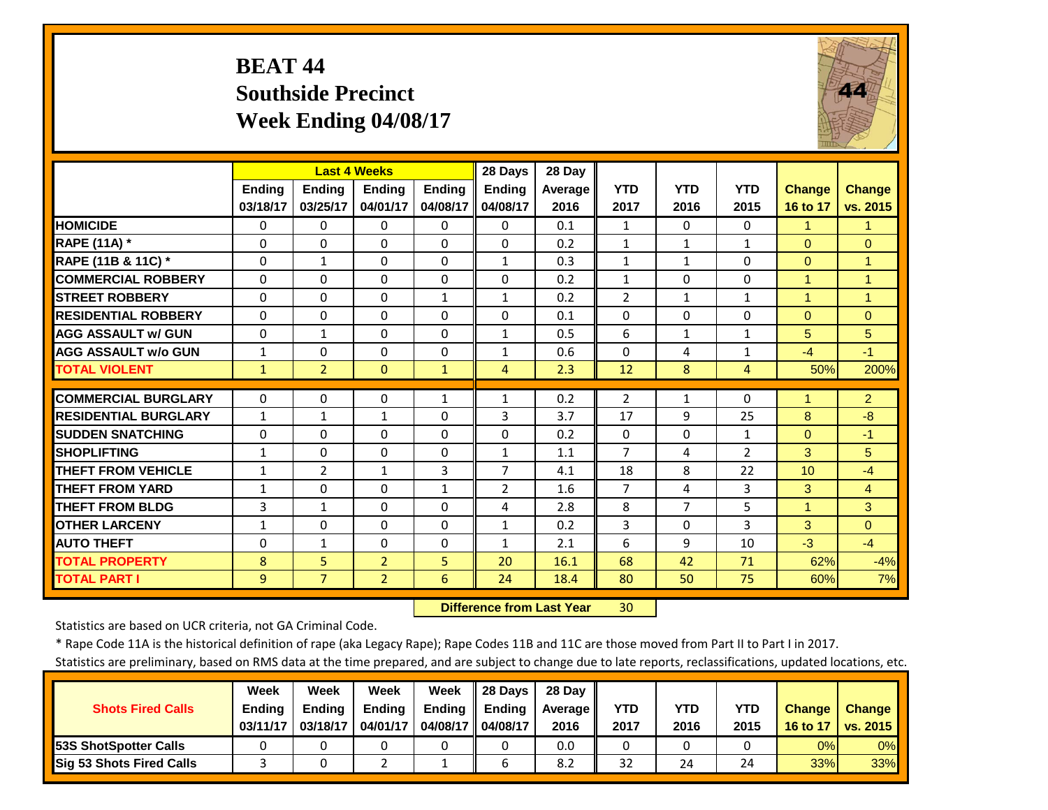# BEAT 44
## Southside Precinct
## Week Ending 04/08/17

| | Last 4 Weeks | | | | 28 Days | 28 Day | | | | | |
|---|---|---|---|---|---|---|---|---|---|---|---|
| | Ending 03/18/17 | Ending 03/25/17 | Ending 04/01/17 | Ending 04/08/17 | Ending 04/08/17 | Average 2016 | YTD 2017 | YTD 2016 | YTD 2015 | Change 16 to 17 | Change vs. 2015 |
| HOMICIDE | 0 | 0 | 0 | 0 | 0 | 0.1 | 1 | 0 | 0 | 1 | 1 |
| RAPE (11A) * | 0 | 0 | 0 | 0 | 0 | 0.2 | 1 | 1 | 1 | 0 | 0 |
| RAPE (11B & 11C) * | 0 | 1 | 0 | 0 | 1 | 0.3 | 1 | 1 | 0 | 0 | 1 |
| COMMERCIAL ROBBERY | 0 | 0 | 0 | 0 | 0 | 0.2 | 1 | 0 | 0 | 1 | 1 |
| STREET ROBBERY | 0 | 0 | 0 | 1 | 1 | 0.2 | 2 | 1 | 1 | 1 | 1 |
| RESIDENTIAL ROBBERY | 0 | 0 | 0 | 0 | 0 | 0.1 | 0 | 0 | 0 | 0 | 0 |
| AGG ASSAULT w/ GUN | 0 | 1 | 0 | 0 | 1 | 0.5 | 6 | 1 | 1 | 5 | 5 |
| AGG ASSAULT w/o GUN | 1 | 0 | 0 | 0 | 1 | 0.6 | 0 | 4 | 1 | -4 | -1 |
| TOTAL VIOLENT | 1 | 2 | 0 | 1 | 4 | 2.3 | 12 | 8 | 4 | 50% | 200% |
| COMMERCIAL BURGLARY | 0 | 0 | 0 | 1 | 1 | 0.2 | 2 | 1 | 0 | 1 | 2 |
| RESIDENTIAL BURGLARY | 1 | 1 | 1 | 0 | 3 | 3.7 | 17 | 9 | 25 | 8 | -8 |
| SUDDEN SNATCHING | 0 | 0 | 0 | 0 | 0 | 0.2 | 0 | 0 | 1 | 0 | -1 |
| SHOPLIFTING | 1 | 0 | 0 | 0 | 1 | 1.1 | 7 | 4 | 2 | 3 | 5 |
| THEFT FROM VEHICLE | 1 | 2 | 1 | 3 | 7 | 4.1 | 18 | 8 | 22 | 10 | -4 |
| THEFT FROM YARD | 1 | 0 | 0 | 1 | 2 | 1.6 | 7 | 4 | 3 | 3 | 4 |
| THEFT FROM BLDG | 3 | 1 | 0 | 0 | 4 | 2.8 | 8 | 7 | 5 | 1 | 3 |
| OTHER LARCENY | 1 | 0 | 0 | 0 | 1 | 0.2 | 3 | 0 | 3 | 3 | 0 |
| AUTO THEFT | 0 | 1 | 0 | 0 | 1 | 2.1 | 6 | 9 | 10 | -3 | -4 |
| TOTAL PROPERTY | 8 | 5 | 2 | 5 | 20 | 16.1 | 68 | 42 | 71 | 62% | -4% |
| TOTAL PART I | 9 | 7 | 2 | 6 | 24 | 18.4 | 80 | 50 | 75 | 60% | 7% |

**Difference from Last Year** 30

Statistics are based on UCR criteria, not GA Criminal Code.

* Rape Code 11A is the historical definition of rape (aka Legacy Rape); Rape Codes 11B and 11C are those moved from Part II to Part I in 2017.

Statistics are preliminary, based on RMS data at the time prepared, and are subject to change due to late reports, reclassifications, updated locations, etc.

| Shots Fired Calls | Week Ending 03/11/17 | Week Ending 03/18/17 | Week Ending 04/01/17 | Week Ending 04/08/17 | 28 Days Ending 04/08/17 | 28 Day Average 2016 | YTD 2017 | YTD 2016 | YTD 2015 | Change 16 to 17 | Change vs. 2015 |
|---|---|---|---|---|---|---|---|---|---|---|---|
| 53S ShotSpotter Calls | 0 | 0 | 0 | 0 | 0 | 0.0 | 0 | 0 | 0 | 0% | 0% |
| Sig 53 Shots Fired Calls | 3 | 0 | 2 | 1 | 6 | 8.2 | 32 | 24 | 24 | 33% | 33% |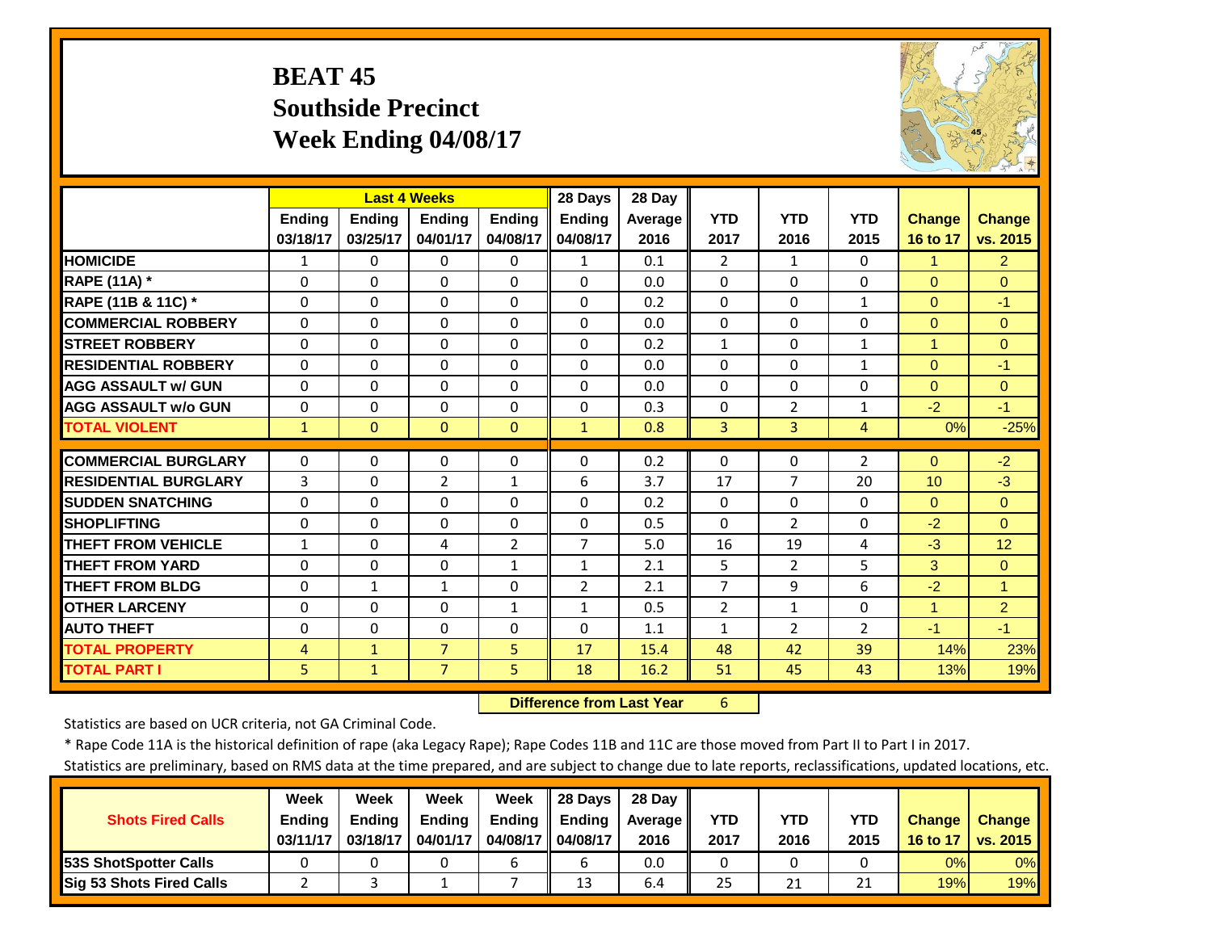# BEAT 45
## Southside Precinct
## Week Ending 04/08/17

| | Last 4 Weeks | | | | 28 Days | 28 Day | | | | | |
|---|---|---|---|---|---|---|---|---|---|---|---|
| | Ending 03/18/17 | Ending 03/25/17 | Ending 04/01/17 | Ending 04/08/17 | Ending 04/08/17 | Average 2016 | YTD 2017 | YTD 2016 | YTD 2015 | Change 16 to 17 | Change vs. 2015 |
| **HOMICIDE** | 1 | 0 | 0 | 0 | 1 | 0.1 | 2 | 1 | 0 | 1 | 2 |
| **RAPE (11A) *** | 0 | 0 | 0 | 0 | 0 | 0.0 | 0 | 0 | 0 | 0 | 0 |
| **RAPE (11B & 11C) *** | 0 | 0 | 0 | 0 | 0 | 0.2 | 0 | 0 | 1 | 0 | -1 |
| **COMMERCIAL ROBBERY** | 0 | 0 | 0 | 0 | 0 | 0.0 | 0 | 0 | 0 | 0 | 0 |
| **STREET ROBBERY** | 0 | 0 | 0 | 0 | 0 | 0.2 | 1 | 0 | 1 | 1 | 0 |
| **RESIDENTIAL ROBBERY** | 0 | 0 | 0 | 0 | 0 | 0.0 | 0 | 0 | 1 | 0 | -1 |
| **AGG ASSAULT w/ GUN** | 0 | 0 | 0 | 0 | 0 | 0.0 | 0 | 0 | 0 | 0 | 0 |
| **AGG ASSAULT w/o GUN** | 0 | 0 | 0 | 0 | 0 | 0.3 | 0 | 2 | 1 | -2 | -1 |
| **TOTAL VIOLENT** | 1 | 0 | 0 | 0 | 1 | 0.8 | 3 | 3 | 4 | 0% | -25% |
| **COMMERCIAL BURGLARY** | 0 | 0 | 0 | 0 | 0 | 0.2 | 0 | 0 | 2 | 0 | -2 |
| **RESIDENTIAL BURGLARY** | 3 | 0 | 2 | 1 | 6 | 3.7 | 17 | 7 | 20 | 10 | -3 |
| **SUDDEN SNATCHING** | 0 | 0 | 0 | 0 | 0 | 0.2 | 0 | 0 | 0 | 0 | 0 |
| **SHOPLIFTING** | 0 | 0 | 0 | 0 | 0 | 0.5 | 0 | 2 | 0 | -2 | 0 |
| **THEFT FROM VEHICLE** | 1 | 0 | 4 | 2 | 7 | 5.0 | 16 | 19 | 4 | -3 | 12 |
| **THEFT FROM YARD** | 0 | 0 | 0 | 1 | 1 | 2.1 | 5 | 2 | 5 | 3 | 0 |
| **THEFT FROM BLDG** | 0 | 1 | 1 | 0 | 2 | 2.1 | 7 | 9 | 6 | -2 | 1 |
| **OTHER LARCENY** | 0 | 0 | 0 | 1 | 1 | 0.5 | 2 | 1 | 0 | 1 | 2 |
| **AUTO THEFT** | 0 | 0 | 0 | 0 | 0 | 1.1 | 1 | 2 | 2 | -1 | -1 |
| **TOTAL PROPERTY** | 4 | 1 | 7 | 5 | 17 | 15.4 | 48 | 42 | 39 | 14% | 23% |
| **TOTAL PART I** | 5 | 1 | 7 | 5 | 18 | 16.2 | 51 | 45 | 43 | 13% | 19% |

**Difference from Last Year** 6

Statistics are based on UCR criteria, not GA Criminal Code.

* Rape Code 11A is the historical definition of rape (aka Legacy Rape); Rape Codes 11B and 11C are those moved from Part II to Part I in 2017.

Statistics are preliminary, based on RMS data at the time prepared, and are subject to change due to late reports, reclassifications, updated locations, etc.

| Shots Fired Calls | Week Ending 03/11/17 | Week Ending 03/18/17 | Week Ending 04/01/17 | Week Ending 04/08/17 | 28 Days Ending 04/08/17 | 28 Day Average 2016 | YTD 2017 | YTD 2016 | YTD 2015 | Change 16 to 17 | Change vs. 2015 |
|---|---|---|---|---|---|---|---|---|---|---|---|
| **53S ShotSpotter Calls** | 0 | 0 | 0 | 6 | 6 | 0.0 | 0 | 0 | 0 | 0% | 0% |
| **Sig 53 Shots Fired Calls** | 2 | 3 | 1 | 7 | 13 | 6.4 | 25 | 21 | 21 | 19% | 19% |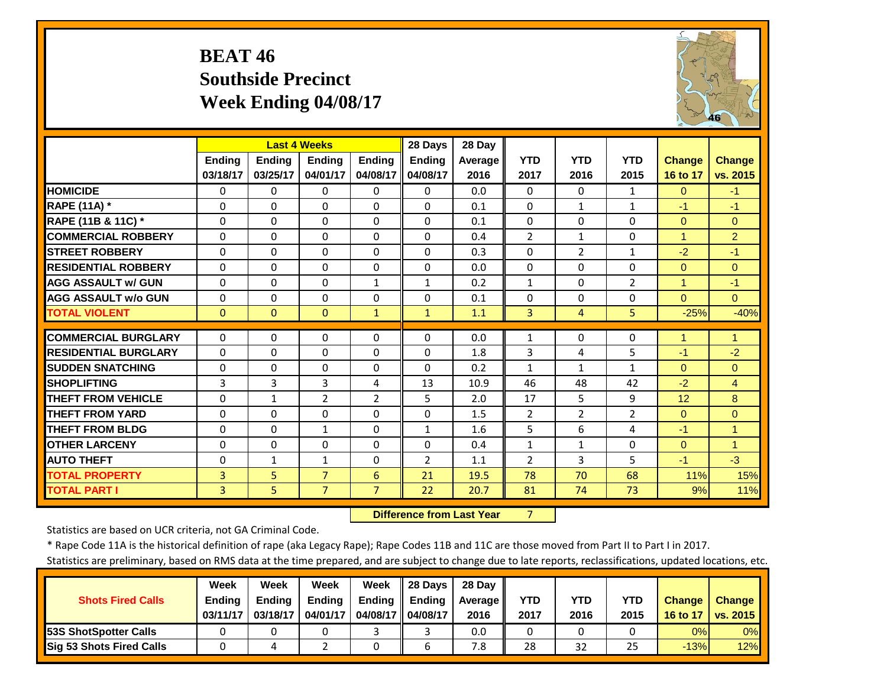# BEAT 46
## Southside Precinct
## Week Ending 04/08/17

| | Last 4 Weeks | | | | 28 Days | 28 Day | | | | | |
|---|---|---|---|---|---|---|---|---|---|---|---|
| | Ending 03/18/17 | Ending 03/25/17 | Ending 04/01/17 | Ending 04/08/17 | Ending 04/08/17 | Average 2016 | YTD 2017 | YTD 2016 | YTD 2015 | Change 16 to 17 | Change vs. 2015 |
| HOMICIDE | 0 | 0 | 0 | 0 | 0 | 0.0 | 0 | 0 | 1 | 0 | -1 |
| RAPE (11A) * | 0 | 0 | 0 | 0 | 0 | 0.1 | 0 | 1 | 1 | -1 | -1 |
| RAPE (11B & 11C) * | 0 | 0 | 0 | 0 | 0 | 0.1 | 0 | 0 | 0 | 0 | 0 |
| COMMERCIAL ROBBERY | 0 | 0 | 0 | 0 | 0 | 0.4 | 2 | 1 | 0 | 1 | 2 |
| STREET ROBBERY | 0 | 0 | 0 | 0 | 0 | 0.3 | 0 | 2 | 1 | -2 | -1 |
| RESIDENTIAL ROBBERY | 0 | 0 | 0 | 0 | 0 | 0.0 | 0 | 0 | 0 | 0 | 0 |
| AGG ASSAULT w/ GUN | 0 | 0 | 0 | 1 | 1 | 0.2 | 1 | 0 | 2 | 1 | -1 |
| AGG ASSAULT w/o GUN | 0 | 0 | 0 | 0 | 0 | 0.1 | 0 | 0 | 0 | 0 | 0 |
| TOTAL VIOLENT | 0 | 0 | 0 | 1 | 1 | 1.1 | 3 | 4 | 5 | -25% | -40% |
| COMMERCIAL BURGLARY | 0 | 0 | 0 | 0 | 0 | 0.0 | 1 | 0 | 0 | 1 | 1 |
| RESIDENTIAL BURGLARY | 0 | 0 | 0 | 0 | 0 | 1.8 | 3 | 4 | 5 | -1 | -2 |
| SUDDEN SNATCHING | 0 | 0 | 0 | 0 | 0 | 0.2 | 1 | 1 | 1 | 0 | 0 |
| SHOPLIFTING | 3 | 3 | 3 | 4 | 13 | 10.9 | 46 | 48 | 42 | -2 | 4 |
| THEFT FROM VEHICLE | 0 | 1 | 2 | 2 | 5 | 2.0 | 17 | 5 | 9 | 12 | 8 |
| THEFT FROM YARD | 0 | 0 | 0 | 0 | 0 | 1.5 | 2 | 2 | 2 | 0 | 0 |
| THEFT FROM BLDG | 0 | 0 | 1 | 0 | 1 | 1.6 | 5 | 6 | 4 | -1 | 1 |
| OTHER LARCENY | 0 | 0 | 0 | 0 | 0 | 0.4 | 1 | 1 | 0 | 0 | 1 |
| AUTO THEFT | 0 | 1 | 1 | 0 | 2 | 1.1 | 2 | 3 | 5 | -1 | -3 |
| TOTAL PROPERTY | 3 | 5 | 7 | 6 | 21 | 19.5 | 78 | 70 | 68 | 11% | 15% |
| TOTAL PART I | 3 | 5 | 7 | 7 | 22 | 20.7 | 81 | 74 | 73 | 9% | 11% |

**Difference from Last Year** 7

Statistics are based on UCR criteria, not GA Criminal Code.

* Rape Code 11A is the historical definition of rape (aka Legacy Rape); Rape Codes 11B and 11C are those moved from Part II to Part I in 2017.

Statistics are preliminary, based on RMS data at the time prepared, and are subject to change due to late reports, reclassifications, updated locations, etc.

| Shots Fired Calls | Week Ending 03/11/17 | Week Ending 03/18/17 | Week Ending 04/01/17 | Week Ending 04/08/17 | 28 Days Ending 04/08/17 | 28 Day Average 2016 | YTD 2017 | YTD 2016 | YTD 2015 | Change 16 to 17 | Change vs. 2015 |
|---|---|---|---|---|---|---|---|---|---|---|---|
| 53S ShotSpotter Calls | 0 | 0 | 0 | 3 | 3 | 0.0 | 0 | 0 | 0 | 0% | 0% |
| Sig 53 Shots Fired Calls | 0 | 4 | 2 | 0 | 6 | 7.8 | 28 | 32 | 25 | -13% | 12% |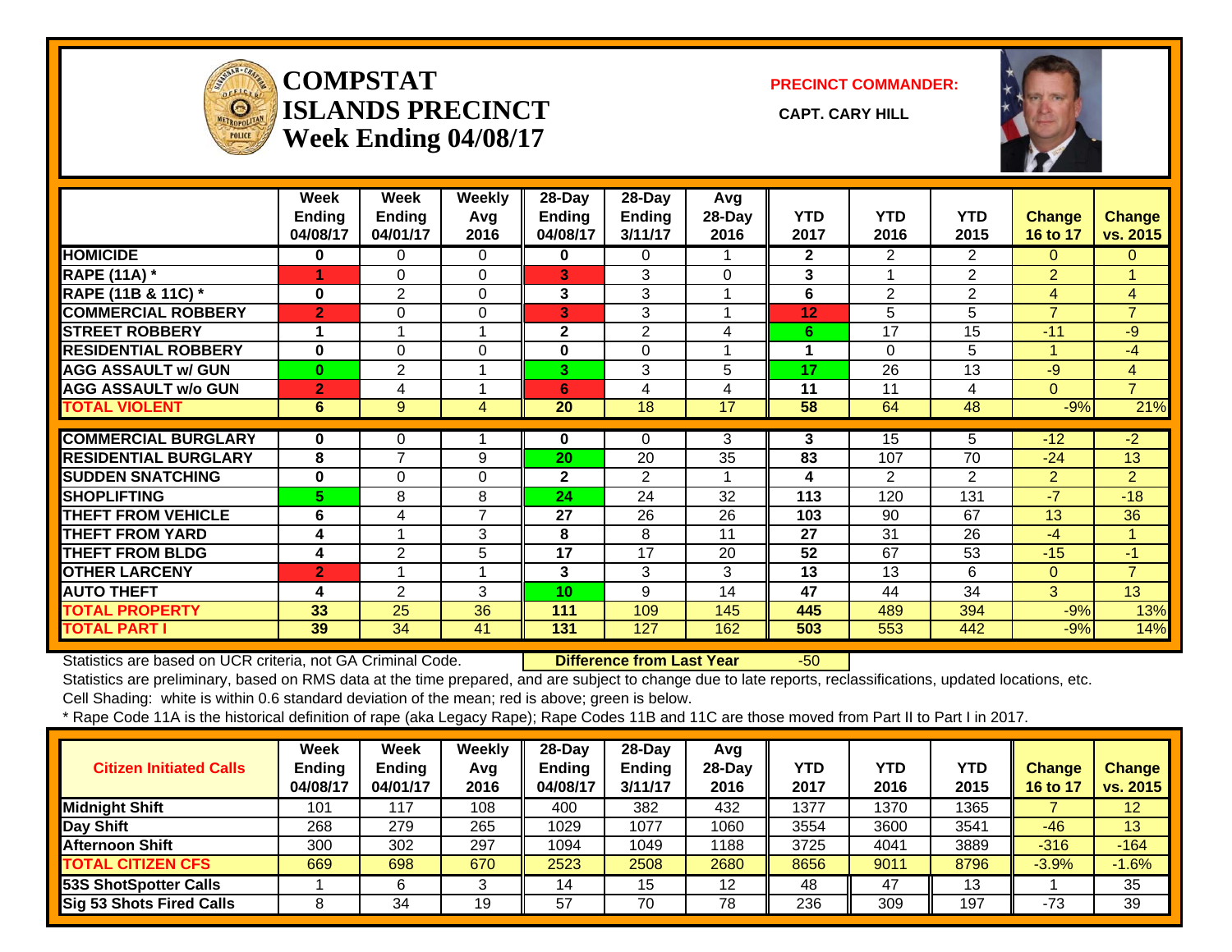# COMPSTAT ISLANDS PRECINCT
## Week Ending 04/08/17

**PRECINCT COMMANDER:**

**CAPT. CARY HILL**

| | Week Ending 04/08/17 | Week Ending 04/01/17 | Weekly Avg 2016 | 28-Day Ending 04/08/17 | 28-Day Ending 3/11/17 | Avg 28-Day 2016 | YTD 2017 | YTD 2016 | YTD 2015 | Change 16 to 17 | Change vs. 2015 |
|---|---|---|---|---|---|---|---|---|---|---|---|
| HOMICIDE | 0 | 0 | 0 | 0 | 0 | 1 | 2 | 2 | 2 | 0 | 0 |
| RAPE (11A) * | 1 | 0 | 0 | 3 | 3 | 0 | 3 | 1 | 2 | 2 | 1 |
| RAPE (11B & 11C) * | 0 | 2 | 0 | 3 | 3 | 1 | 6 | 2 | 2 | 4 | 4 |
| COMMERCIAL ROBBERY | 2 | 0 | 0 | 3 | 3 | 1 | 12 | 5 | 5 | 7 | 7 |
| STREET ROBBERY | 1 | 1 | 1 | 2 | 2 | 4 | 6 | 17 | 15 | -11 | -9 |
| RESIDENTIAL ROBBERY | 0 | 0 | 0 | 0 | 0 | 1 | 1 | 0 | 5 | 1 | -4 |
| AGG ASSAULT w/ GUN | 0 | 2 | 1 | 3 | 3 | 5 | 17 | 26 | 13 | -9 | 4 |
| AGG ASSAULT w/o GUN | 2 | 4 | 1 | 6 | 4 | 4 | 11 | 11 | 4 | 0 | 7 |
| TOTAL VIOLENT | 6 | 9 | 4 | 20 | 18 | 17 | 58 | 64 | 48 | -9% | 21% |
| COMMERCIAL BURGLARY | 0 | 0 | 1 | 0 | 0 | 3 | 3 | 15 | 5 | -12 | -2 |
| RESIDENTIAL BURGLARY | 8 | 7 | 9 | 20 | 20 | 35 | 83 | 107 | 70 | -24 | 13 |
| SUDDEN SNATCHING | 0 | 0 | 0 | 2 | 2 | 1 | 4 | 2 | 2 | 2 | 2 |
| SHOPLIFTING | 5 | 8 | 8 | 24 | 24 | 32 | 113 | 120 | 131 | -7 | -18 |
| THEFT FROM VEHICLE | 6 | 4 | 7 | 27 | 26 | 26 | 103 | 90 | 67 | 13 | 36 |
| THEFT FROM YARD | 4 | 1 | 3 | 8 | 8 | 11 | 27 | 31 | 26 | -4 | 1 |
| THEFT FROM BLDG | 4 | 2 | 5 | 17 | 17 | 20 | 52 | 67 | 53 | -15 | -1 |
| OTHER LARCENY | 2 | 1 | 1 | 3 | 3 | 3 | 13 | 13 | 6 | 0 | 7 |
| AUTO THEFT | 4 | 2 | 3 | 10 | 9 | 14 | 47 | 44 | 34 | 3 | 13 |
| TOTAL PROPERTY | 33 | 25 | 36 | 111 | 109 | 145 | 445 | 489 | 394 | -9% | 13% |
| TOTAL PART I | 39 | 34 | 41 | 131 | 127 | 162 | 503 | 553 | 442 | -9% | 14% |

Statistics are based on UCR criteria, not GA Criminal Code. **Difference from Last Year** -50

Statistics are preliminary, based on RMS data at the time prepared, and are subject to change due to late reports, reclassifications, updated locations, etc.

Cell Shading: white is within 0.6 standard deviation of the mean; red is above; green is below.

* Rape Code 11A is the historical definition of rape (aka Legacy Rape); Rape Codes 11B and 11C are those moved from Part II to Part I in 2017.

| Citizen Initiated Calls | Week Ending 04/08/17 | Week Ending 04/01/17 | Weekly Avg 2016 | 28-Day Ending 04/08/17 | 28-Day Ending 3/11/17 | Avg 28-Day 2016 | YTD 2017 | YTD 2016 | YTD 2015 | Change 16 to 17 | Change vs. 2015 |
|---|---|---|---|---|---|---|---|---|---|---|---|
| Midnight Shift | 101 | 117 | 108 | 400 | 382 | 432 | 1377 | 1370 | 1365 | 7 | 12 |
| Day Shift | 268 | 279 | 265 | 1029 | 1077 | 1060 | 3554 | 3600 | 3541 | -46 | 13 |
| Afternoon Shift | 300 | 302 | 297 | 1094 | 1049 | 1188 | 3725 | 4041 | 3889 | -316 | -164 |
| TOTAL CITIZEN CFS | 669 | 698 | 670 | 2523 | 2508 | 2680 | 8656 | 9011 | 8796 | -3.9% | -1.6% |
| 53S ShotSpotter Calls | 1 | 6 | 3 | 14 | 15 | 12 | 48 | 47 | 13 | 1 | 35 |
| Sig 53 Shots Fired Calls | 8 | 34 | 19 | 57 | 70 | 78 | 236 | 309 | 197 | -73 | 39 |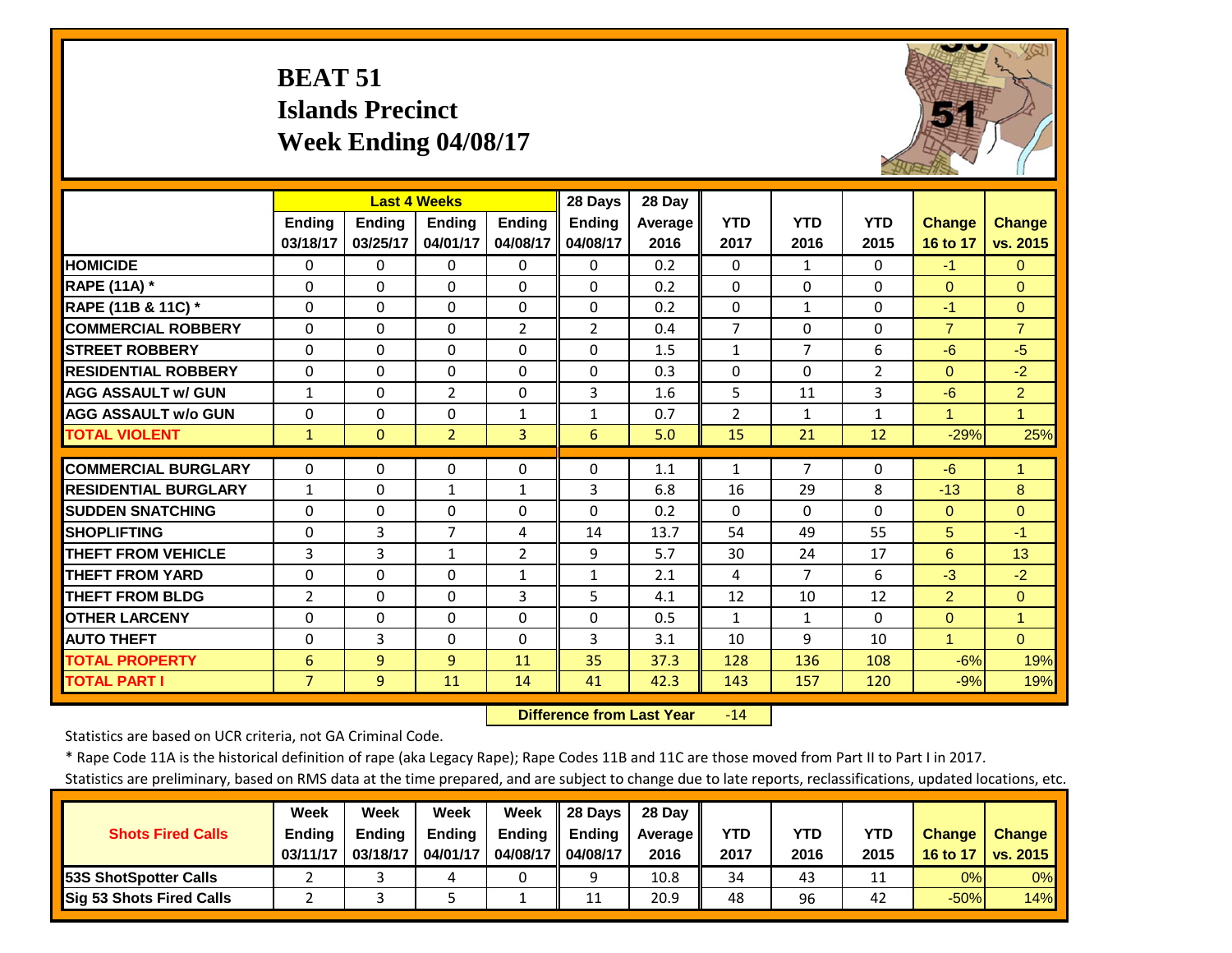# BEAT 51
## Islands Precinct
## Week Ending 04/08/17

| | Last 4 Weeks | | | | 28 Days | 28 Day | | | | | |
|---|---|---|---|---|---|---|---|---|---|---|---|
| | Ending 03/18/17 | Ending 03/25/17 | Ending 04/01/17 | Ending 04/08/17 | Ending 04/08/17 | Average 2016 | YTD 2017 | YTD 2016 | YTD 2015 | Change 16 to 17 | Change vs. 2015 |
| HOMICIDE | 0 | 0 | 0 | 0 | 0 | 0.2 | 0 | 1 | 0 | -1 | 0 |
| RAPE (11A) * | 0 | 0 | 0 | 0 | 0 | 0.2 | 0 | 0 | 0 | 0 | 0 |
| RAPE (11B & 11C) * | 0 | 0 | 0 | 0 | 0 | 0.2 | 0 | 1 | 0 | -1 | 0 |
| COMMERCIAL ROBBERY | 0 | 0 | 0 | 2 | 2 | 0.4 | 7 | 0 | 0 | 7 | 7 |
| STREET ROBBERY | 0 | 0 | 0 | 0 | 0 | 1.5 | 1 | 7 | 6 | -6 | -5 |
| RESIDENTIAL ROBBERY | 0 | 0 | 0 | 0 | 0 | 0.3 | 0 | 0 | 2 | 0 | -2 |
| AGG ASSAULT w/ GUN | 1 | 0 | 2 | 0 | 3 | 1.6 | 5 | 11 | 3 | -6 | 2 |
| AGG ASSAULT w/o GUN | 0 | 0 | 0 | 1 | 1 | 0.7 | 2 | 1 | 1 | 1 | 1 |
| TOTAL VIOLENT | 1 | 0 | 2 | 3 | 6 | 5.0 | 15 | 21 | 12 | -29% | 25% |
| COMMERCIAL BURGLARY | 0 | 0 | 0 | 0 | 0 | 1.1 | 1 | 7 | 0 | -6 | 1 |
| RESIDENTIAL BURGLARY | 1 | 0 | 1 | 1 | 3 | 6.8 | 16 | 29 | 8 | -13 | 8 |
| SUDDEN SNATCHING | 0 | 0 | 0 | 0 | 0 | 0.2 | 0 | 0 | 0 | 0 | 0 |
| SHOPLIFTING | 0 | 3 | 7 | 4 | 14 | 13.7 | 54 | 49 | 55 | 5 | -1 |
| THEFT FROM VEHICLE | 3 | 3 | 1 | 2 | 9 | 5.7 | 30 | 24 | 17 | 6 | 13 |
| THEFT FROM YARD | 0 | 0 | 0 | 1 | 1 | 2.1 | 4 | 7 | 6 | -3 | -2 |
| THEFT FROM BLDG | 2 | 0 | 0 | 3 | 5 | 4.1 | 12 | 10 | 12 | 2 | 0 |
| OTHER LARCENY | 0 | 0 | 0 | 0 | 0 | 0.5 | 1 | 1 | 0 | 0 | 1 |
| AUTO THEFT | 0 | 3 | 0 | 0 | 3 | 3.1 | 10 | 9 | 10 | 1 | 0 |
| TOTAL PROPERTY | 6 | 9 | 9 | 11 | 35 | 37.3 | 128 | 136 | 108 | -6% | 19% |
| TOTAL PART I | 7 | 9 | 11 | 14 | 41 | 42.3 | 143 | 157 | 120 | -9% | 19% |

**Difference from Last Year** -14

Statistics are based on UCR criteria, not GA Criminal Code.

* Rape Code 11A is the historical definition of rape (aka Legacy Rape); Rape Codes 11B and 11C are those moved from Part II to Part I in 2017.

Statistics are preliminary, based on RMS data at the time prepared, and are subject to change due to late reports, reclassifications, updated locations, etc.

| Shots Fired Calls | Week Ending 03/11/17 | Week Ending 03/18/17 | Week Ending 04/01/17 | Week Ending 04/08/17 | 28 Days Ending 04/08/17 | 28 Day Average 2016 | YTD 2017 | YTD 2016 | YTD 2015 | Change 16 to 17 | Change vs. 2015 |
|---|---|---|---|---|---|---|---|---|---|---|---|
| 53S ShotSpotter Calls | 2 | 3 | 4 | 0 | 9 | 10.8 | 34 | 43 | 11 | 0% | 0% |
| Sig 53 Shots Fired Calls | 2 | 3 | 5 | 1 | 11 | 20.9 | 48 | 96 | 42 | -50% | 14% |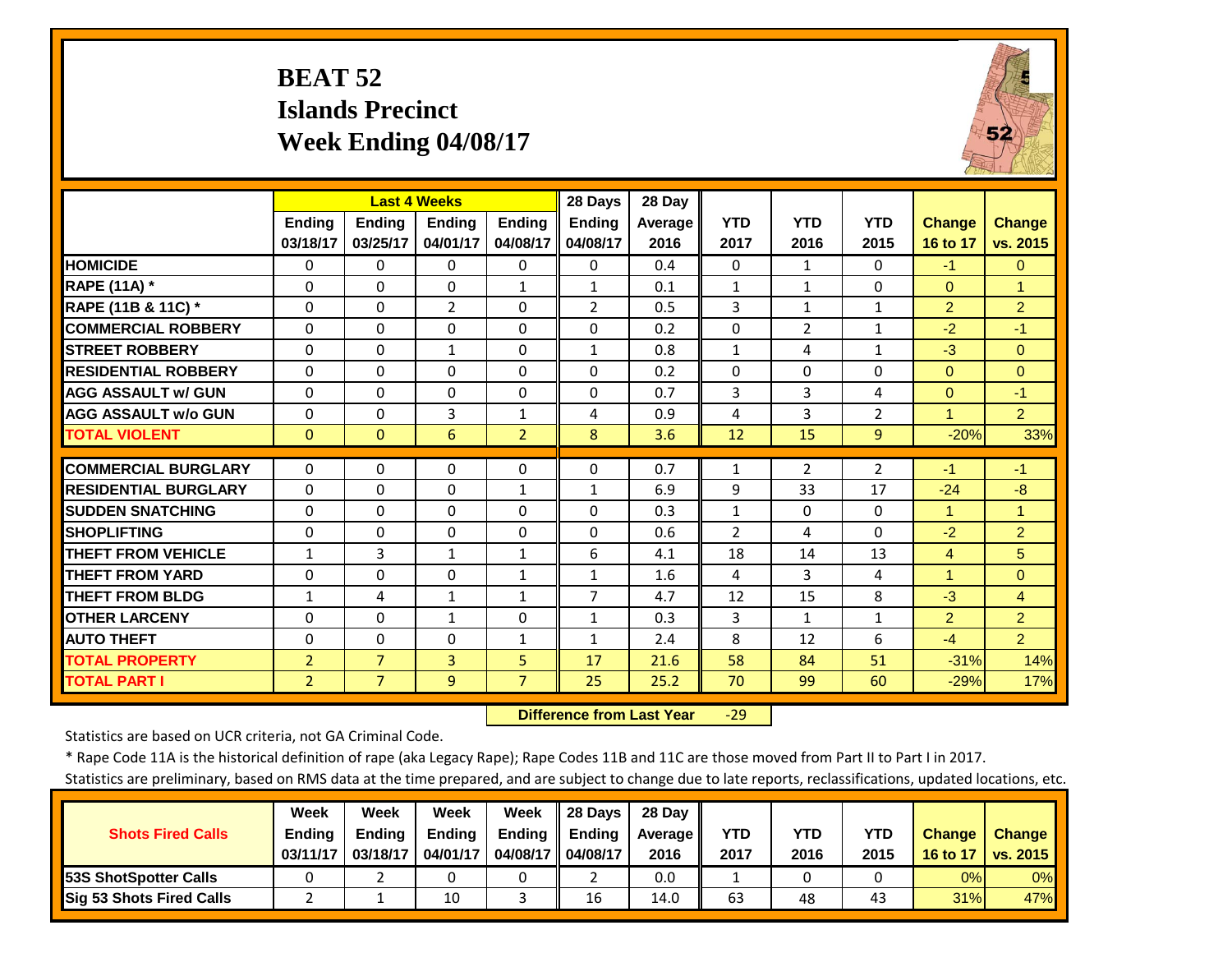# BEAT 52
## Islands Precinct
## Week Ending 04/08/17

| | Last 4 Weeks | | | | 28 Days | 28 Day | | | | | |
|---|---|---|---|---|---|---|---|---|---|---|---|
| | Ending 03/18/17 | Ending 03/25/17 | Ending 04/01/17 | Ending 04/08/17 | Ending 04/08/17 | Average 2016 | YTD 2017 | YTD 2016 | YTD 2015 | Change 16 to 17 | Change vs. 2015 |
| HOMICIDE | 0 | 0 | 0 | 0 | 0 | 0.4 | 0 | 1 | 0 | -1 | 0 |
| RAPE (11A) * | 0 | 0 | 0 | 1 | 1 | 0.1 | 1 | 1 | 0 | 0 | 1 |
| RAPE (11B & 11C) * | 0 | 0 | 2 | 0 | 2 | 0.5 | 3 | 1 | 1 | 2 | 2 |
| COMMERCIAL ROBBERY | 0 | 0 | 0 | 0 | 0 | 0.2 | 0 | 2 | 1 | -2 | -1 |
| STREET ROBBERY | 0 | 0 | 1 | 0 | 1 | 0.8 | 1 | 4 | 1 | -3 | 0 |
| RESIDENTIAL ROBBERY | 0 | 0 | 0 | 0 | 0 | 0.2 | 0 | 0 | 0 | 0 | 0 |
| AGG ASSAULT w/ GUN | 0 | 0 | 0 | 0 | 0 | 0.7 | 3 | 3 | 4 | 0 | -1 |
| AGG ASSAULT w/o GUN | 0 | 0 | 3 | 1 | 4 | 0.9 | 4 | 3 | 2 | 1 | 2 |
| TOTAL VIOLENT | 0 | 0 | 6 | 2 | 8 | 3.6 | 12 | 15 | 9 | -20% | 33% |
| COMMERCIAL BURGLARY | 0 | 0 | 0 | 0 | 0 | 0.7 | 1 | 2 | 2 | -1 | -1 |
| RESIDENTIAL BURGLARY | 0 | 0 | 0 | 1 | 1 | 6.9 | 9 | 33 | 17 | -24 | -8 |
| SUDDEN SNATCHING | 0 | 0 | 0 | 0 | 0 | 0.3 | 1 | 0 | 0 | 1 | 1 |
| SHOPLIFTING | 0 | 0 | 0 | 0 | 0 | 0.6 | 2 | 4 | 0 | -2 | 2 |
| THEFT FROM VEHICLE | 1 | 3 | 1 | 1 | 6 | 4.1 | 18 | 14 | 13 | 4 | 5 |
| THEFT FROM YARD | 0 | 0 | 0 | 1 | 1 | 1.6 | 4 | 3 | 4 | 1 | 0 |
| THEFT FROM BLDG | 1 | 4 | 1 | 1 | 7 | 4.7 | 12 | 15 | 8 | -3 | 4 |
| OTHER LARCENY | 0 | 0 | 1 | 0 | 1 | 0.3 | 3 | 1 | 1 | 2 | 2 |
| AUTO THEFT | 0 | 0 | 0 | 1 | 1 | 2.4 | 8 | 12 | 6 | -4 | 2 |
| TOTAL PROPERTY | 2 | 7 | 3 | 5 | 17 | 21.6 | 58 | 84 | 51 | -31% | 14% |
| TOTAL PART I | 2 | 7 | 9 | 7 | 25 | 25.2 | 70 | 99 | 60 | -29% | 17% |

**Difference from Last Year** -29

Statistics are based on UCR criteria, not GA Criminal Code.

* Rape Code 11A is the historical definition of rape (aka Legacy Rape); Rape Codes 11B and 11C are those moved from Part II to Part I in 2017.

Statistics are preliminary, based on RMS data at the time prepared, and are subject to change due to late reports, reclassifications, updated locations, etc.

| Shots Fired Calls | Week Ending 03/11/17 | Week Ending 03/18/17 | Week Ending 04/01/17 | Week Ending 04/08/17 | 28 Days Ending 04/08/17 | 28 Day Average 2016 | YTD 2017 | YTD 2016 | YTD 2015 | Change 16 to 17 | Change vs. 2015 |
|---|---|---|---|---|---|---|---|---|---|---|---|
| 53S ShotSpotter Calls | 0 | 2 | 0 | 0 | 2 | 0.0 | 1 | 0 | 0 | 0% | 0% |
| Sig 53 Shots Fired Calls | 2 | 1 | 10 | 3 | 16 | 14.0 | 63 | 48 | 43 | 31% | 47% |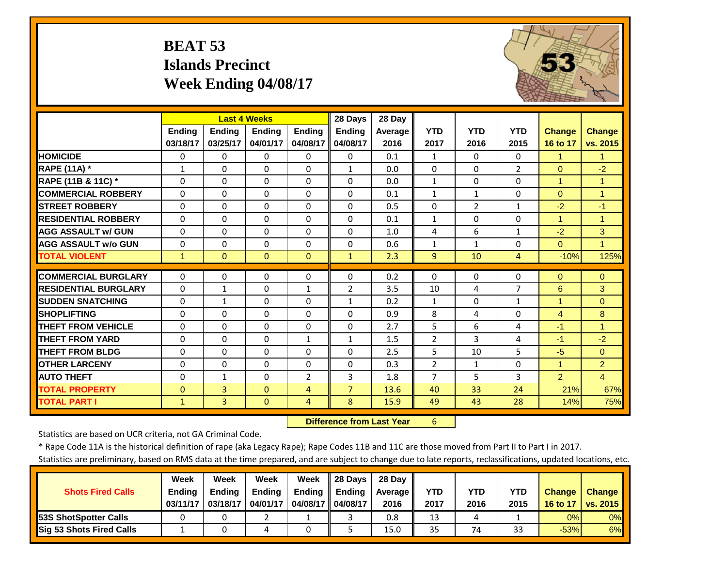# BEAT 53
## Islands Precinct
## Week Ending 04/08/17

| | Last 4 Weeks | | | | 28 Days | 28 Day | | | | | |
|---|---|---|---|---|---|---|---|---|---|---|---|
| | Ending 03/18/17 | Ending 03/25/17 | Ending 04/01/17 | Ending 04/08/17 | Ending 04/08/17 | Average 2016 | YTD 2017 | YTD 2016 | YTD 2015 | Change 16 to 17 | Change vs. 2015 |
| HOMICIDE | 0 | 0 | 0 | 0 | 0 | 0.1 | 1 | 0 | 0 | 1 | 1 |
| RAPE (11A) * | 1 | 0 | 0 | 0 | 1 | 0.0 | 0 | 0 | 2 | 0 | -2 |
| RAPE (11B & 11C) * | 0 | 0 | 0 | 0 | 0 | 0.0 | 1 | 0 | 0 | 1 | 1 |
| COMMERCIAL ROBBERY | 0 | 0 | 0 | 0 | 0 | 0.1 | 1 | 1 | 0 | 0 | 1 |
| STREET ROBBERY | 0 | 0 | 0 | 0 | 0 | 0.5 | 0 | 2 | 1 | -2 | -1 |
| RESIDENTIAL ROBBERY | 0 | 0 | 0 | 0 | 0 | 0.1 | 1 | 0 | 0 | 1 | 1 |
| AGG ASSAULT w/ GUN | 0 | 0 | 0 | 0 | 0 | 1.0 | 4 | 6 | 1 | -2 | 3 |
| AGG ASSAULT w/o GUN | 0 | 0 | 0 | 0 | 0 | 0.6 | 1 | 1 | 0 | 0 | 1 |
| TOTAL VIOLENT | 1 | 0 | 0 | 0 | 1 | 2.3 | 9 | 10 | 4 | -10% | 125% |
| COMMERCIAL BURGLARY | 0 | 0 | 0 | 0 | 0 | 0.2 | 0 | 0 | 0 | 0 | 0 |
| RESIDENTIAL BURGLARY | 0 | 1 | 0 | 1 | 2 | 3.5 | 10 | 4 | 7 | 6 | 3 |
| SUDDEN SNATCHING | 0 | 1 | 0 | 0 | 1 | 0.2 | 1 | 0 | 1 | 1 | 0 |
| SHOPLIFTING | 0 | 0 | 0 | 0 | 0 | 0.9 | 8 | 4 | 0 | 4 | 8 |
| THEFT FROM VEHICLE | 0 | 0 | 0 | 0 | 0 | 2.7 | 5 | 6 | 4 | -1 | 1 |
| THEFT FROM YARD | 0 | 0 | 0 | 1 | 1 | 1.5 | 2 | 3 | 4 | -1 | -2 |
| THEFT FROM BLDG | 0 | 0 | 0 | 0 | 0 | 2.5 | 5 | 10 | 5 | -5 | 0 |
| OTHER LARCENY | 0 | 0 | 0 | 0 | 0 | 0.3 | 2 | 1 | 0 | 1 | 2 |
| AUTO THEFT | 0 | 1 | 0 | 2 | 3 | 1.8 | 7 | 5 | 3 | 2 | 4 |
| TOTAL PROPERTY | 0 | 3 | 0 | 4 | 7 | 13.6 | 40 | 33 | 24 | 21% | 67% |
| TOTAL PART I | 1 | 3 | 0 | 4 | 8 | 15.9 | 49 | 43 | 28 | 14% | 75% |

**Difference from Last Year** 6

Statistics are based on UCR criteria, not GA Criminal Code.

* Rape Code 11A is the historical definition of rape (aka Legacy Rape); Rape Codes 11B and 11C are those moved from Part II to Part I in 2017.

Statistics are preliminary, based on RMS data at the time prepared, and are subject to change due to late reports, reclassifications, updated locations, etc.

| Shots Fired Calls | Week Ending 03/11/17 | Week Ending 03/18/17 | Week Ending 04/01/17 | Week Ending 04/08/17 | 28 Days Ending 04/08/17 | 28 Day Average 2016 | YTD 2017 | YTD 2016 | YTD 2015 | Change 16 to 17 | Change vs. 2015 |
|---|---|---|---|---|---|---|---|---|---|---|---|
| 53S ShotSpotter Calls | 0 | 0 | 2 | 1 | 3 | 0.8 | 13 | 4 | 1 | 0% | 0% |
| Sig 53 Shots Fired Calls | 1 | 0 | 4 | 0 | 5 | 15.0 | 35 | 74 | 33 | -53% | 6% |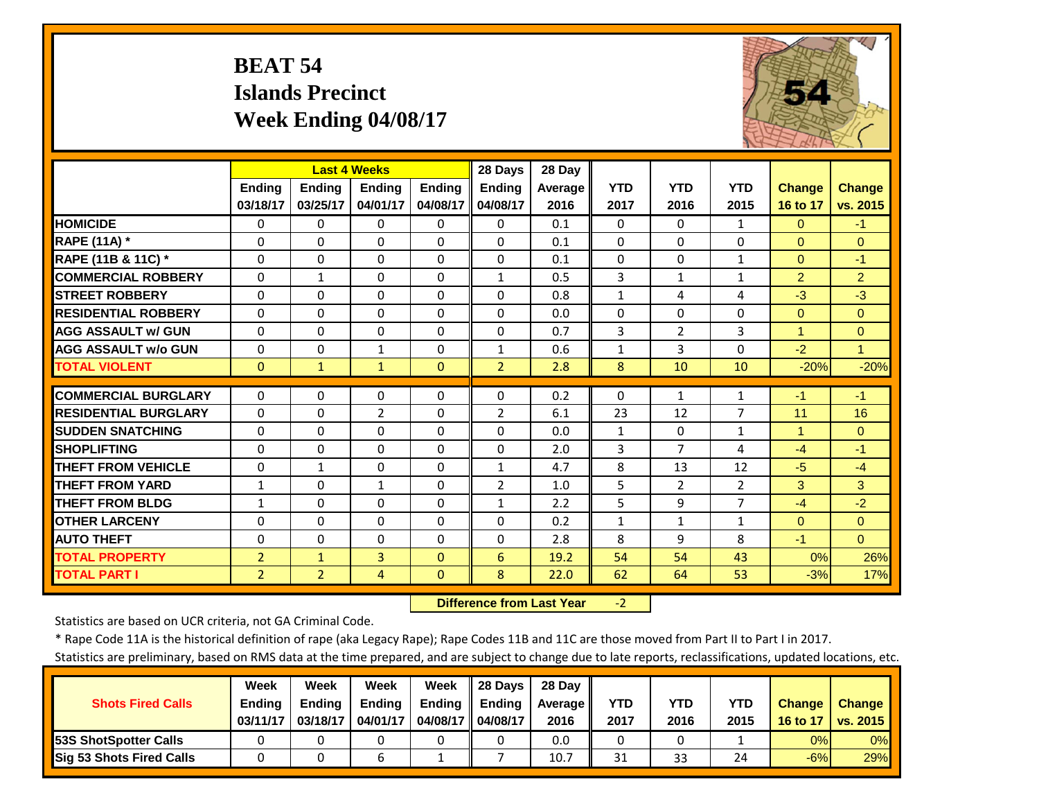# BEAT 54
## Islands Precinct
## Week Ending 04/08/17

| | Last 4 Weeks | | | | 28 Days | 28 Day | | | | | |
|---|---|---|---|---|---|---|---|---|---|---|---|
| | Ending 03/18/17 | Ending 03/25/17 | Ending 04/01/17 | Ending 04/08/17 | Ending 04/08/17 | Average 2016 | YTD 2017 | YTD 2016 | YTD 2015 | Change 16 to 17 | Change vs. 2015 |
| HOMICIDE | 0 | 0 | 0 | 0 | 0 | 0.1 | 0 | 0 | 1 | 0 | -1 |
| RAPE (11A) * | 0 | 0 | 0 | 0 | 0 | 0.1 | 0 | 0 | 0 | 0 | 0 |
| RAPE (11B & 11C) * | 0 | 0 | 0 | 0 | 0 | 0.1 | 0 | 0 | 1 | 0 | -1 |
| COMMERCIAL ROBBERY | 0 | 1 | 0 | 0 | 1 | 0.5 | 3 | 1 | 1 | 2 | 2 |
| STREET ROBBERY | 0 | 0 | 0 | 0 | 0 | 0.8 | 1 | 4 | 4 | -3 | -3 |
| RESIDENTIAL ROBBERY | 0 | 0 | 0 | 0 | 0 | 0.0 | 0 | 0 | 0 | 0 | 0 |
| AGG ASSAULT w/ GUN | 0 | 0 | 0 | 0 | 0 | 0.7 | 3 | 2 | 3 | 1 | 0 |
| AGG ASSAULT w/o GUN | 0 | 0 | 1 | 0 | 1 | 0.6 | 1 | 3 | 0 | -2 | 1 |
| TOTAL VIOLENT | 0 | 1 | 1 | 0 | 2 | 2.8 | 8 | 10 | 10 | -20% | -20% |
| COMMERCIAL BURGLARY | 0 | 0 | 0 | 0 | 0 | 0.2 | 0 | 1 | 1 | -1 | -1 |
| RESIDENTIAL BURGLARY | 0 | 0 | 2 | 0 | 2 | 6.1 | 23 | 12 | 7 | 11 | 16 |
| SUDDEN SNATCHING | 0 | 0 | 0 | 0 | 0 | 0.0 | 1 | 0 | 1 | 1 | 0 |
| SHOPLIFTING | 0 | 0 | 0 | 0 | 0 | 2.0 | 3 | 7 | 4 | -4 | -1 |
| THEFT FROM VEHICLE | 0 | 1 | 0 | 0 | 1 | 4.7 | 8 | 13 | 12 | -5 | -4 |
| THEFT FROM YARD | 1 | 0 | 1 | 0 | 2 | 1.0 | 5 | 2 | 2 | 3 | 3 |
| THEFT FROM BLDG | 1 | 0 | 0 | 0 | 1 | 2.2 | 5 | 9 | 7 | -4 | -2 |
| OTHER LARCENY | 0 | 0 | 0 | 0 | 0 | 0.2 | 1 | 1 | 1 | 0 | 0 |
| AUTO THEFT | 0 | 0 | 0 | 0 | 0 | 2.8 | 8 | 9 | 8 | -1 | 0 |
| TOTAL PROPERTY | 2 | 1 | 3 | 0 | 6 | 19.2 | 54 | 54 | 43 | 0% | 26% |
| TOTAL PART I | 2 | 2 | 4 | 0 | 8 | 22.0 | 62 | 64 | 53 | -3% | 17% |

**Difference from Last Year** -2

Statistics are based on UCR criteria, not GA Criminal Code.

* Rape Code 11A is the historical definition of rape (aka Legacy Rape); Rape Codes 11B and 11C are those moved from Part II to Part I in 2017.

Statistics are preliminary, based on RMS data at the time prepared, and are subject to change due to late reports, reclassifications, updated locations, etc.

| Shots Fired Calls | Week Ending 03/11/17 | Week Ending 03/18/17 | Week Ending 04/01/17 | Week Ending 04/08/17 | 28 Days Ending 04/08/17 | 28 Day Average 2016 | YTD 2017 | YTD 2016 | YTD 2015 | Change 16 to 17 | Change vs. 2015 |
|---|---|---|---|---|---|---|---|---|---|---|---|
| 53S ShotSpotter Calls | 0 | 0 | 0 | 0 | 0 | 0.0 | 0 | 0 | 1 | 0% | 0% |
| Sig 53 Shots Fired Calls | 0 | 0 | 6 | 1 | 7 | 10.7 | 31 | 33 | 24 | -6% | 29% |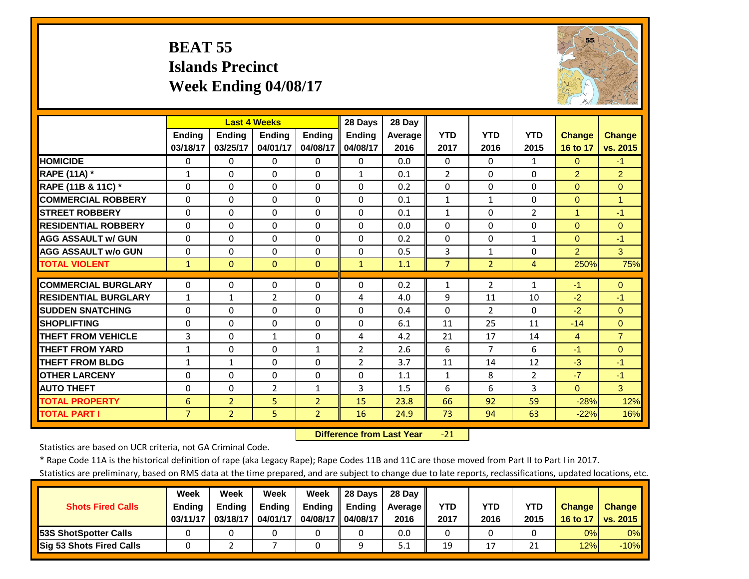# BEAT 55
## Islands Precinct
## Week Ending 04/08/17

| | Last 4 Weeks | | | | 28 Days | 28 Day | | | | | |
|---|---|---|---|---|---|---|---|---|---|---|---|
| | Ending 03/18/17 | Ending 03/25/17 | Ending 04/01/17 | Ending 04/08/17 | Ending 04/08/17 | Average 2016 | YTD 2017 | YTD 2016 | YTD 2015 | Change 16 to 17 | Change vs. 2015 |
| HOMICIDE | 0 | 0 | 0 | 0 | 0 | 0.0 | 0 | 0 | 1 | 0 | -1 |
| RAPE (11A) * | 1 | 0 | 0 | 0 | 1 | 0.1 | 2 | 0 | 0 | 2 | 2 |
| RAPE (11B & 11C) * | 0 | 0 | 0 | 0 | 0 | 0.2 | 0 | 0 | 0 | 0 | 0 |
| COMMERCIAL ROBBERY | 0 | 0 | 0 | 0 | 0 | 0.1 | 1 | 1 | 0 | 0 | 1 |
| STREET ROBBERY | 0 | 0 | 0 | 0 | 0 | 0.1 | 1 | 0 | 2 | 1 | -1 |
| RESIDENTIAL ROBBERY | 0 | 0 | 0 | 0 | 0 | 0.0 | 0 | 0 | 0 | 0 | 0 |
| AGG ASSAULT w/ GUN | 0 | 0 | 0 | 0 | 0 | 0.2 | 0 | 0 | 1 | 0 | -1 |
| AGG ASSAULT w/o GUN | 0 | 0 | 0 | 0 | 0 | 0.5 | 3 | 1 | 0 | 2 | 3 |
| TOTAL VIOLENT | 1 | 0 | 0 | 0 | 1 | 1.1 | 7 | 2 | 4 | 250% | 75% |
| COMMERCIAL BURGLARY | 0 | 0 | 0 | 0 | 0 | 0.2 | 1 | 2 | 1 | -1 | 0 |
| RESIDENTIAL BURGLARY | 1 | 1 | 2 | 0 | 4 | 4.0 | 9 | 11 | 10 | -2 | -1 |
| SUDDEN SNATCHING | 0 | 0 | 0 | 0 | 0 | 0.4 | 0 | 2 | 0 | -2 | 0 |
| SHOPLIFTING | 0 | 0 | 0 | 0 | 0 | 6.1 | 11 | 25 | 11 | -14 | 0 |
| THEFT FROM VEHICLE | 3 | 0 | 1 | 0 | 4 | 4.2 | 21 | 17 | 14 | 4 | 7 |
| THEFT FROM YARD | 1 | 0 | 0 | 1 | 2 | 2.6 | 6 | 7 | 6 | -1 | 0 |
| THEFT FROM BLDG | 1 | 1 | 0 | 0 | 2 | 3.7 | 11 | 14 | 12 | -3 | -1 |
| OTHER LARCENY | 0 | 0 | 0 | 0 | 0 | 1.1 | 1 | 8 | 2 | -7 | -1 |
| AUTO THEFT | 0 | 0 | 2 | 1 | 3 | 1.5 | 6 | 6 | 3 | 0 | 3 |
| TOTAL PROPERTY | 6 | 2 | 5 | 2 | 15 | 23.8 | 66 | 92 | 59 | -28% | 12% |
| TOTAL PART I | 7 | 2 | 5 | 2 | 16 | 24.9 | 73 | 94 | 63 | -22% | 16% |

**Difference from Last Year** -21

Statistics are based on UCR criteria, not GA Criminal Code.

* Rape Code 11A is the historical definition of rape (aka Legacy Rape); Rape Codes 11B and 11C are those moved from Part II to Part I in 2017.

Statistics are preliminary, based on RMS data at the time prepared, and are subject to change due to late reports, reclassifications, updated locations, etc.

| Shots Fired Calls | Week Ending 03/11/17 | Week Ending 03/18/17 | Week Ending 04/01/17 | Week Ending 04/08/17 | 28 Days Ending 04/08/17 | 28 Day Average 2016 | YTD 2017 | YTD 2016 | YTD 2015 | Change 16 to 17 | Change vs. 2015 |
|---|---|---|---|---|---|---|---|---|---|---|---|
| 53S ShotSpotter Calls | 0 | 0 | 0 | 0 | 0 | 0.0 | 0 | 0 | 0 | 0% | 0% |
| Sig 53 Shots Fired Calls | 0 | 2 | 7 | 0 | 9 | 5.1 | 19 | 17 | 21 | 12% | -10% |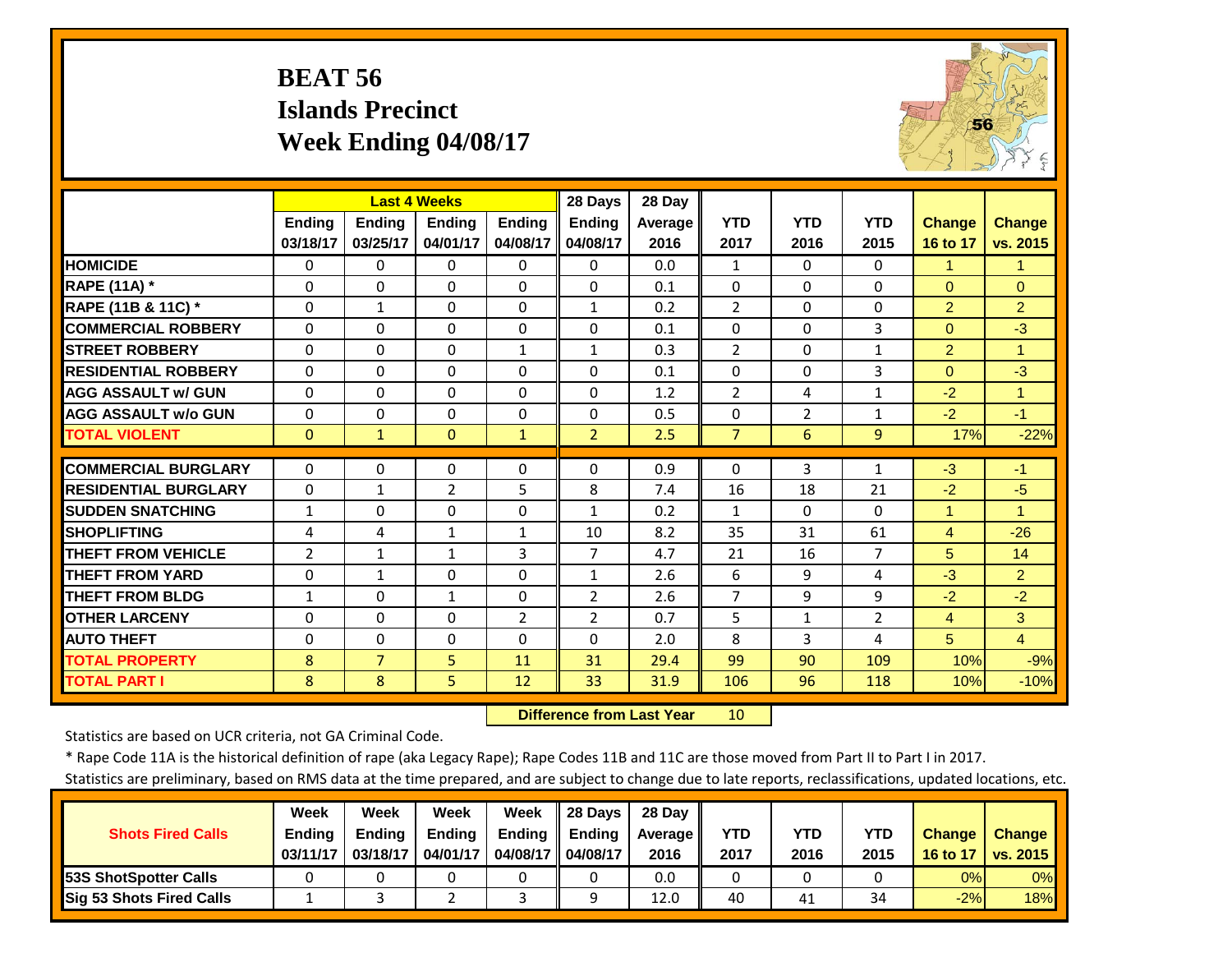# BEAT 56
## Islands Precinct
## Week Ending 04/08/17

| | Last 4 Weeks | | | | 28 Days | 28 Day | | | | | |
|---|---|---|---|---|---|---|---|---|---|---|---|
| | Ending 03/18/17 | Ending 03/25/17 | Ending 04/01/17 | Ending 04/08/17 | Ending 04/08/17 | Average 2016 | YTD 2017 | YTD 2016 | YTD 2015 | Change 16 to 17 | Change vs. 2015 |
| HOMICIDE | 0 | 0 | 0 | 0 | 0 | 0.0 | 1 | 0 | 0 | 1 | 1 |
| RAPE (11A) * | 0 | 0 | 0 | 0 | 0 | 0.1 | 0 | 0 | 0 | 0 | 0 |
| RAPE (11B & 11C) * | 0 | 1 | 0 | 0 | 1 | 0.2 | 2 | 0 | 0 | 2 | 2 |
| COMMERCIAL ROBBERY | 0 | 0 | 0 | 0 | 0 | 0.1 | 0 | 0 | 3 | 0 | -3 |
| STREET ROBBERY | 0 | 0 | 0 | 1 | 1 | 0.3 | 2 | 0 | 1 | 2 | 1 |
| RESIDENTIAL ROBBERY | 0 | 0 | 0 | 0 | 0 | 0.1 | 0 | 0 | 3 | 0 | -3 |
| AGG ASSAULT w/ GUN | 0 | 0 | 0 | 0 | 0 | 1.2 | 2 | 4 | 1 | -2 | 1 |
| AGG ASSAULT w/o GUN | 0 | 0 | 0 | 0 | 0 | 0.5 | 0 | 2 | 1 | -2 | -1 |
| TOTAL VIOLENT | 0 | 1 | 0 | 1 | 2 | 2.5 | 7 | 6 | 9 | 17% | -22% |
| COMMERCIAL BURGLARY | 0 | 0 | 0 | 0 | 0 | 0.9 | 0 | 3 | 1 | -3 | -1 |
| RESIDENTIAL BURGLARY | 0 | 1 | 2 | 5 | 8 | 7.4 | 16 | 18 | 21 | -2 | -5 |
| SUDDEN SNATCHING | 1 | 0 | 0 | 0 | 1 | 0.2 | 1 | 0 | 0 | 1 | 1 |
| SHOPLIFTING | 4 | 4 | 1 | 1 | 10 | 8.2 | 35 | 31 | 61 | 4 | -26 |
| THEFT FROM VEHICLE | 2 | 1 | 1 | 3 | 7 | 4.7 | 21 | 16 | 7 | 5 | 14 |
| THEFT FROM YARD | 0 | 1 | 0 | 0 | 1 | 2.6 | 6 | 9 | 4 | -3 | 2 |
| THEFT FROM BLDG | 1 | 0 | 1 | 0 | 2 | 2.6 | 7 | 9 | 9 | -2 | -2 |
| OTHER LARCENY | 0 | 0 | 0 | 2 | 2 | 0.7 | 5 | 1 | 2 | 4 | 3 |
| AUTO THEFT | 0 | 0 | 0 | 0 | 0 | 2.0 | 8 | 3 | 4 | 5 | 4 |
| TOTAL PROPERTY | 8 | 7 | 5 | 11 | 31 | 29.4 | 99 | 90 | 109 | 10% | -9% |
| TOTAL PART I | 8 | 8 | 5 | 12 | 33 | 31.9 | 106 | 96 | 118 | 10% | -10% |

**Difference from Last Year** 10

Statistics are based on UCR criteria, not GA Criminal Code.

* Rape Code 11A is the historical definition of rape (aka Legacy Rape); Rape Codes 11B and 11C are those moved from Part II to Part I in 2017.

Statistics are preliminary, based on RMS data at the time prepared, and are subject to change due to late reports, reclassifications, updated locations, etc.

| Shots Fired Calls | Week Ending 03/11/17 | Week Ending 03/18/17 | Week Ending 04/01/17 | Week Ending 04/08/17 | 28 Days Ending 04/08/17 | 28 Day Average 2016 | YTD 2017 | YTD 2016 | YTD 2015 | Change 16 to 17 | Change vs. 2015 |
|---|---|---|---|---|---|---|---|---|---|---|---|
| 53S ShotSpotter Calls | 0 | 0 | 0 | 0 | 0 | 0.0 | 0 | 0 | 0 | 0% | 0% |
| Sig 53 Shots Fired Calls | 1 | 3 | 2 | 3 | 9 | 12.0 | 40 | 41 | 34 | -2% | 18% |